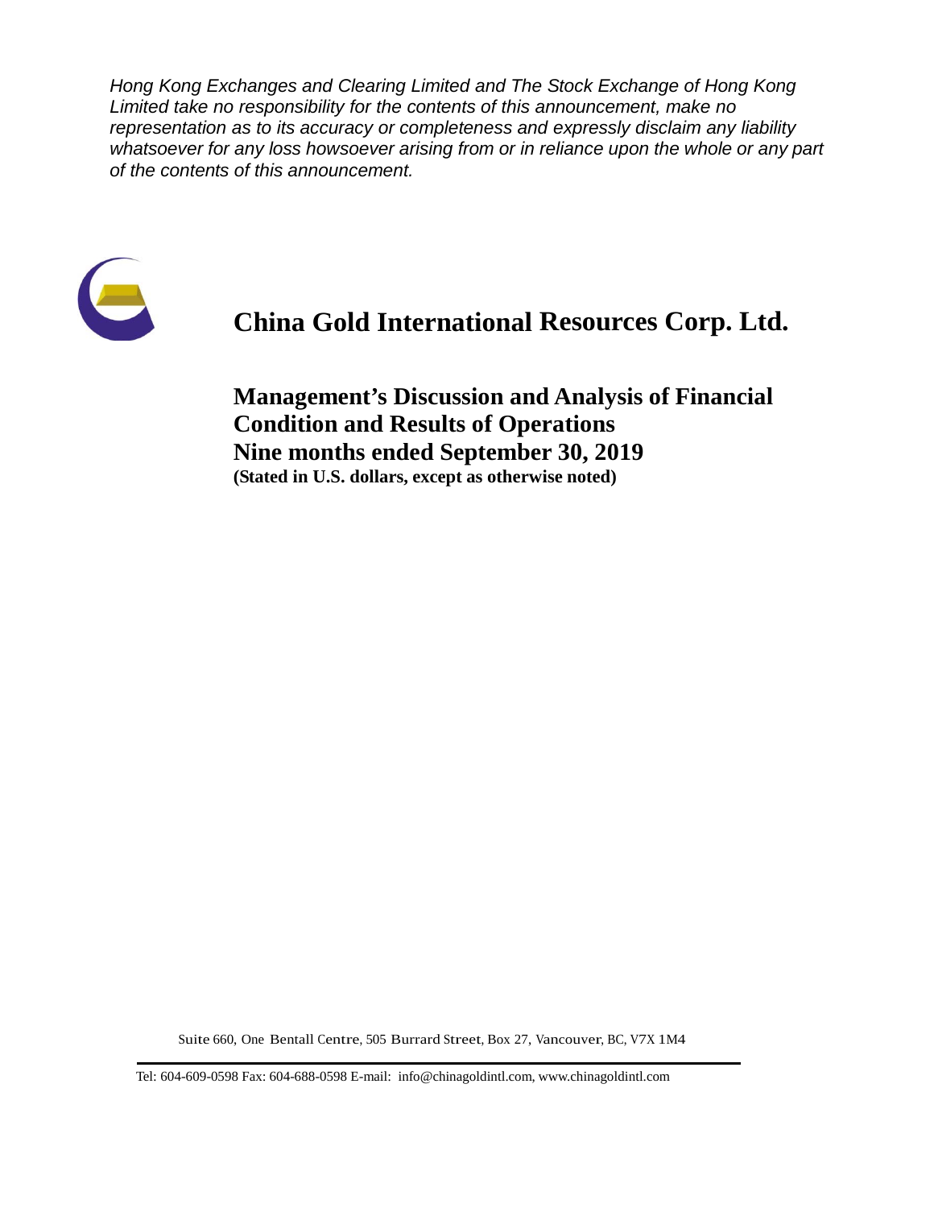*Hong Kong Exchanges and Clearing Limited and The Stock Exchange of Hong Kong Limited take no responsibility for the contents of this announcement, make no representation as to its accuracy or completeness and expressly disclaim any liability whatsoever for any loss howsoever arising from or in reliance upon the whole or any part of the contents of this announcement.*

# China Gold International Resources Corp. Ltd.

## Management's Discussion and Analysis of Financial Condition and Results of Operations
## Nine months ended September 30, 2019

**(Stated in U.S. dollars, except as otherwise noted)**

Suite 660, One Bentall Centre, 505 Burrard Street, Box 27, Vancouver, BC, V7X 1M4

Tel: 604-609-0598 Fax: 604-688-0598 E-mail: info@chinagoldintl.com, www.chinagoldintl.com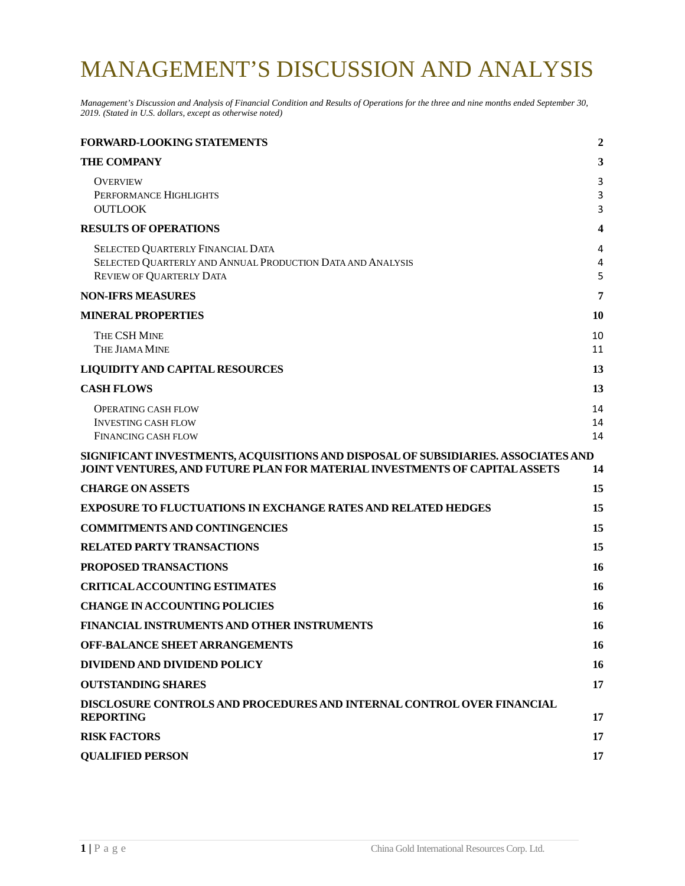# MANAGEMENT'S DISCUSSION AND ANALYSIS

*Management's Discussion and Analysis of Financial Condition and Results of Operations for the three and nine months ended September 30, 2019. (Stated in U.S. dollars, except as otherwise noted)*

| | |
|---|---|
| **FORWARD-LOOKING STATEMENTS** | **2** |
| **THE COMPANY** | **3** |
| Overview | 3 |
| Performance Highlights | 3 |
| OUTLOOK | 3 |
| **RESULTS OF OPERATIONS** | **4** |
| Selected Quarterly Financial Data | 4 |
| Selected Quarterly and Annual Production Data and Analysis | 4 |
| Review of Quarterly Data | 5 |
| **NON-IFRS MEASURES** | **7** |
| **MINERAL PROPERTIES** | **10** |
| The CSH Mine | 10 |
| The Jiama Mine | 11 |
| **LIQUIDITY AND CAPITAL RESOURCES** | **13** |
| **CASH FLOWS** | **13** |
| Operating cash flow | 14 |
| Investing cash flow | 14 |
| Financing cash flow | 14 |
| **SIGNIFICANT INVESTMENTS, ACQUISITIONS AND DISPOSAL OF SUBSIDIARIES. ASSOCIATES AND JOINT VENTURES, AND FUTURE PLAN FOR MATERIAL INVESTMENTS OF CAPITAL ASSETS** | **14** |
| **CHARGE ON ASSETS** | **15** |
| **EXPOSURE TO FLUCTUATIONS IN EXCHANGE RATES AND RELATED HEDGES** | **15** |
| **COMMITMENTS AND CONTINGENCIES** | **15** |
| **RELATED PARTY TRANSACTIONS** | **15** |
| **PROPOSED TRANSACTIONS** | **16** |
| **CRITICAL ACCOUNTING ESTIMATES** | **16** |
| **CHANGE IN ACCOUNTING POLICIES** | **16** |
| **FINANCIAL INSTRUMENTS AND OTHER INSTRUMENTS** | **16** |
| **OFF-BALANCE SHEET ARRANGEMENTS** | **16** |
| **DIVIDEND AND DIVIDEND POLICY** | **16** |
| **OUTSTANDING SHARES** | **17** |
| **DISCLOSURE CONTROLS AND PROCEDURES AND INTERNAL CONTROL OVER FINANCIAL REPORTING** | **17** |
| **RISK FACTORS** | **17** |
| **QUALIFIED PERSON** | **17** |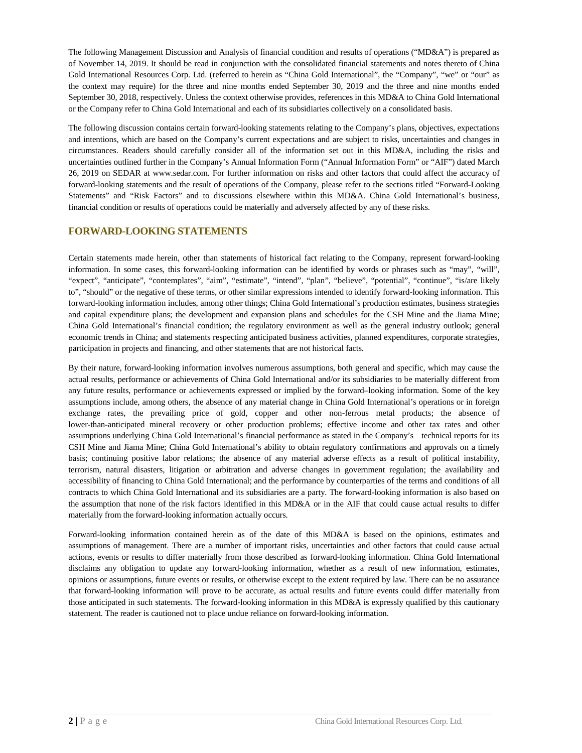The following Management Discussion and Analysis of financial condition and results of operations ("MD&A") is prepared as of November 14, 2019. It should be read in conjunction with the consolidated financial statements and notes thereto of China Gold International Resources Corp. Ltd. (referred to herein as "China Gold International", the "Company", "we" or "our" as the context may require) for the three and nine months ended September 30, 2019 and the three and nine months ended September 30, 2018, respectively. Unless the context otherwise provides, references in this MD&A to China Gold International or the Company refer to China Gold International and each of its subsidiaries collectively on a consolidated basis.

The following discussion contains certain forward-looking statements relating to the Company's plans, objectives, expectations and intentions, which are based on the Company's current expectations and are subject to risks, uncertainties and changes in circumstances. Readers should carefully consider all of the information set out in this MD&A, including the risks and uncertainties outlined further in the Company's Annual Information Form ("Annual Information Form" or "AIF") dated March 26, 2019 on SEDAR at www.sedar.com. For further information on risks and other factors that could affect the accuracy of forward-looking statements and the result of operations of the Company, please refer to the sections titled "Forward-Looking Statements" and "Risk Factors" and to discussions elsewhere within this MD&A. China Gold International's business, financial condition or results of operations could be materially and adversely affected by any of these risks.

## FORWARD-LOOKING STATEMENTS

Certain statements made herein, other than statements of historical fact relating to the Company, represent forward-looking information. In some cases, this forward-looking information can be identified by words or phrases such as "may", "will", "expect", "anticipate", "contemplates", "aim", "estimate", "intend", "plan", "believe", "potential", "continue", "is/are likely to", "should" or the negative of these terms, or other similar expressions intended to identify forward-looking information. This forward-looking information includes, among other things; China Gold International's production estimates, business strategies and capital expenditure plans; the development and expansion plans and schedules for the CSH Mine and the Jiama Mine; China Gold International's financial condition; the regulatory environment as well as the general industry outlook; general economic trends in China; and statements respecting anticipated business activities, planned expenditures, corporate strategies, participation in projects and financing, and other statements that are not historical facts.

By their nature, forward-looking information involves numerous assumptions, both general and specific, which may cause the actual results, performance or achievements of China Gold International and/or its subsidiaries to be materially different from any future results, performance or achievements expressed or implied by the forward–looking information. Some of the key assumptions include, among others, the absence of any material change in China Gold International's operations or in foreign exchange rates, the prevailing price of gold, copper and other non-ferrous metal products; the absence of lower-than-anticipated mineral recovery or other production problems; effective income and other tax rates and other assumptions underlying China Gold International's financial performance as stated in the Company's technical reports for its CSH Mine and Jiama Mine; China Gold International's ability to obtain regulatory confirmations and approvals on a timely basis; continuing positive labor relations; the absence of any material adverse effects as a result of political instability, terrorism, natural disasters, litigation or arbitration and adverse changes in government regulation; the availability and accessibility of financing to China Gold International; and the performance by counterparties of the terms and conditions of all contracts to which China Gold International and its subsidiaries are a party. The forward-looking information is also based on the assumption that none of the risk factors identified in this MD&A or in the AIF that could cause actual results to differ materially from the forward-looking information actually occurs.

Forward-looking information contained herein as of the date of this MD&A is based on the opinions, estimates and assumptions of management. There are a number of important risks, uncertainties and other factors that could cause actual actions, events or results to differ materially from those described as forward-looking information. China Gold International disclaims any obligation to update any forward-looking information, whether as a result of new information, estimates, opinions or assumptions, future events or results, or otherwise except to the extent required by law. There can be no assurance that forward-looking information will prove to be accurate, as actual results and future events could differ materially from those anticipated in such statements. The forward-looking information in this MD&A is expressly qualified by this cautionary statement. The reader is cautioned not to place undue reliance on forward-looking information.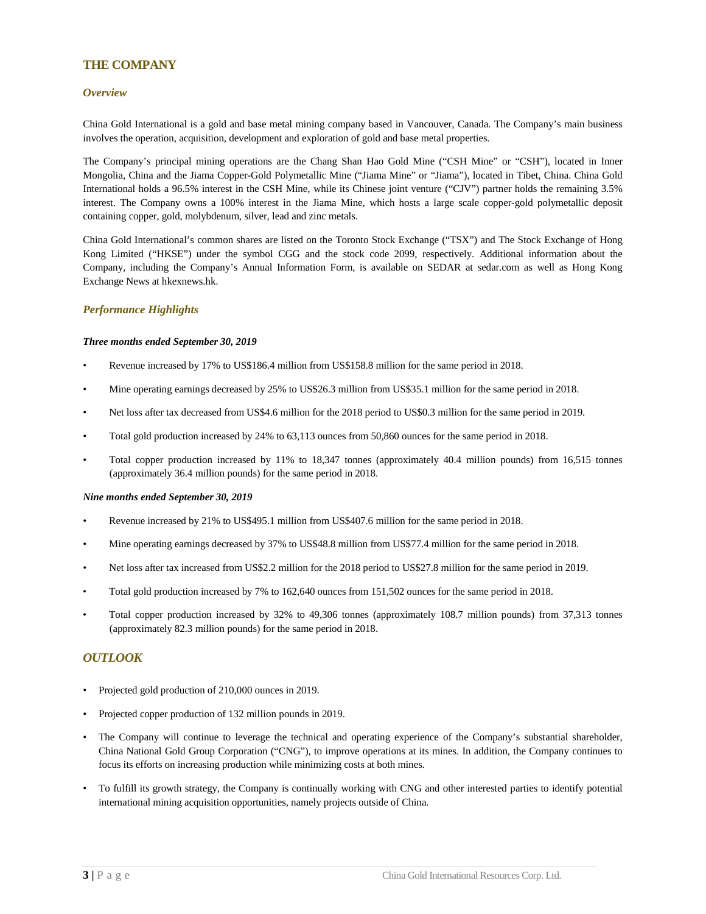## THE COMPANY

### *Overview*

China Gold International is a gold and base metal mining company based in Vancouver, Canada. The Company's main business involves the operation, acquisition, development and exploration of gold and base metal properties.

The Company's principal mining operations are the Chang Shan Hao Gold Mine ("CSH Mine" or "CSH"), located in Inner Mongolia, China and the Jiama Copper-Gold Polymetallic Mine ("Jiama Mine" or "Jiama"), located in Tibet, China. China Gold International holds a 96.5% interest in the CSH Mine, while its Chinese joint venture ("CJV") partner holds the remaining 3.5% interest. The Company owns a 100% interest in the Jiama Mine, which hosts a large scale copper-gold polymetallic deposit containing copper, gold, molybdenum, silver, lead and zinc metals.

China Gold International's common shares are listed on the Toronto Stock Exchange ("TSX") and The Stock Exchange of Hong Kong Limited ("HKSE") under the symbol CGG and the stock code 2099, respectively. Additional information about the Company, including the Company's Annual Information Form, is available on SEDAR at sedar.com as well as Hong Kong Exchange News at hkexnews.hk.

### *Performance Highlights*

***Three months ended September 30, 2019***

- Revenue increased by 17% to US$186.4 million from US$158.8 million for the same period in 2018.
- Mine operating earnings decreased by 25% to US$26.3 million from US$35.1 million for the same period in 2018.
- Net loss after tax decreased from US$4.6 million for the 2018 period to US$0.3 million for the same period in 2019.
- Total gold production increased by 24% to 63,113 ounces from 50,860 ounces for the same period in 2018.
- Total copper production increased by 11% to 18,347 tonnes (approximately 40.4 million pounds) from 16,515 tonnes (approximately 36.4 million pounds) for the same period in 2018.

***Nine months ended September 30, 2019***

- Revenue increased by 21% to US$495.1 million from US$407.6 million for the same period in 2018.
- Mine operating earnings decreased by 37% to US$48.8 million from US$77.4 million for the same period in 2018.
- Net loss after tax increased from US$2.2 million for the 2018 period to US$27.8 million for the same period in 2019.
- Total gold production increased by 7% to 162,640 ounces from 151,502 ounces for the same period in 2018.
- Total copper production increased by 32% to 49,306 tonnes (approximately 108.7 million pounds) from 37,313 tonnes (approximately 82.3 million pounds) for the same period in 2018.

## *OUTLOOK*

- Projected gold production of 210,000 ounces in 2019.
- Projected copper production of 132 million pounds in 2019.
- The Company will continue to leverage the technical and operating experience of the Company's substantial shareholder, China National Gold Group Corporation ("CNG"), to improve operations at its mines. In addition, the Company continues to focus its efforts on increasing production while minimizing costs at both mines.
- To fulfill its growth strategy, the Company is continually working with CNG and other interested parties to identify potential international mining acquisition opportunities, namely projects outside of China.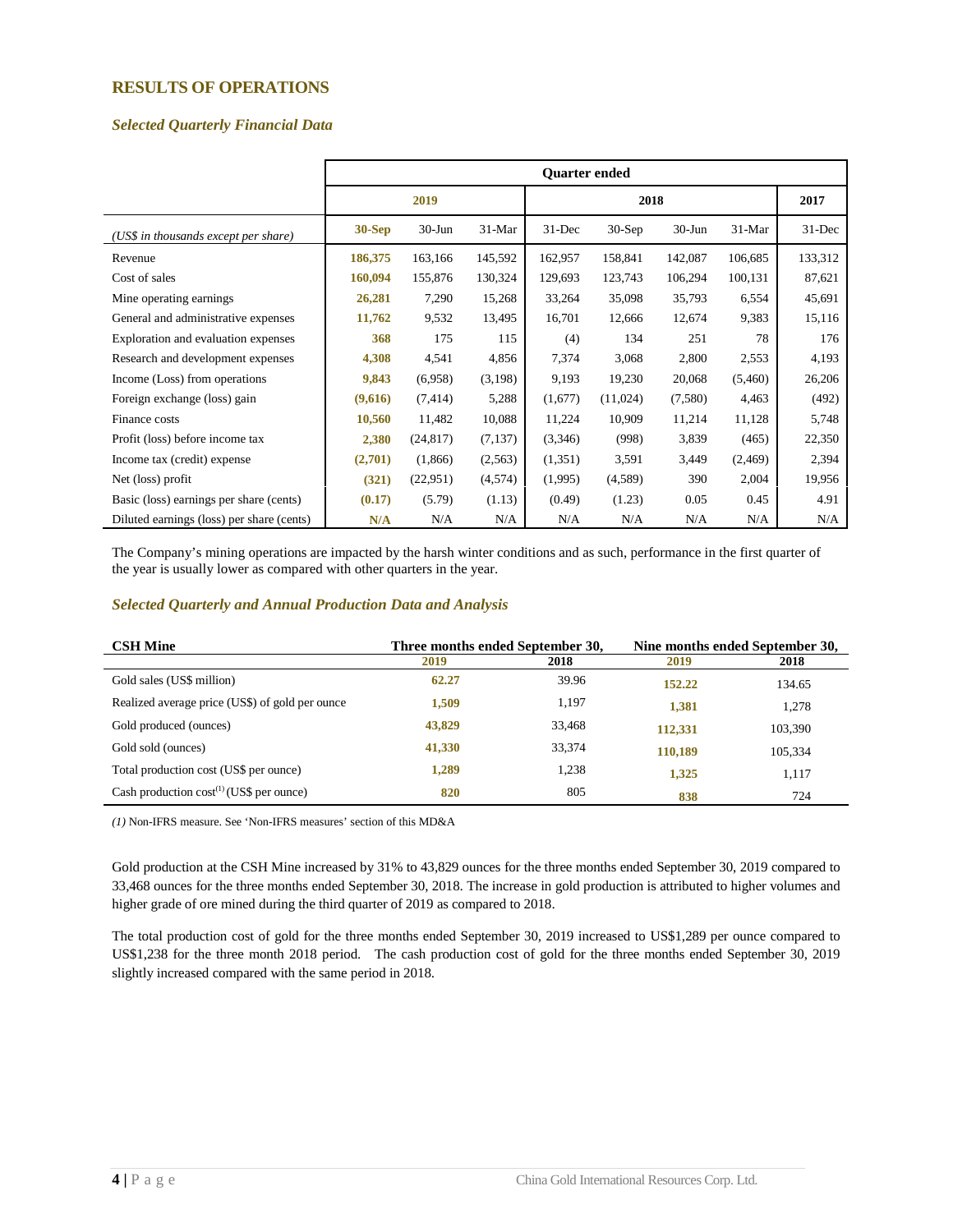## RESULTS OF OPERATIONS

### *Selected Quarterly Financial Data*

| | Quarter ended | | | | | | | |
|---|---|---|---|---|---|---|---|---|
| | 2019 | | | 2018 | | | | 2017 |
| *(US$ in thousands except per share)* | **30-Sep** | 30-Jun | 31-Mar | 31-Dec | 30-Sep | 30-Jun | 31-Mar | 31-Dec |
| Revenue | **186,375** | 163,166 | 145,592 | 162,957 | 158,841 | 142,087 | 106,685 | 133,312 |
| Cost of sales | **160,094** | 155,876 | 130,324 | 129,693 | 123,743 | 106,294 | 100,131 | 87,621 |
| Mine operating earnings | **26,281** | 7,290 | 15,268 | 33,264 | 35,098 | 35,793 | 6,554 | 45,691 |
| General and administrative expenses | **11,762** | 9,532 | 13,495 | 16,701 | 12,666 | 12,674 | 9,383 | 15,116 |
| Exploration and evaluation expenses | **368** | 175 | 115 | (4) | 134 | 251 | 78 | 176 |
| Research and development expenses | **4,308** | 4,541 | 4,856 | 7,374 | 3,068 | 2,800 | 2,553 | 4,193 |
| Income (Loss) from operations | **9,843** | (6,958) | (3,198) | 9,193 | 19,230 | 20,068 | (5,460) | 26,206 |
| Foreign exchange (loss) gain | **(9,616)** | (7,414) | 5,288 | (1,677) | (11,024) | (7,580) | 4,463 | (492) |
| Finance costs | **10,560** | 11,482 | 10,088 | 11,224 | 10,909 | 11,214 | 11,128 | 5,748 |
| Profit (loss) before income tax | **2,380** | (24,817) | (7,137) | (3,346) | (998) | 3,839 | (465) | 22,350 |
| Income tax (credit) expense | **(2,701)** | (1,866) | (2,563) | (1,351) | 3,591 | 3,449 | (2,469) | 2,394 |
| Net (loss) profit | **(321)** | (22,951) | (4,574) | (1,995) | (4,589) | 390 | 2,004 | 19,956 |
| Basic (loss) earnings per share (cents) | **(0.17)** | (5.79) | (1.13) | (0.49) | (1.23) | 0.05 | 0.45 | 4.91 |
| Diluted earnings (loss) per share (cents) | **N/A** | N/A | N/A | N/A | N/A | N/A | N/A | N/A |

The Company's mining operations are impacted by the harsh winter conditions and as such, performance in the first quarter of the year is usually lower as compared with other quarters in the year.

### *Selected Quarterly and Annual Production Data and Analysis*

| CSH Mine | Three months ended September 30, | | Nine months ended September 30, | |
|---|---|---|---|---|
| | **2019** | **2018** | **2019** | **2018** |
| Gold sales (US$ million) | **62.27** | 39.96 | **152.22** | 134.65 |
| Realized average price (US$) of gold per ounce | **1,509** | 1,197 | **1,381** | 1,278 |
| Gold produced (ounces) | **43,829** | 33,468 | **112,331** | 103,390 |
| Gold sold (ounces) | **41,330** | 33,374 | **110,189** | 105,334 |
| Total production cost (US$ per ounce) | **1,289** | 1,238 | **1,325** | 1,117 |
| Cash production cost(1) (US$ per ounce) | **820** | 805 | **838** | 724 |

*(1)* Non-IFRS measure. See 'Non-IFRS measures' section of this MD&A

Gold production at the CSH Mine increased by 31% to 43,829 ounces for the three months ended September 30, 2019 compared to 33,468 ounces for the three months ended September 30, 2018. The increase in gold production is attributed to higher volumes and higher grade of ore mined during the third quarter of 2019 as compared to 2018.

The total production cost of gold for the three months ended September 30, 2019 increased to US$1,289 per ounce compared to US$1,238 for the three month 2018 period. The cash production cost of gold for the three months ended September 30, 2019 slightly increased compared with the same period in 2018.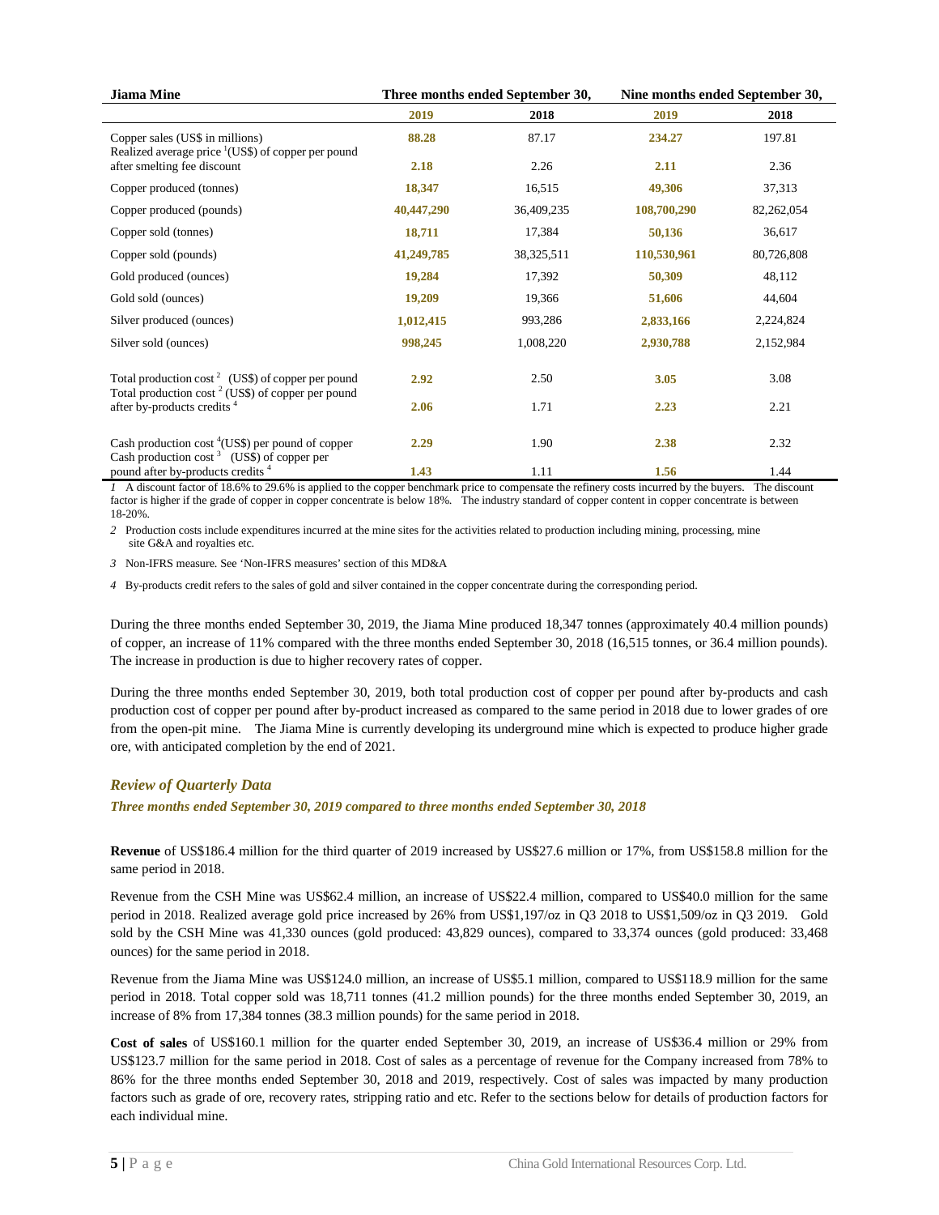| Jiama Mine | Three months ended September 30, | | Nine months ended September 30, | |
|---|---|---|---|---|
| | 2019 | 2018 | 2019 | 2018 |
| Copper sales (US$ in millions) | 88.28 | 87.17 | 234.27 | 197.81 |
| Realized average price [1](US$) of copper per pound after smelting fee discount | 2.18 | 2.26 | 2.11 | 2.36 |
| Copper produced (tonnes) | 18,347 | 16,515 | 49,306 | 37,313 |
| Copper produced (pounds) | 40,447,290 | 36,409,235 | 108,700,290 | 82,262,054 |
| Copper sold (tonnes) | 18,711 | 17,384 | 50,136 | 36,617 |
| Copper sold (pounds) | 41,249,785 | 38,325,511 | 110,530,961 | 80,726,808 |
| Gold produced (ounces) | 19,284 | 17,392 | 50,309 | 48,112 |
| Gold sold (ounces) | 19,209 | 19,366 | 51,606 | 44,604 |
| Silver produced (ounces) | 1,012,415 | 993,286 | 2,833,166 | 2,224,824 |
| Silver sold (ounces) | 998,245 | 1,008,220 | 2,930,788 | 2,152,984 |
| Total production cost [2] (US$) of copper per pound | 2.92 | 2.50 | 3.05 | 3.08 |
| Total production cost [2] (US$) of copper per pound after by-products credits [4] | 2.06 | 1.71 | 2.23 | 2.21 |
| Cash production cost [4](US$) per pound of copper | 2.29 | 1.90 | 2.38 | 2.32 |
| Cash production cost [3] (US$) of copper per pound after by-products credits [4] | 1.43 | 1.11 | 1.56 | 1.44 |

*1* A discount factor of 18.6% to 29.6% is applied to the copper benchmark price to compensate the refinery costs incurred by the buyers. The discount factor is higher if the grade of copper in copper concentrate is below 18%. The industry standard of copper content in copper concentrate is between 18-20%.

*2* Production costs include expenditures incurred at the mine sites for the activities related to production including mining, processing, mine site G&A and royalties etc.

*3* Non-IFRS measure. See 'Non-IFRS measures' section of this MD&A

*4* By-products credit refers to the sales of gold and silver contained in the copper concentrate during the corresponding period.

During the three months ended September 30, 2019, the Jiama Mine produced 18,347 tonnes (approximately 40.4 million pounds) of copper, an increase of 11% compared with the three months ended September 30, 2018 (16,515 tonnes, or 36.4 million pounds). The increase in production is due to higher recovery rates of copper.

During the three months ended September 30, 2019, both total production cost of copper per pound after by-products and cash production cost of copper per pound after by-product increased as compared to the same period in 2018 due to lower grades of ore from the open-pit mine. The Jiama Mine is currently developing its underground mine which is expected to produce higher grade ore, with anticipated completion by the end of 2021.

## *Review of Quarterly Data*

***Three months ended September 30, 2019 compared to three months ended September 30, 2018***

**Revenue** of US$186.4 million for the third quarter of 2019 increased by US$27.6 million or 17%, from US$158.8 million for the same period in 2018.

Revenue from the CSH Mine was US$62.4 million, an increase of US$22.4 million, compared to US$40.0 million for the same period in 2018. Realized average gold price increased by 26% from US$1,197/oz in Q3 2018 to US$1,509/oz in Q3 2019. Gold sold by the CSH Mine was 41,330 ounces (gold produced: 43,829 ounces), compared to 33,374 ounces (gold produced: 33,468 ounces) for the same period in 2018.

Revenue from the Jiama Mine was US$124.0 million, an increase of US$5.1 million, compared to US$118.9 million for the same period in 2018. Total copper sold was 18,711 tonnes (41.2 million pounds) for the three months ended September 30, 2019, an increase of 8% from 17,384 tonnes (38.3 million pounds) for the same period in 2018.

**Cost of sales** of US$160.1 million for the quarter ended September 30, 2019, an increase of US$36.4 million or 29% from US$123.7 million for the same period in 2018. Cost of sales as a percentage of revenue for the Company increased from 78% to 86% for the three months ended September 30, 2018 and 2019, respectively. Cost of sales was impacted by many production factors such as grade of ore, recovery rates, stripping ratio and etc. Refer to the sections below for details of production factors for each individual mine.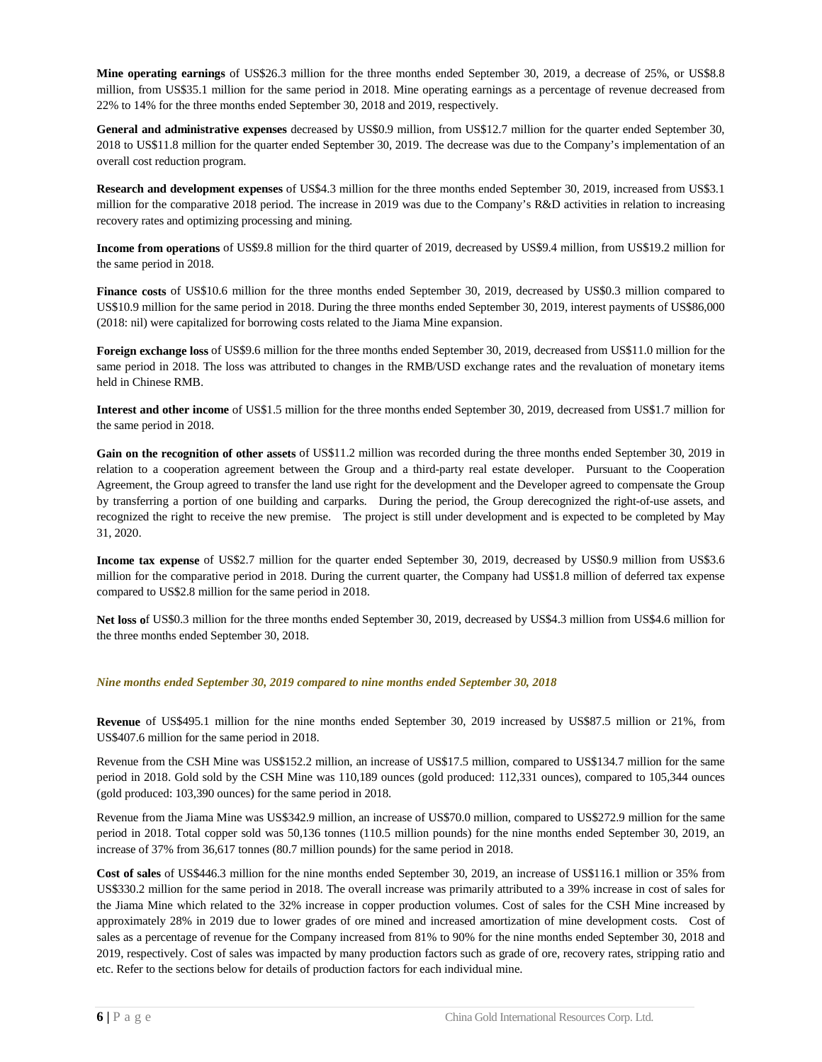**Mine operating earnings** of US$26.3 million for the three months ended September 30, 2019, a decrease of 25%, or US$8.8 million, from US$35.1 million for the same period in 2018. Mine operating earnings as a percentage of revenue decreased from 22% to 14% for the three months ended September 30, 2018 and 2019, respectively.

**General and administrative expenses** decreased by US$0.9 million, from US$12.7 million for the quarter ended September 30, 2018 to US$11.8 million for the quarter ended September 30, 2019. The decrease was due to the Company's implementation of an overall cost reduction program.

**Research and development expenses** of US$4.3 million for the three months ended September 30, 2019, increased from US$3.1 million for the comparative 2018 period. The increase in 2019 was due to the Company's R&D activities in relation to increasing recovery rates and optimizing processing and mining.

**Income from operations** of US$9.8 million for the third quarter of 2019, decreased by US$9.4 million, from US$19.2 million for the same period in 2018.

**Finance costs** of US$10.6 million for the three months ended September 30, 2019, decreased by US$0.3 million compared to US$10.9 million for the same period in 2018. During the three months ended September 30, 2019, interest payments of US$86,000 (2018: nil) were capitalized for borrowing costs related to the Jiama Mine expansion.

**Foreign exchange loss** of US$9.6 million for the three months ended September 30, 2019, decreased from US$11.0 million for the same period in 2018. The loss was attributed to changes in the RMB/USD exchange rates and the revaluation of monetary items held in Chinese RMB.

**Interest and other income** of US$1.5 million for the three months ended September 30, 2019, decreased from US$1.7 million for the same period in 2018.

**Gain on the recognition of other assets** of US$11.2 million was recorded during the three months ended September 30, 2019 in relation to a cooperation agreement between the Group and a third-party real estate developer. Pursuant to the Cooperation Agreement, the Group agreed to transfer the land use right for the development and the Developer agreed to compensate the Group by transferring a portion of one building and carparks. During the period, the Group derecognized the right-of-use assets, and recognized the right to receive the new premise. The project is still under development and is expected to be completed by May 31, 2020.

**Income tax expense** of US$2.7 million for the quarter ended September 30, 2019, decreased by US$0.9 million from US$3.6 million for the comparative period in 2018. During the current quarter, the Company had US$1.8 million of deferred tax expense compared to US$2.8 million for the same period in 2018.

**Net loss of** US$0.3 million for the three months ended September 30, 2019, decreased by US$4.3 million from US$4.6 million for the three months ended September 30, 2018.

### *Nine months ended September 30, 2019 compared to nine months ended September 30, 2018*

**Revenue** of US$495.1 million for the nine months ended September 30, 2019 increased by US$87.5 million or 21%, from US$407.6 million for the same period in 2018.

Revenue from the CSH Mine was US$152.2 million, an increase of US$17.5 million, compared to US$134.7 million for the same period in 2018. Gold sold by the CSH Mine was 110,189 ounces (gold produced: 112,331 ounces), compared to 105,344 ounces (gold produced: 103,390 ounces) for the same period in 2018.

Revenue from the Jiama Mine was US$342.9 million, an increase of US$70.0 million, compared to US$272.9 million for the same period in 2018. Total copper sold was 50,136 tonnes (110.5 million pounds) for the nine months ended September 30, 2019, an increase of 37% from 36,617 tonnes (80.7 million pounds) for the same period in 2018.

**Cost of sales** of US$446.3 million for the nine months ended September 30, 2019, an increase of US$116.1 million or 35% from US$330.2 million for the same period in 2018. The overall increase was primarily attributed to a 39% increase in cost of sales for the Jiama Mine which related to the 32% increase in copper production volumes. Cost of sales for the CSH Mine increased by approximately 28% in 2019 due to lower grades of ore mined and increased amortization of mine development costs. Cost of sales as a percentage of revenue for the Company increased from 81% to 90% for the nine months ended September 30, 2018 and 2019, respectively. Cost of sales was impacted by many production factors such as grade of ore, recovery rates, stripping ratio and etc. Refer to the sections below for details of production factors for each individual mine.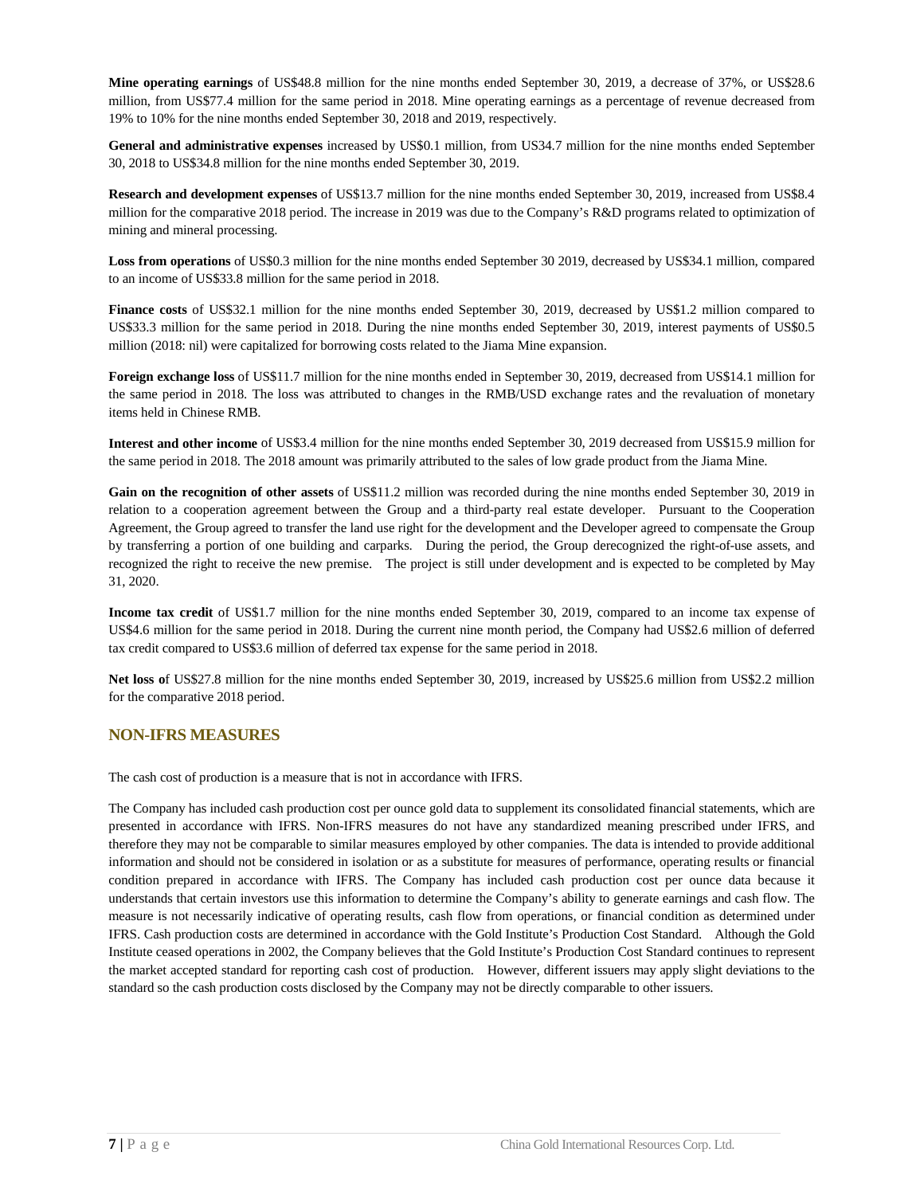**Mine operating earnings** of US$48.8 million for the nine months ended September 30, 2019, a decrease of 37%, or US$28.6 million, from US$77.4 million for the same period in 2018. Mine operating earnings as a percentage of revenue decreased from 19% to 10% for the nine months ended September 30, 2018 and 2019, respectively.

**General and administrative expenses** increased by US$0.1 million, from US34.7 million for the nine months ended September 30, 2018 to US$34.8 million for the nine months ended September 30, 2019.

**Research and development expenses** of US$13.7 million for the nine months ended September 30, 2019, increased from US$8.4 million for the comparative 2018 period. The increase in 2019 was due to the Company's R&D programs related to optimization of mining and mineral processing.

**Loss from operations** of US$0.3 million for the nine months ended September 30 2019, decreased by US$34.1 million, compared to an income of US$33.8 million for the same period in 2018.

**Finance costs** of US$32.1 million for the nine months ended September 30, 2019, decreased by US$1.2 million compared to US$33.3 million for the same period in 2018. During the nine months ended September 30, 2019, interest payments of US$0.5 million (2018: nil) were capitalized for borrowing costs related to the Jiama Mine expansion.

**Foreign exchange loss** of US$11.7 million for the nine months ended in September 30, 2019, decreased from US$14.1 million for the same period in 2018. The loss was attributed to changes in the RMB/USD exchange rates and the revaluation of monetary items held in Chinese RMB.

**Interest and other income** of US$3.4 million for the nine months ended September 30, 2019 decreased from US$15.9 million for the same period in 2018. The 2018 amount was primarily attributed to the sales of low grade product from the Jiama Mine.

**Gain on the recognition of other assets** of US$11.2 million was recorded during the nine months ended September 30, 2019 in relation to a cooperation agreement between the Group and a third-party real estate developer. Pursuant to the Cooperation Agreement, the Group agreed to transfer the land use right for the development and the Developer agreed to compensate the Group by transferring a portion of one building and carparks. During the period, the Group derecognized the right-of-use assets, and recognized the right to receive the new premise. The project is still under development and is expected to be completed by May 31, 2020.

**Income tax credit** of US$1.7 million for the nine months ended September 30, 2019, compared to an income tax expense of US$4.6 million for the same period in 2018. During the current nine month period, the Company had US$2.6 million of deferred tax credit compared to US$3.6 million of deferred tax expense for the same period in 2018.

**Net loss o**f US$27.8 million for the nine months ended September 30, 2019, increased by US$25.6 million from US$2.2 million for the comparative 2018 period.

## NON-IFRS MEASURES

The cash cost of production is a measure that is not in accordance with IFRS.

The Company has included cash production cost per ounce gold data to supplement its consolidated financial statements, which are presented in accordance with IFRS. Non-IFRS measures do not have any standardized meaning prescribed under IFRS, and therefore they may not be comparable to similar measures employed by other companies. The data is intended to provide additional information and should not be considered in isolation or as a substitute for measures of performance, operating results or financial condition prepared in accordance with IFRS. The Company has included cash production cost per ounce data because it understands that certain investors use this information to determine the Company's ability to generate earnings and cash flow. The measure is not necessarily indicative of operating results, cash flow from operations, or financial condition as determined under IFRS. Cash production costs are determined in accordance with the Gold Institute's Production Cost Standard. Although the Gold Institute ceased operations in 2002, the Company believes that the Gold Institute's Production Cost Standard continues to represent the market accepted standard for reporting cash cost of production. However, different issuers may apply slight deviations to the standard so the cash production costs disclosed by the Company may not be directly comparable to other issuers.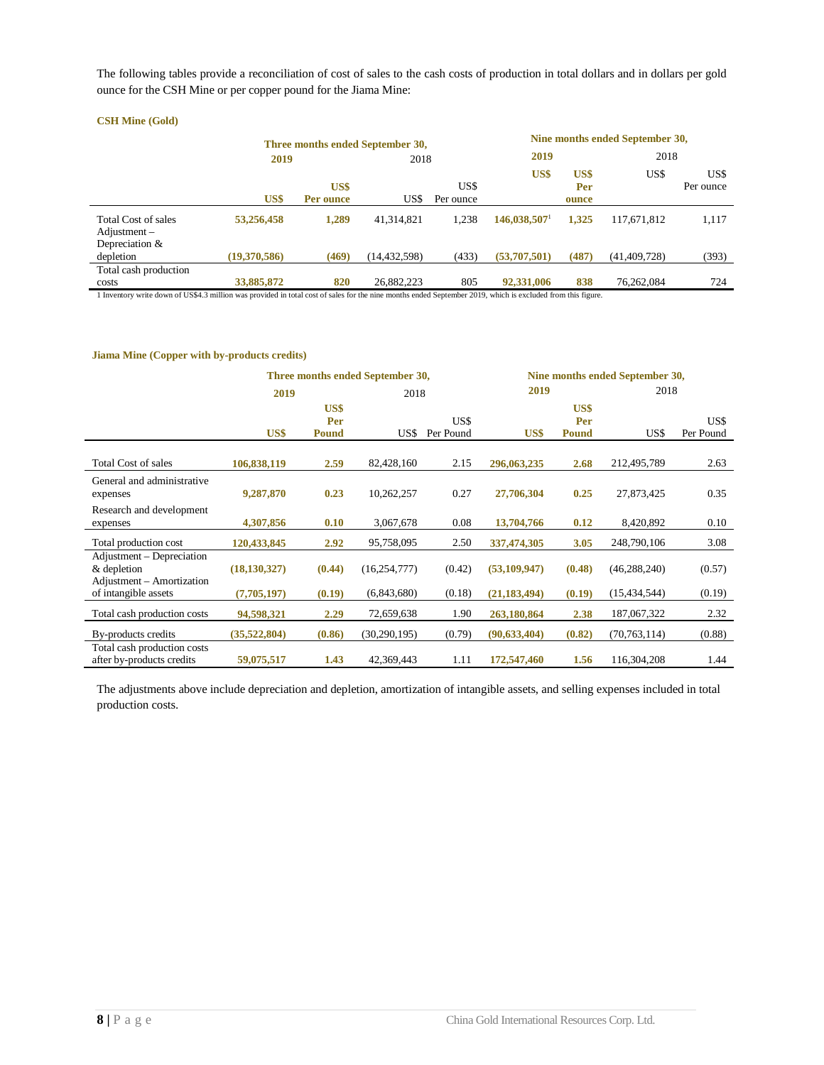The following tables provide a reconciliation of cost of sales to the cash costs of production in total dollars and in dollars per gold ounce for the CSH Mine or per copper pound for the Jiama Mine:

**CSH Mine (Gold)**

| | Three months ended September 30, | | | | Nine months ended September 30, | | | |
|---|---|---|---|---|---|---|---|---|
| | **2019** | | 2018 | | **2019** | | 2018 | |
| | **US$** | **US$ Per ounce** | US$ | US$ Per ounce | **US$** | **US$ Per ounce** | US$ | US$ Per ounce |
| Total Cost of sales | **53,256,458** | **1,289** | 41,314,821 | 1,238 | **146,038,507**[1] | **1,325** | 117,671,812 | 1,117 |
| Adjustment – Depreciation & depletion | **(19,370,586)** | **(469)** | (14,432,598) | (433) | **(53,707,501)** | **(487)** | (41,409,728) | (393) |
| Total cash production costs | **33,885,872** | **820** | 26,882,223 | 805 | **92,331,006** | **838** | 76,262,084 | 724 |

1 Inventory write down of US$4.3 million was provided in total cost of sales for the nine months ended September 2019, which is excluded from this figure.

**Jiama Mine (Copper with by-products credits)**

| | Three months ended September 30, | | | | Nine months ended September 30, | | | |
|---|---|---|---|---|---|---|---|---|
| | **2019** | | 2018 | | **2019** | | 2018 | |
| | **US$** | **US$ Per Pound** | US$ | US$ Per Pound | **US$** | **US$ Per Pound** | US$ | US$ Per Pound |
| Total Cost of sales | **106,838,119** | **2.59** | 82,428,160 | 2.15 | **296,063,235** | **2.68** | 212,495,789 | 2.63 |
| General and administrative expenses | **9,287,870** | **0.23** | 10,262,257 | 0.27 | **27,706,304** | **0.25** | 27,873,425 | 0.35 |
| Research and development expenses | **4,307,856** | **0.10** | 3,067,678 | 0.08 | **13,704,766** | **0.12** | 8,420,892 | 0.10 |
| Total production cost | **120,433,845** | **2.92** | 95,758,095 | 2.50 | **337,474,305** | **3.05** | 248,790,106 | 3.08 |
| Adjustment – Depreciation & depletion | **(18,130,327)** | **(0.44)** | (16,254,777) | (0.42) | **(53,109,947)** | **(0.48)** | (46,288,240) | (0.57) |
| Adjustment – Amortization of intangible assets | **(7,705,197)** | **(0.19)** | (6,843,680) | (0.18) | **(21,183,494)** | **(0.19)** | (15,434,544) | (0.19) |
| Total cash production costs | **94,598,321** | **2.29** | 72,659,638 | 1.90 | **263,180,864** | **2.38** | 187,067,322 | 2.32 |
| By-products credits | **(35,522,804)** | **(0.86)** | (30,290,195) | (0.79) | **(90,633,404)** | **(0.82)** | (70,763,114) | (0.88) |
| Total cash production costs after by-products credits | **59,075,517** | **1.43** | 42,369,443 | 1.11 | **172,547,460** | **1.56** | 116,304,208 | 1.44 |

The adjustments above include depreciation and depletion, amortization of intangible assets, and selling expenses included in total production costs.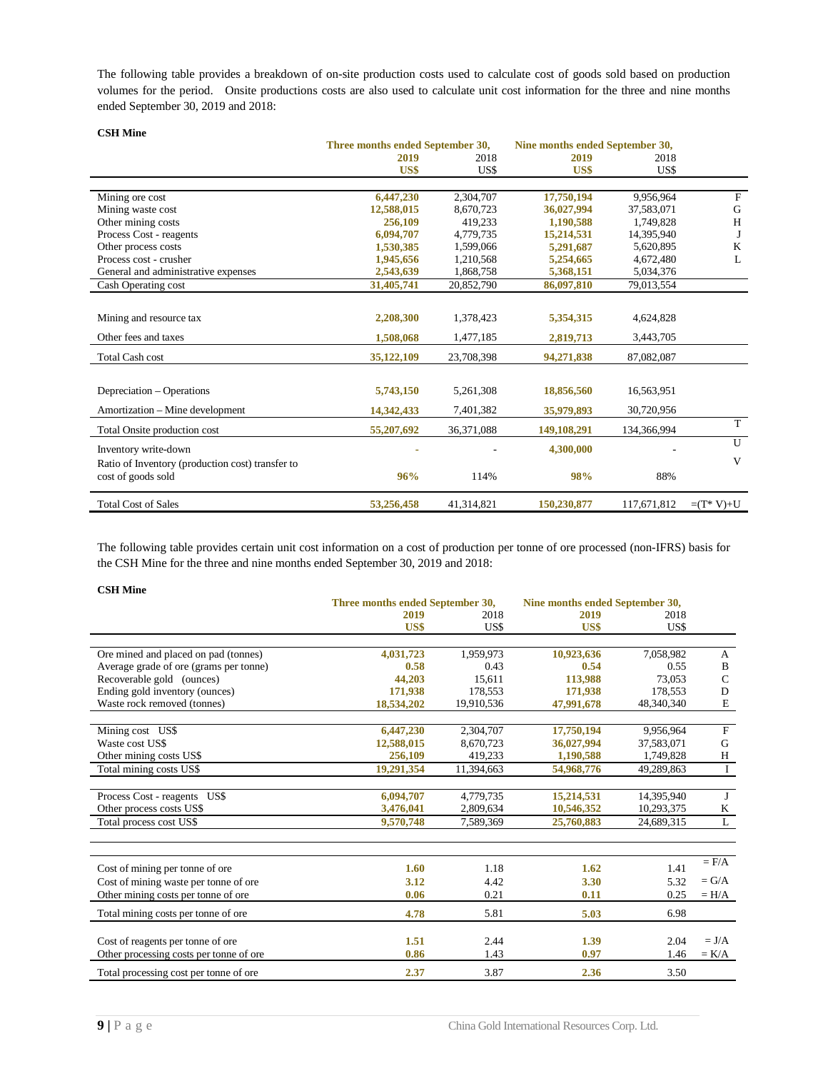The following table provides a breakdown of on-site production costs used to calculate cost of goods sold based on production volumes for the period. Onsite productions costs are also used to calculate unit cost information for the three and nine months ended September 30, 2019 and 2018:

**CSH Mine**

| | Three months ended September 30, | | Nine months ended September 30, | | |
|---|---|---|---|---|---|
| | 2019 | 2018 | 2019 | 2018 | |
| | US$ | US$ | US$ | US$ | |
| Mining ore cost | 6,447,230 | 2,304,707 | 17,750,194 | 9,956,964 | F |
| Mining waste cost | 12,588,015 | 8,670,723 | 36,027,994 | 37,583,071 | G |
| Other mining costs | 256,109 | 419,233 | 1,190,588 | 1,749,828 | H |
| Process Cost - reagents | 6,094,707 | 4,779,735 | 15,214,531 | 14,395,940 | J |
| Other process costs | 1,530,385 | 1,599,066 | 5,291,687 | 5,620,895 | K |
| Process cost - crusher | 1,945,656 | 1,210,568 | 5,254,665 | 4,672,480 | L |
| General and administrative expenses | 2,543,639 | 1,868,758 | 5,368,151 | 5,034,376 | |
| Cash Operating cost | 31,405,741 | 20,852,790 | 86,097,810 | 79,013,554 | |
| Mining and resource tax | 2,208,300 | 1,378,423 | 5,354,315 | 4,624,828 | |
| Other fees and taxes | 1,508,068 | 1,477,185 | 2,819,713 | 3,443,705 | |
| Total Cash cost | 35,122,109 | 23,708,398 | 94,271,838 | 87,082,087 | |
| Depreciation – Operations | 5,743,150 | 5,261,308 | 18,856,560 | 16,563,951 | |
| Amortization – Mine development | 14,342,433 | 7,401,382 | 35,979,893 | 30,720,956 | |
| Total Onsite production cost | 55,207,692 | 36,371,088 | 149,108,291 | 134,366,994 | T |
| Inventory write-down | - | - | 4,300,000 | - | U |
| Ratio of Inventory (production cost) transfer to cost of goods sold | 96% | 114% | 98% | 88% | V |
| Total Cost of Sales | 53,256,458 | 41,314,821 | 150,230,877 | 117,671,812 | =(T* V)+U |

The following table provides certain unit cost information on a cost of production per tonne of ore processed (non-IFRS) basis for the CSH Mine for the three and nine months ended September 30, 2019 and 2018:

**CSH Mine**

| | Three months ended September 30, | | Nine months ended September 30, | | |
|---|---|---|---|---|---|
| | 2019 | 2018 | 2019 | 2018 | |
| | US$ | US$ | US$ | US$ | |
| Ore mined and placed on pad (tonnes) | 4,031,723 | 1,959,973 | 10,923,636 | 7,058,982 | A |
| Average grade of ore (grams per tonne) | 0.58 | 0.43 | 0.54 | 0.55 | B |
| Recoverable gold (ounces) | 44,203 | 15,611 | 113,988 | 73,053 | C |
| Ending gold inventory (ounces) | 171,938 | 178,553 | 171,938 | 178,553 | D |
| Waste rock removed (tonnes) | 18,534,202 | 19,910,536 | 47,991,678 | 48,340,340 | E |
| Mining cost US$ | 6,447,230 | 2,304,707 | 17,750,194 | 9,956,964 | F |
| Waste cost US$ | 12,588,015 | 8,670,723 | 36,027,994 | 37,583,071 | G |
| Other mining costs US$ | 256,109 | 419,233 | 1,190,588 | 1,749,828 | H |
| Total mining costs US$ | 19,291,354 | 11,394,663 | 54,968,776 | 49,289,863 | I |
| Process Cost - reagents US$ | 6,094,707 | 4,779,735 | 15,214,531 | 14,395,940 | J |
| Other process costs US$ | 3,476,041 | 2,809,634 | 10,546,352 | 10,293,375 | K |
| Total process cost US$ | 9,570,748 | 7,589,369 | 25,760,883 | 24,689,315 | L |
| Cost of mining per tonne of ore | 1.60 | 1.18 | 1.62 | 1.41 | = F/A |
| Cost of mining waste per tonne of ore | 3.12 | 4.42 | 3.30 | 5.32 | = G/A |
| Other mining costs per tonne of ore | 0.06 | 0.21 | 0.11 | 0.25 | = H/A |
| Total mining costs per tonne of ore | 4.78 | 5.81 | 5.03 | 6.98 | |
| Cost of reagents per tonne of ore | 1.51 | 2.44 | 1.39 | 2.04 | = J/A |
| Other processing costs per tonne of ore | 0.86 | 1.43 | 0.97 | 1.46 | = K/A |
| Total processing cost per tonne of ore | 2.37 | 3.87 | 2.36 | 3.50 | |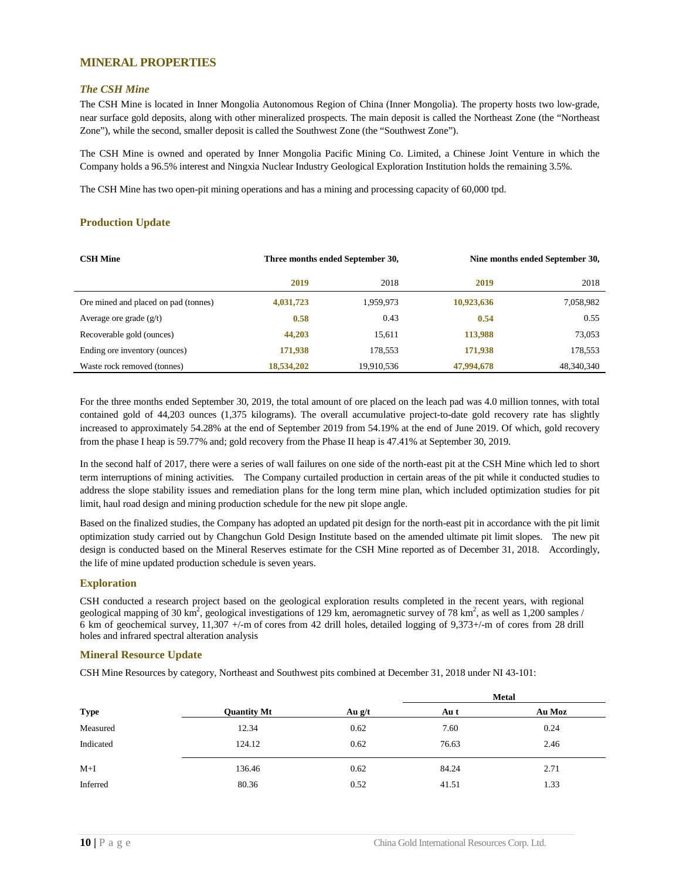## MINERAL PROPERTIES

### *The CSH Mine*

The CSH Mine is located in Inner Mongolia Autonomous Region of China (Inner Mongolia). The property hosts two low-grade, near surface gold deposits, along with other mineralized prospects. The main deposit is called the Northeast Zone (the "Northeast Zone"), while the second, smaller deposit is called the Southwest Zone (the "Southwest Zone").

The CSH Mine is owned and operated by Inner Mongolia Pacific Mining Co. Limited, a Chinese Joint Venture in which the Company holds a 96.5% interest and Ningxia Nuclear Industry Geological Exploration Institution holds the remaining 3.5%.

The CSH Mine has two open-pit mining operations and has a mining and processing capacity of 60,000 tpd.

### Production Update

| CSH Mine | Three months ended September 30, | | Nine months ended September 30, | |
|---|---|---|---|---|
| | **2019** | 2018 | **2019** | 2018 |
| Ore mined and placed on pad (tonnes) | **4,031,723** | 1,959,973 | **10,923,636** | 7,058,982 |
| Average ore grade (g/t) | **0.58** | 0.43 | **0.54** | 0.55 |
| Recoverable gold (ounces) | **44,203** | 15,611 | **113,988** | 73,053 |
| Ending ore inventory (ounces) | **171,938** | 178,553 | **171,938** | 178,553 |
| Waste rock removed (tonnes) | **18,534,202** | 19,910,536 | **47,994,678** | 48,340,340 |

For the three months ended September 30, 2019, the total amount of ore placed on the leach pad was 4.0 million tonnes, with total contained gold of 44,203 ounces (1,375 kilograms). The overall accumulative project-to-date gold recovery rate has slightly increased to approximately 54.28% at the end of September 2019 from 54.19% at the end of June 2019. Of which, gold recovery from the phase I heap is 59.77% and; gold recovery from the Phase II heap is 47.41% at September 30, 2019.

In the second half of 2017, there were a series of wall failures on one side of the north-east pit at the CSH Mine which led to short term interruptions of mining activities. The Company curtailed production in certain areas of the pit while it conducted studies to address the slope stability issues and remediation plans for the long term mine plan, which included optimization studies for pit limit, haul road design and mining production schedule for the new pit slope angle.

Based on the finalized studies, the Company has adopted an updated pit design for the north-east pit in accordance with the pit limit optimization study carried out by Changchun Gold Design Institute based on the amended ultimate pit limit slopes. The new pit design is conducted based on the Mineral Reserves estimate for the CSH Mine reported as of December 31, 2018. Accordingly, the life of mine updated production schedule is seven years.

### Exploration

CSH conducted a research project based on the geological exploration results completed in the recent years, with regional geological mapping of 30 km$^2$, geological investigations of 129 km, aeromagnetic survey of 78 km$^2$, as well as 1,200 samples / 6 km of geochemical survey, 11,307 +/-m of cores from 42 drill holes, detailed logging of 9,373+/-m of cores from 28 drill holes and infrared spectral alteration analysis

### Mineral Resource Update

CSH Mine Resources by category, Northeast and Southwest pits combined at December 31, 2018 under NI 43-101:

| | | | Metal | |
|---|---|---|---|---|
| **Type** | **Quantity Mt** | **Au g/t** | **Au t** | **Au Moz** |
| Measured | 12.34 | 0.62 | 7.60 | 0.24 |
| Indicated | 124.12 | 0.62 | 76.63 | 2.46 |
| M+I | 136.46 | 0.62 | 84.24 | 2.71 |
| Inferred | 80.36 | 0.52 | 41.51 | 1.33 |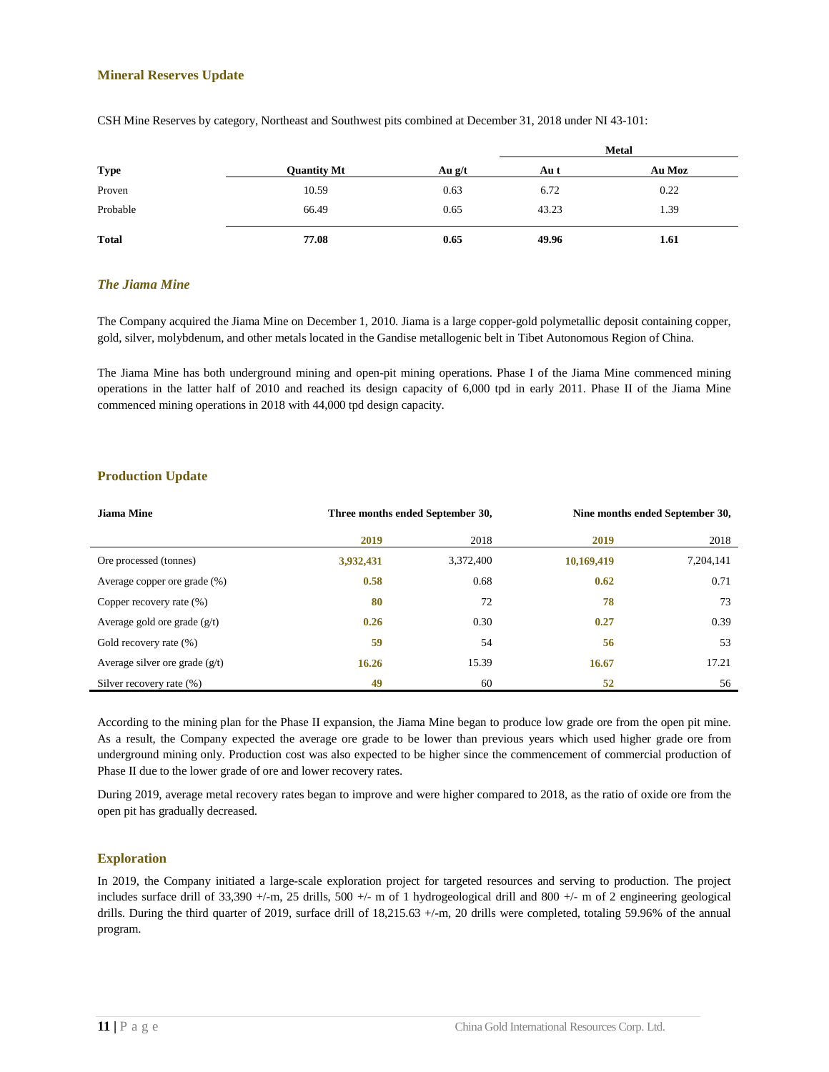## Mineral Reserves Update

CSH Mine Reserves by category, Northeast and Southwest pits combined at December 31, 2018 under NI 43-101:

| Type | Quantity Mt | Au g/t | Metal | |
|---|---|---|---|---|
| | | | Au t | Au Moz |
| Proven | 10.59 | 0.63 | 6.72 | 0.22 |
| Probable | 66.49 | 0.65 | 43.23 | 1.39 |
| **Total** | **77.08** | **0.65** | **49.96** | **1.61** |

### *The Jiama Mine*

The Company acquired the Jiama Mine on December 1, 2010. Jiama is a large copper-gold polymetallic deposit containing copper, gold, silver, molybdenum, and other metals located in the Gandise metallogenic belt in Tibet Autonomous Region of China.

The Jiama Mine has both underground mining and open-pit mining operations. Phase I of the Jiama Mine commenced mining operations in the latter half of 2010 and reached its design capacity of 6,000 tpd in early 2011. Phase II of the Jiama Mine commenced mining operations in 2018 with 44,000 tpd design capacity.

## Production Update

| Jiama Mine | Three months ended September 30, | | Nine months ended September 30, | |
|---|---|---|---|---|
| | **2019** | 2018 | **2019** | 2018 |
| Ore processed (tonnes) | **3,932,431** | 3,372,400 | **10,169,419** | 7,204,141 |
| Average copper ore grade (%) | **0.58** | 0.68 | **0.62** | 0.71 |
| Copper recovery rate (%) | **80** | 72 | **78** | 73 |
| Average gold ore grade (g/t) | **0.26** | 0.30 | **0.27** | 0.39 |
| Gold recovery rate (%) | **59** | 54 | **56** | 53 |
| Average silver ore grade (g/t) | **16.26** | 15.39 | **16.67** | 17.21 |
| Silver recovery rate (%) | **49** | 60 | **52** | 56 |

According to the mining plan for the Phase II expansion, the Jiama Mine began to produce low grade ore from the open pit mine. As a result, the Company expected the average ore grade to be lower than previous years which used higher grade ore from underground mining only. Production cost was also expected to be higher since the commencement of commercial production of Phase II due to the lower grade of ore and lower recovery rates.

During 2019, average metal recovery rates began to improve and were higher compared to 2018, as the ratio of oxide ore from the open pit has gradually decreased.

## Exploration

In 2019, the Company initiated a large-scale exploration project for targeted resources and serving to production. The project includes surface drill of 33,390 +/-m, 25 drills, 500 +/- m of 1 hydrogeological drill and 800 +/- m of 2 engineering geological drills. During the third quarter of 2019, surface drill of 18,215.63 +/-m, 20 drills were completed, totaling 59.96% of the annual program.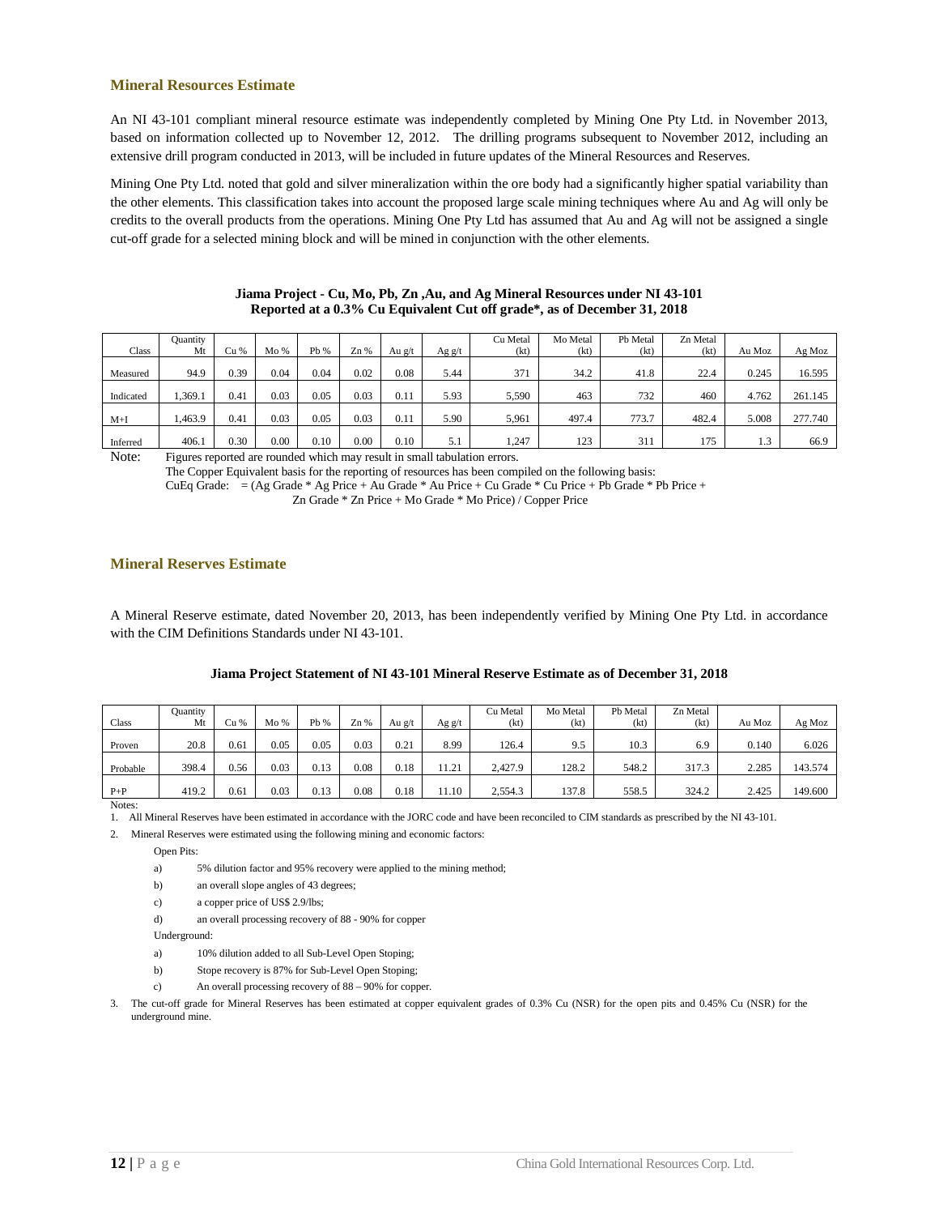## Mineral Resources Estimate

An NI 43-101 compliant mineral resource estimate was independently completed by Mining One Pty Ltd. in November 2013, based on information collected up to November 12, 2012. The drilling programs subsequent to November 2012, including an extensive drill program conducted in 2013, will be included in future updates of the Mineral Resources and Reserves.

Mining One Pty Ltd. noted that gold and silver mineralization within the ore body had a significantly higher spatial variability than the other elements. This classification takes into account the proposed large scale mining techniques where Au and Ag will only be credits to the overall products from the operations. Mining One Pty Ltd has assumed that Au and Ag will not be assigned a single cut-off grade for a selected mining block and will be mined in conjunction with the other elements.

**Jiama Project - Cu, Mo, Pb, Zn ,Au, and Ag Mineral Resources under NI 43-101**
**Reported at a 0.3% Cu Equivalent Cut off grade\*, as of December 31, 2018**

| Class | Quantity Mt | Cu % | Mo % | Pb % | Zn % | Au g/t | Ag g/t | Cu Metal (kt) | Mo Metal (kt) | Pb Metal (kt) | Zn Metal (kt) | Au Moz | Ag Moz |
|---|---|---|---|---|---|---|---|---|---|---|---|---|---|
| Measured | 94.9 | 0.39 | 0.04 | 0.04 | 0.02 | 0.08 | 5.44 | 371 | 34.2 | 41.8 | 22.4 | 0.245 | 16.595 |
| Indicated | 1,369.1 | 0.41 | 0.03 | 0.05 | 0.03 | 0.11 | 5.93 | 5,590 | 463 | 732 | 460 | 4.762 | 261.145 |
| M+I | 1,463.9 | 0.41 | 0.03 | 0.05 | 0.03 | 0.11 | 5.90 | 5,961 | 497.4 | 773.7 | 482.4 | 5.008 | 277.740 |
| Inferred | 406.1 | 0.30 | 0.00 | 0.10 | 0.00 | 0.10 | 5.1 | 1,247 | 123 | 311 | 175 | 1.3 | 66.9 |

Note: Figures reported are rounded which may result in small tabulation errors.
The Copper Equivalent basis for the reporting of resources has been compiled on the following basis:
CuEq Grade: = (Ag Grade * Ag Price + Au Grade * Au Price + Cu Grade * Cu Price + Pb Grade * Pb Price + Zn Grade * Zn Price + Mo Grade * Mo Price) / Copper Price

## Mineral Reserves Estimate

A Mineral Reserve estimate, dated November 20, 2013, has been independently verified by Mining One Pty Ltd. in accordance with the CIM Definitions Standards under NI 43-101.

**Jiama Project Statement of NI 43-101 Mineral Reserve Estimate as of December 31, 2018**

| Class | Quantity Mt | Cu % | Mo % | Pb % | Zn % | Au g/t | Ag g/t | Cu Metal (kt) | Mo Metal (kt) | Pb Metal (kt) | Zn Metal (kt) | Au Moz | Ag Moz |
|---|---|---|---|---|---|---|---|---|---|---|---|---|---|
| Proven | 20.8 | 0.61 | 0.05 | 0.05 | 0.03 | 0.21 | 8.99 | 126.4 | 9.5 | 10.3 | 6.9 | 0.140 | 6.026 |
| Probable | 398.4 | 0.56 | 0.03 | 0.13 | 0.08 | 0.18 | 11.21 | 2,427.9 | 128.2 | 548.2 | 317.3 | 2.285 | 143.574 |
| P+P | 419.2 | 0.61 | 0.03 | 0.13 | 0.08 | 0.18 | 11.10 | 2,554.3 | 137.8 | 558.5 | 324.2 | 2.425 | 149.600 |

Notes:

1. All Mineral Reserves have been estimated in accordance with the JORC code and have been reconciled to CIM standards as prescribed by the NI 43-101.
2. Mineral Reserves were estimated using the following mining and economic factors:

   Open Pits:

   a) 5% dilution factor and 95% recovery were applied to the mining method;

   b) an overall slope angles of 43 degrees;

   c) a copper price of US$ 2.9/lbs;

   d) an overall processing recovery of 88 - 90% for copper

   Underground:

   a) 10% dilution added to all Sub-Level Open Stoping;

   b) Stope recovery is 87% for Sub-Level Open Stoping;

   c) An overall processing recovery of 88 – 90% for copper.

3. The cut-off grade for Mineral Reserves has been estimated at copper equivalent grades of 0.3% Cu (NSR) for the open pits and 0.45% Cu (NSR) for the underground mine.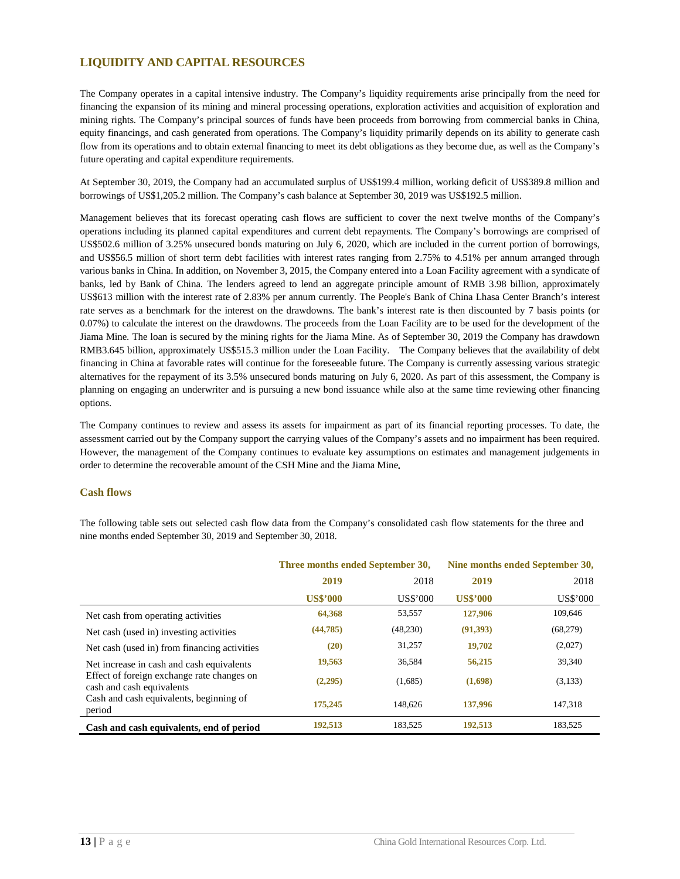## LIQUIDITY AND CAPITAL RESOURCES

The Company operates in a capital intensive industry. The Company's liquidity requirements arise principally from the need for financing the expansion of its mining and mineral processing operations, exploration activities and acquisition of exploration and mining rights. The Company's principal sources of funds have been proceeds from borrowing from commercial banks in China, equity financings, and cash generated from operations. The Company's liquidity primarily depends on its ability to generate cash flow from its operations and to obtain external financing to meet its debt obligations as they become due, as well as the Company's future operating and capital expenditure requirements.

At September 30, 2019, the Company had an accumulated surplus of US$199.4 million, working deficit of US$389.8 million and borrowings of US$1,205.2 million. The Company's cash balance at September 30, 2019 was US$192.5 million.

Management believes that its forecast operating cash flows are sufficient to cover the next twelve months of the Company's operations including its planned capital expenditures and current debt repayments. The Company's borrowings are comprised of US$502.6 million of 3.25% unsecured bonds maturing on July 6, 2020, which are included in the current portion of borrowings, and US$56.5 million of short term debt facilities with interest rates ranging from 2.75% to 4.51% per annum arranged through various banks in China. In addition, on November 3, 2015, the Company entered into a Loan Facility agreement with a syndicate of banks, led by Bank of China. The lenders agreed to lend an aggregate principle amount of RMB 3.98 billion, approximately US$613 million with the interest rate of 2.83% per annum currently. The People's Bank of China Lhasa Center Branch's interest rate serves as a benchmark for the interest on the drawdowns. The bank's interest rate is then discounted by 7 basis points (or 0.07%) to calculate the interest on the drawdowns. The proceeds from the Loan Facility are to be used for the development of the Jiama Mine. The loan is secured by the mining rights for the Jiama Mine. As of September 30, 2019 the Company has drawdown RMB3.645 billion, approximately US$515.3 million under the Loan Facility. The Company believes that the availability of debt financing in China at favorable rates will continue for the foreseeable future. The Company is currently assessing various strategic alternatives for the repayment of its 3.5% unsecured bonds maturing on July 6, 2020. As part of this assessment, the Company is planning on engaging an underwriter and is pursuing a new bond issuance while also at the same time reviewing other financing options.

The Company continues to review and assess its assets for impairment as part of its financial reporting processes. To date, the assessment carried out by the Company support the carrying values of the Company's assets and no impairment has been required. However, the management of the Company continues to evaluate key assumptions on estimates and management judgements in order to determine the recoverable amount of the CSH Mine and the Jiama Mine.

### Cash flows

The following table sets out selected cash flow data from the Company's consolidated cash flow statements for the three and nine months ended September 30, 2019 and September 30, 2018.

| | Three months ended September 30, | | Nine months ended September 30, | |
|---|---|---|---|---|
| | **2019** | 2018 | **2019** | 2018 |
| | **US$'000** | US$'000 | **US$'000** | US$'000 |
| Net cash from operating activities | **64,368** | 53,557 | **127,906** | 109,646 |
| Net cash (used in) investing activities | **(44,785)** | (48,230) | **(91,393)** | (68,279) |
| Net cash (used in) from financing activities | **(20)** | 31,257 | **19,702** | (2,027) |
| Net increase in cash and cash equivalents | **19,563** | 36,584 | **56,215** | 39,340 |
| Effect of foreign exchange rate changes on cash and cash equivalents | **(2,295)** | (1,685) | **(1,698)** | (3,133) |
| Cash and cash equivalents, beginning of period | **175,245** | 148,626 | **137,996** | 147,318 |
| **Cash and cash equivalents, end of period** | **192,513** | 183,525 | **192,513** | 183,525 |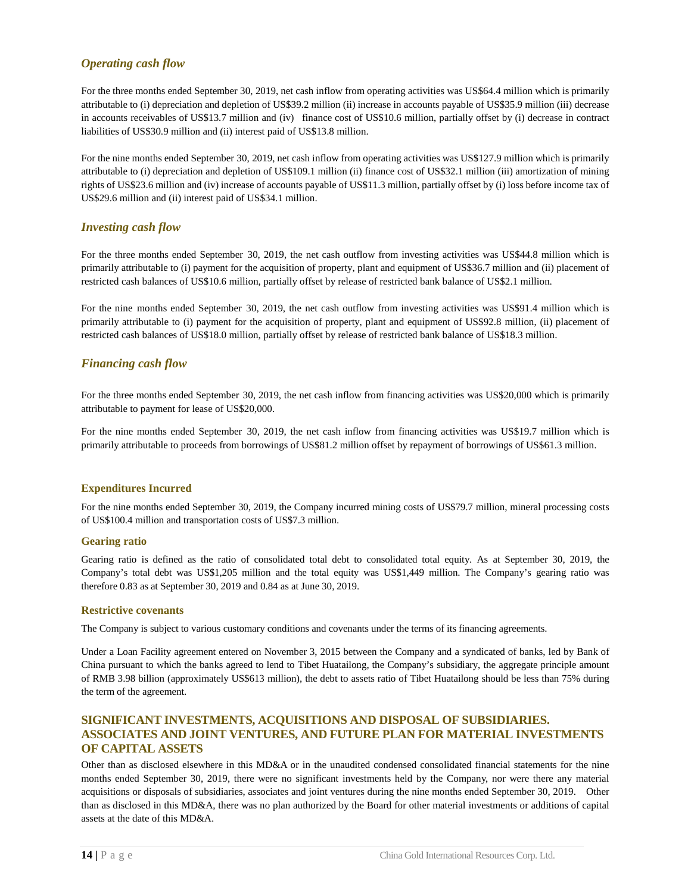### *Operating cash flow*

For the three months ended September 30, 2019, net cash inflow from operating activities was US$64.4 million which is primarily attributable to (i) depreciation and depletion of US$39.2 million (ii) increase in accounts payable of US$35.9 million (iii) decrease in accounts receivables of US$13.7 million and (iv) finance cost of US$10.6 million, partially offset by (i) decrease in contract liabilities of US$30.9 million and (ii) interest paid of US$13.8 million.

For the nine months ended September 30, 2019, net cash inflow from operating activities was US$127.9 million which is primarily attributable to (i) depreciation and depletion of US$109.1 million (ii) finance cost of US$32.1 million (iii) amortization of mining rights of US$23.6 million and (iv) increase of accounts payable of US$11.3 million, partially offset by (i) loss before income tax of US$29.6 million and (ii) interest paid of US$34.1 million.

### *Investing cash flow*

For the three months ended September 30, 2019, the net cash outflow from investing activities was US$44.8 million which is primarily attributable to (i) payment for the acquisition of property, plant and equipment of US$36.7 million and (ii) placement of restricted cash balances of US$10.6 million, partially offset by release of restricted bank balance of US$2.1 million.

For the nine months ended September 30, 2019, the net cash outflow from investing activities was US$91.4 million which is primarily attributable to (i) payment for the acquisition of property, plant and equipment of US$92.8 million, (ii) placement of restricted cash balances of US$18.0 million, partially offset by release of restricted bank balance of US$18.3 million.

### *Financing cash flow*

For the three months ended September 30, 2019, the net cash inflow from financing activities was US$20,000 which is primarily attributable to payment for lease of US$20,000.

For the nine months ended September 30, 2019, the net cash inflow from financing activities was US$19.7 million which is primarily attributable to proceeds from borrowings of US$81.2 million offset by repayment of borrowings of US$61.3 million.

#### **Expenditures Incurred**

For the nine months ended September 30, 2019, the Company incurred mining costs of US$79.7 million, mineral processing costs of US$100.4 million and transportation costs of US$7.3 million.

#### **Gearing ratio**

Gearing ratio is defined as the ratio of consolidated total debt to consolidated total equity. As at September 30, 2019, the Company's total debt was US$1,205 million and the total equity was US$1,449 million. The Company's gearing ratio was therefore 0.83 as at September 30, 2019 and 0.84 as at June 30, 2019.

#### **Restrictive covenants**

The Company is subject to various customary conditions and covenants under the terms of its financing agreements.

Under a Loan Facility agreement entered on November 3, 2015 between the Company and a syndicated of banks, led by Bank of China pursuant to which the banks agreed to lend to Tibet Huatailong, the Company's subsidiary, the aggregate principle amount of RMB 3.98 billion (approximately US$613 million), the debt to assets ratio of Tibet Huatailong should be less than 75% during the term of the agreement.

## **SIGNIFICANT INVESTMENTS, ACQUISITIONS AND DISPOSAL OF SUBSIDIARIES. ASSOCIATES AND JOINT VENTURES, AND FUTURE PLAN FOR MATERIAL INVESTMENTS OF CAPITAL ASSETS**

Other than as disclosed elsewhere in this MD&A or in the unaudited condensed consolidated financial statements for the nine months ended September 30, 2019, there were no significant investments held by the Company, nor were there any material acquisitions or disposals of subsidiaries, associates and joint ventures during the nine months ended September 30, 2019. Other than as disclosed in this MD&A, there was no plan authorized by the Board for other material investments or additions of capital assets at the date of this MD&A.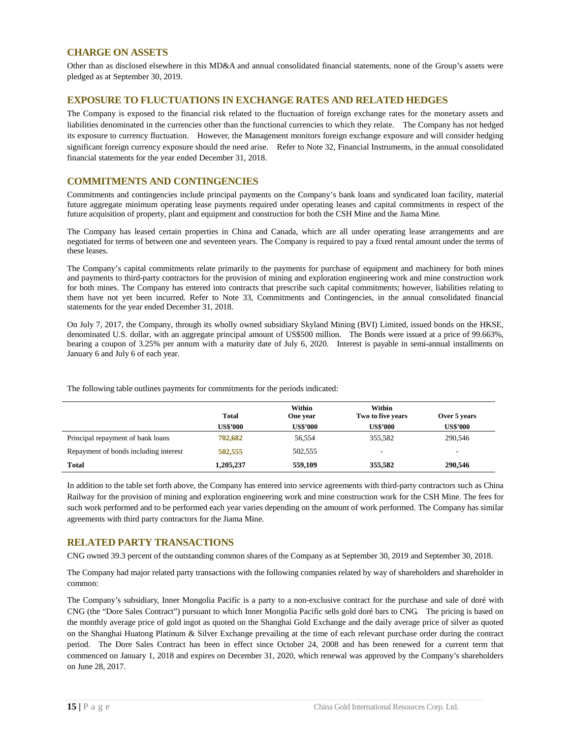## CHARGE ON ASSETS

Other than as disclosed elsewhere in this MD&A and annual consolidated financial statements, none of the Group's assets were pledged as at September 30, 2019.

## EXPOSURE TO FLUCTUATIONS IN EXCHANGE RATES AND RELATED HEDGES

The Company is exposed to the financial risk related to the fluctuation of foreign exchange rates for the monetary assets and liabilities denominated in the currencies other than the functional currencies to which they relate. The Company has not hedged its exposure to currency fluctuation. However, the Management monitors foreign exchange exposure and will consider hedging significant foreign currency exposure should the need arise. Refer to Note 32, Financial Instruments, in the annual consolidated financial statements for the year ended December 31, 2018.

## COMMITMENTS AND CONTINGENCIES

Commitments and contingencies include principal payments on the Company's bank loans and syndicated loan facility, material future aggregate minimum operating lease payments required under operating leases and capital commitments in respect of the future acquisition of property, plant and equipment and construction for both the CSH Mine and the Jiama Mine.

The Company has leased certain properties in China and Canada, which are all under operating lease arrangements and are negotiated for terms of between one and seventeen years. The Company is required to pay a fixed rental amount under the terms of these leases.

The Company's capital commitments relate primarily to the payments for purchase of equipment and machinery for both mines and payments to third-party contractors for the provision of mining and exploration engineering work and mine construction work for both mines. The Company has entered into contracts that prescribe such capital commitments; however, liabilities relating to them have not yet been incurred. Refer to Note 33, Commitments and Contingencies, in the annual consolidated financial statements for the year ended December 31, 2018.

On July 7, 2017, the Company, through its wholly owned subsidiary Skyland Mining (BVI) Limited, issued bonds on the HKSE, denominated U.S. dollar, with an aggregate principal amount of US$500 million. The Bonds were issued at a price of 99.663%, bearing a coupon of 3.25% per annum with a maturity date of July 6, 2020. Interest is payable in semi-annual installments on January 6 and July 6 of each year.

The following table outlines payments for commitments for the periods indicated:

| | Total | Within One year | Within Two to five years | Over 5 years |
|---|---|---|---|---|
| | US$'000 | US$'000 | US$'000 | US$'000 |
| Principal repayment of bank loans | 702,682 | 56,554 | 355,582 | 290,546 |
| Repayment of bonds including interest | 502,555 | 502,555 | - | - |
| **Total** | **1,205,237** | **559,109** | **355,582** | **290,546** |

In addition to the table set forth above, the Company has entered into service agreements with third-party contractors such as China Railway for the provision of mining and exploration engineering work and mine construction work for the CSH Mine. The fees for such work performed and to be performed each year varies depending on the amount of work performed. The Company has similar agreements with third party contractors for the Jiama Mine.

## RELATED PARTY TRANSACTIONS

CNG owned 39.3 percent of the outstanding common shares of the Company as at September 30, 2019 and September 30, 2018.

The Company had major related party transactions with the following companies related by way of shareholders and shareholder in common:

The Company's subsidiary, Inner Mongolia Pacific is a party to a non-exclusive contract for the purchase and sale of doré with CNG (the "Dore Sales Contract") pursuant to which Inner Mongolia Pacific sells gold doré bars to CNG. The pricing is based on the monthly average price of gold ingot as quoted on the Shanghai Gold Exchange and the daily average price of silver as quoted on the Shanghai Huatong Platinum & Silver Exchange prevailing at the time of each relevant purchase order during the contract period. The Dore Sales Contract has been in effect since October 24, 2008 and has been renewed for a current term that commenced on January 1, 2018 and expires on December 31, 2020, which renewal was approved by the Company's shareholders on June 28, 2017.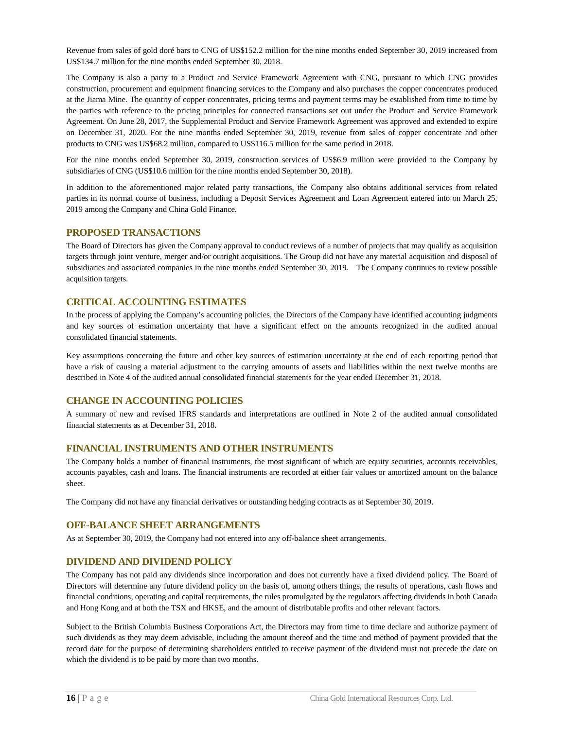Revenue from sales of gold doré bars to CNG of US$152.2 million for the nine months ended September 30, 2019 increased from US$134.7 million for the nine months ended September 30, 2018.

The Company is also a party to a Product and Service Framework Agreement with CNG, pursuant to which CNG provides construction, procurement and equipment financing services to the Company and also purchases the copper concentrates produced at the Jiama Mine. The quantity of copper concentrates, pricing terms and payment terms may be established from time to time by the parties with reference to the pricing principles for connected transactions set out under the Product and Service Framework Agreement. On June 28, 2017, the Supplemental Product and Service Framework Agreement was approved and extended to expire on December 31, 2020. For the nine months ended September 30, 2019, revenue from sales of copper concentrate and other products to CNG was US$68.2 million, compared to US$116.5 million for the same period in 2018.

For the nine months ended September 30, 2019, construction services of US$6.9 million were provided to the Company by subsidiaries of CNG (US$10.6 million for the nine months ended September 30, 2018).

In addition to the aforementioned major related party transactions, the Company also obtains additional services from related parties in its normal course of business, including a Deposit Services Agreement and Loan Agreement entered into on March 25, 2019 among the Company and China Gold Finance.

## PROPOSED TRANSACTIONS

The Board of Directors has given the Company approval to conduct reviews of a number of projects that may qualify as acquisition targets through joint venture, merger and/or outright acquisitions. The Group did not have any material acquisition and disposal of subsidiaries and associated companies in the nine months ended September 30, 2019. The Company continues to review possible acquisition targets.

## CRITICAL ACCOUNTING ESTIMATES

In the process of applying the Company's accounting policies, the Directors of the Company have identified accounting judgments and key sources of estimation uncertainty that have a significant effect on the amounts recognized in the audited annual consolidated financial statements.

Key assumptions concerning the future and other key sources of estimation uncertainty at the end of each reporting period that have a risk of causing a material adjustment to the carrying amounts of assets and liabilities within the next twelve months are described in Note 4 of the audited annual consolidated financial statements for the year ended December 31, 2018.

## CHANGE IN ACCOUNTING POLICIES

A summary of new and revised IFRS standards and interpretations are outlined in Note 2 of the audited annual consolidated financial statements as at December 31, 2018.

## FINANCIAL INSTRUMENTS AND OTHER INSTRUMENTS

The Company holds a number of financial instruments, the most significant of which are equity securities, accounts receivables, accounts payables, cash and loans. The financial instruments are recorded at either fair values or amortized amount on the balance sheet.

The Company did not have any financial derivatives or outstanding hedging contracts as at September 30, 2019.

## OFF-BALANCE SHEET ARRANGEMENTS

As at September 30, 2019, the Company had not entered into any off-balance sheet arrangements.

## DIVIDEND AND DIVIDEND POLICY

The Company has not paid any dividends since incorporation and does not currently have a fixed dividend policy. The Board of Directors will determine any future dividend policy on the basis of, among others things, the results of operations, cash flows and financial conditions, operating and capital requirements, the rules promulgated by the regulators affecting dividends in both Canada and Hong Kong and at both the TSX and HKSE, and the amount of distributable profits and other relevant factors.

Subject to the British Columbia Business Corporations Act, the Directors may from time to time declare and authorize payment of such dividends as they may deem advisable, including the amount thereof and the time and method of payment provided that the record date for the purpose of determining shareholders entitled to receive payment of the dividend must not precede the date on which the dividend is to be paid by more than two months.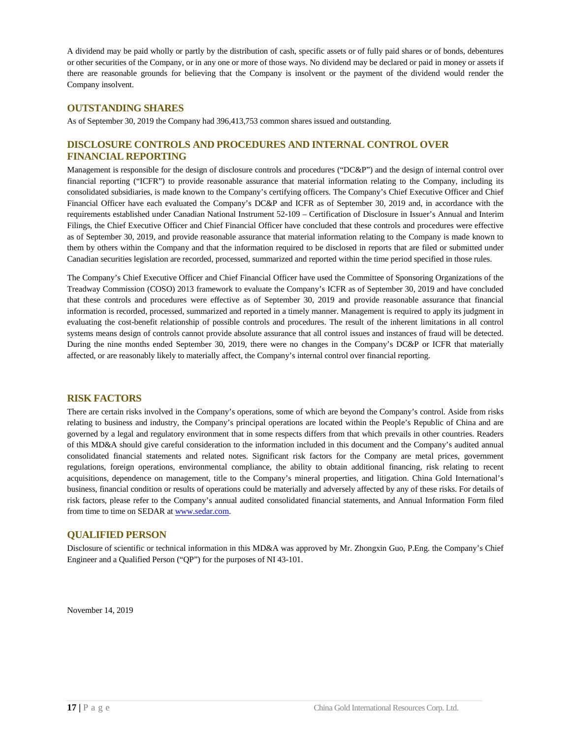A dividend may be paid wholly or partly by the distribution of cash, specific assets or of fully paid shares or of bonds, debentures or other securities of the Company, or in any one or more of those ways. No dividend may be declared or paid in money or assets if there are reasonable grounds for believing that the Company is insolvent or the payment of the dividend would render the Company insolvent.

## OUTSTANDING SHARES

As of September 30, 2019 the Company had 396,413,753 common shares issued and outstanding.

## DISCLOSURE CONTROLS AND PROCEDURES AND INTERNAL CONTROL OVER FINANCIAL REPORTING

Management is responsible for the design of disclosure controls and procedures ("DC&P") and the design of internal control over financial reporting ("ICFR") to provide reasonable assurance that material information relating to the Company, including its consolidated subsidiaries, is made known to the Company's certifying officers. The Company's Chief Executive Officer and Chief Financial Officer have each evaluated the Company's DC&P and ICFR as of September 30, 2019 and, in accordance with the requirements established under Canadian National Instrument 52-109 – Certification of Disclosure in Issuer's Annual and Interim Filings, the Chief Executive Officer and Chief Financial Officer have concluded that these controls and procedures were effective as of September 30, 2019, and provide reasonable assurance that material information relating to the Company is made known to them by others within the Company and that the information required to be disclosed in reports that are filed or submitted under Canadian securities legislation are recorded, processed, summarized and reported within the time period specified in those rules.

The Company's Chief Executive Officer and Chief Financial Officer have used the Committee of Sponsoring Organizations of the Treadway Commission (COSO) 2013 framework to evaluate the Company's ICFR as of September 30, 2019 and have concluded that these controls and procedures were effective as of September 30, 2019 and provide reasonable assurance that financial information is recorded, processed, summarized and reported in a timely manner. Management is required to apply its judgment in evaluating the cost-benefit relationship of possible controls and procedures. The result of the inherent limitations in all control systems means design of controls cannot provide absolute assurance that all control issues and instances of fraud will be detected. During the nine months ended September 30, 2019, there were no changes in the Company's DC&P or ICFR that materially affected, or are reasonably likely to materially affect, the Company's internal control over financial reporting.

## RISK FACTORS

There are certain risks involved in the Company's operations, some of which are beyond the Company's control. Aside from risks relating to business and industry, the Company's principal operations are located within the People's Republic of China and are governed by a legal and regulatory environment that in some respects differs from that which prevails in other countries. Readers of this MD&A should give careful consideration to the information included in this document and the Company's audited annual consolidated financial statements and related notes. Significant risk factors for the Company are metal prices, government regulations, foreign operations, environmental compliance, the ability to obtain additional financing, risk relating to recent acquisitions, dependence on management, title to the Company's mineral properties, and litigation. China Gold International's business, financial condition or results of operations could be materially and adversely affected by any of these risks. For details of risk factors, please refer to the Company's annual audited consolidated financial statements, and Annual Information Form filed from time to time on SEDAR at www.sedar.com.

## QUALIFIED PERSON

Disclosure of scientific or technical information in this MD&A was approved by Mr. Zhongxin Guo, P.Eng. the Company's Chief Engineer and a Qualified Person ("QP") for the purposes of NI 43-101.

November 14, 2019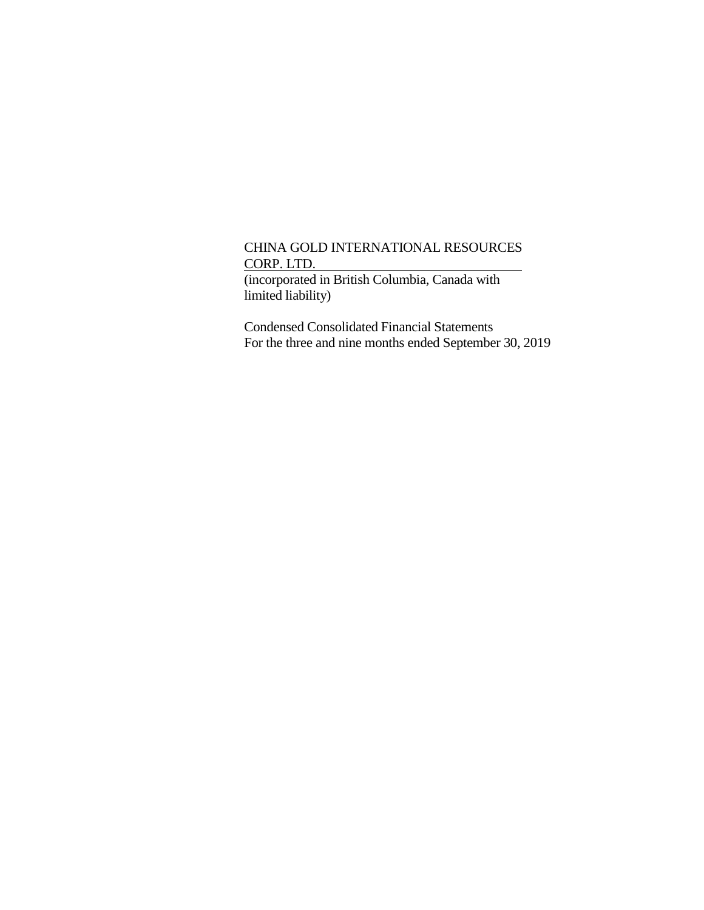CHINA GOLD INTERNATIONAL RESOURCES CORP. LTD.

(incorporated in British Columbia, Canada with limited liability)

Condensed Consolidated Financial Statements
For the three and nine months ended September 30, 2019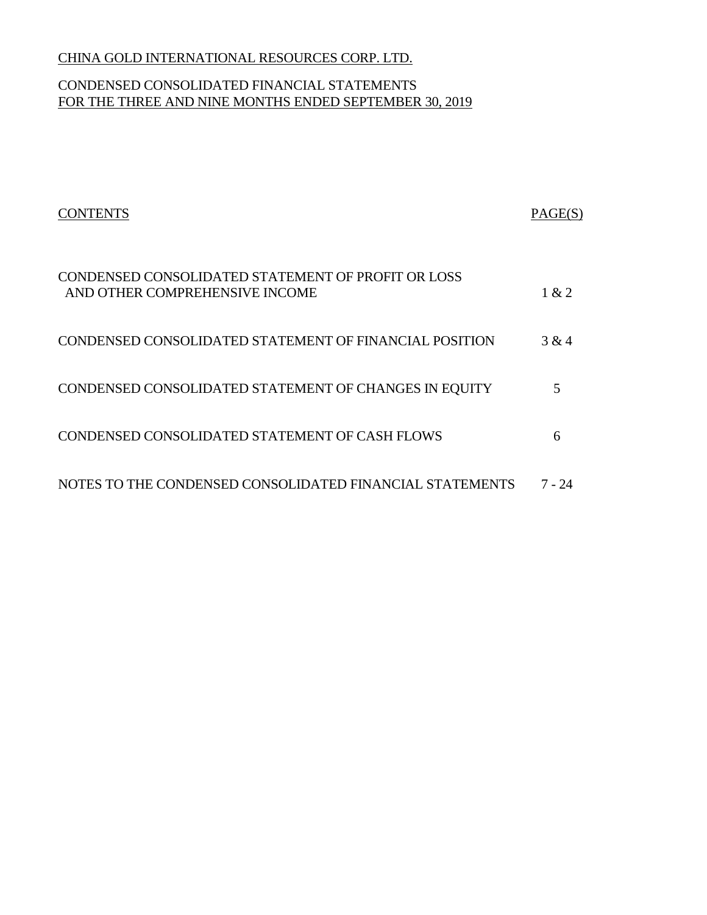CHINA GOLD INTERNATIONAL RESOURCES CORP. LTD.

CONDENSED CONSOLIDATED FINANCIAL STATEMENTS
FOR THE THREE AND NINE MONTHS ENDED SEPTEMBER 30, 2019

| CONTENTS | PAGE(S) |
|---|---|
| CONDENSED CONSOLIDATED STATEMENT OF PROFIT OR LOSS AND OTHER COMPREHENSIVE INCOME | 1 & 2 |
| CONDENSED CONSOLIDATED STATEMENT OF FINANCIAL POSITION | 3 & 4 |
| CONDENSED CONSOLIDATED STATEMENT OF CHANGES IN EQUITY | 5 |
| CONDENSED CONSOLIDATED STATEMENT OF CASH FLOWS | 6 |
| NOTES TO THE CONDENSED CONSOLIDATED FINANCIAL STATEMENTS | 7 - 24 |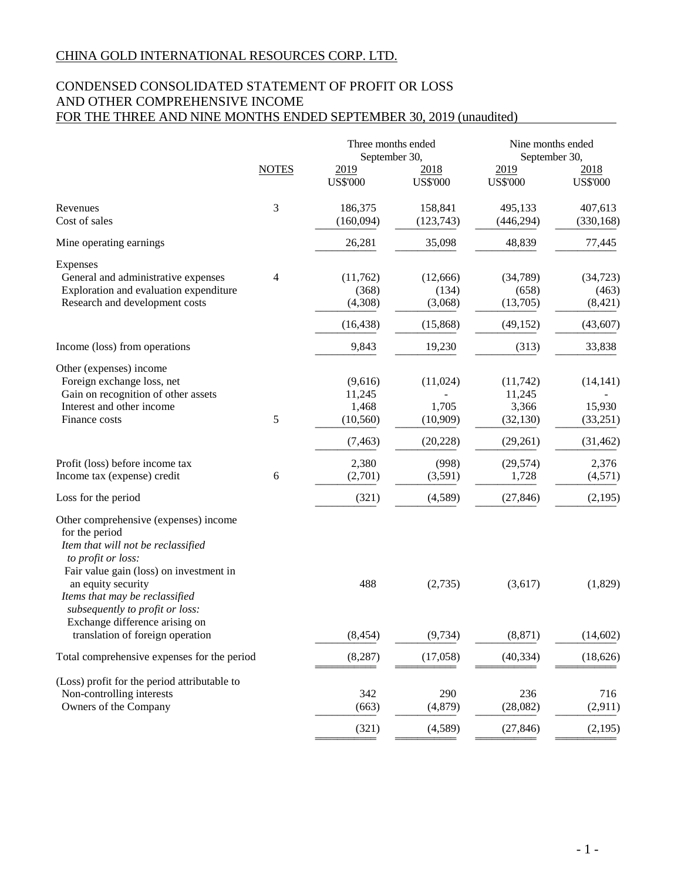CHINA GOLD INTERNATIONAL RESOURCES CORP. LTD.

CONDENSED CONSOLIDATED STATEMENT OF PROFIT OR LOSS AND OTHER COMPREHENSIVE INCOME FOR THE THREE AND NINE MONTHS ENDED SEPTEMBER 30, 2019 (unaudited)

| | NOTES | Three months ended September 30, 2019 US$'000 | Three months ended September 30, 2018 US$'000 | Nine months ended September 30, 2019 US$'000 | Nine months ended September 30, 2018 US$'000 |
|---|---|---|---|---|---|
| Revenues | 3 | 186,375 | 158,841 | 495,133 | 407,613 |
| Cost of sales | | (160,094) | (123,743) | (446,294) | (330,168) |
| Mine operating earnings | | 26,281 | 35,098 | 48,839 | 77,445 |
| Expenses | | | | | |
| General and administrative expenses | 4 | (11,762) | (12,666) | (34,789) | (34,723) |
| Exploration and evaluation expenditure | | (368) | (134) | (658) | (463) |
| Research and development costs | | (4,308) | (3,068) | (13,705) | (8,421) |
| | | (16,438) | (15,868) | (49,152) | (43,607) |
| Income (loss) from operations | | 9,843 | 19,230 | (313) | 33,838 |
| Other (expenses) income | | | | | |
| Foreign exchange loss, net | | (9,616) | (11,024) | (11,742) | (14,141) |
| Gain on recognition of other assets | | 11,245 | - | 11,245 | - |
| Interest and other income | | 1,468 | 1,705 | 3,366 | 15,930 |
| Finance costs | 5 | (10,560) | (10,909) | (32,130) | (33,251) |
| | | (7,463) | (20,228) | (29,261) | (31,462) |
| Profit (loss) before income tax | | 2,380 | (998) | (29,574) | 2,376 |
| Income tax (expense) credit | 6 | (2,701) | (3,591) | 1,728 | (4,571) |
| Loss for the period | | (321) | (4,589) | (27,846) | (2,195) |
| Other comprehensive (expenses) income for the period | | | | | |
| *Item that will not be reclassified to profit or loss:* | | | | | |
| Fair value gain (loss) on investment in an equity security | | 488 | (2,735) | (3,617) | (1,829) |
| *Items that may be reclassified subsequently to profit or loss:* | | | | | |
| Exchange difference arising on translation of foreign operation | | (8,454) | (9,734) | (8,871) | (14,602) |
| Total comprehensive expenses for the period | | (8,287) | (17,058) | (40,334) | (18,626) |
| (Loss) profit for the period attributable to | | | | | |
| Non-controlling interests | | 342 | 290 | 236 | 716 |
| Owners of the Company | | (663) | (4,879) | (28,082) | (2,911) |
| | | (321) | (4,589) | (27,846) | (2,195) |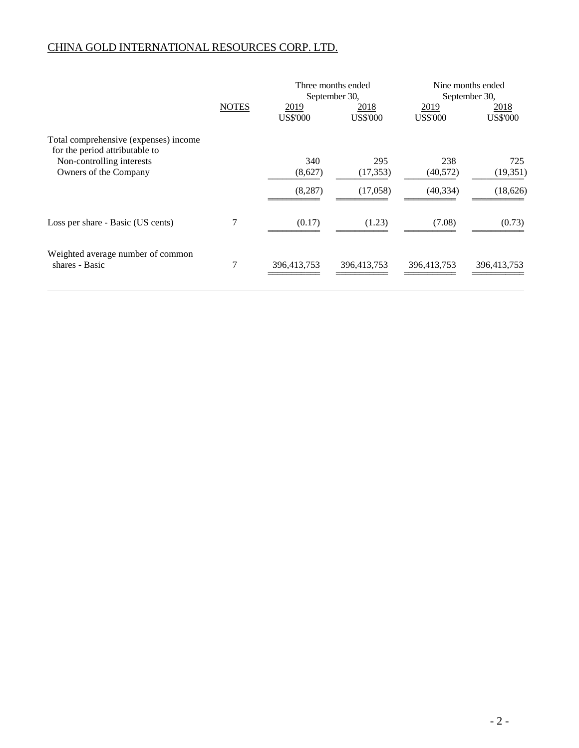CHINA GOLD INTERNATIONAL RESOURCES CORP. LTD.

| | NOTES | Three months ended September 30, | | Nine months ended September 30, | |
|---|---|---|---|---|---|
| | | 2019 | 2018 | 2019 | 2018 |
| | | US$'000 | US$'000 | US$'000 | US$'000 |
| Total comprehensive (expenses) income for the period attributable to | | | | | |
| Non-controlling interests | | 340 | 295 | 238 | 725 |
| Owners of the Company | | (8,627) | (17,353) | (40,572) | (19,351) |
| | | (8,287) | (17,058) | (40,334) | (18,626) |
| Loss per share - Basic (US cents) | 7 | (0.17) | (1.23) | (7.08) | (0.73) |
| Weighted average number of common shares - Basic | 7 | 396,413,753 | 396,413,753 | 396,413,753 | 396,413,753 |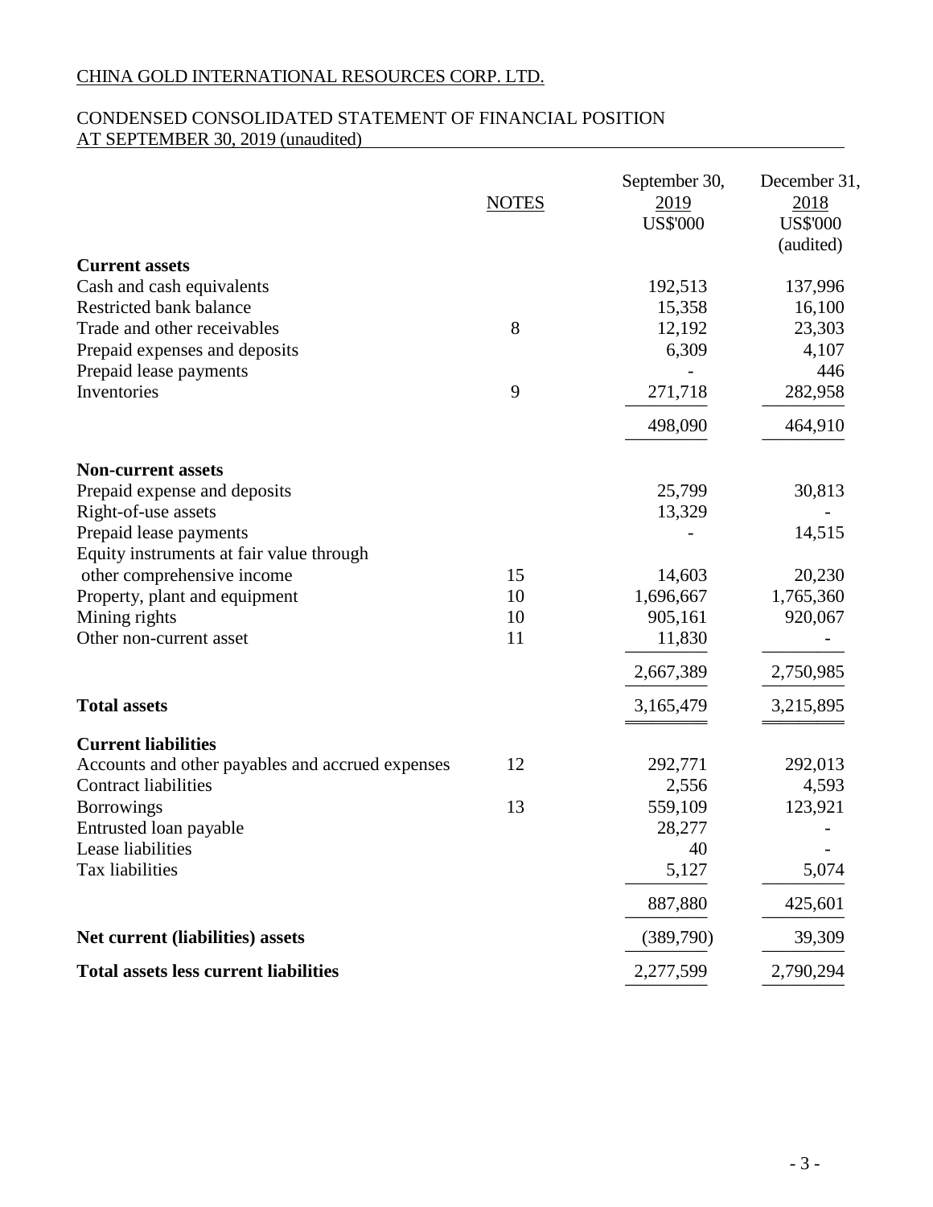CHINA GOLD INTERNATIONAL RESOURCES CORP. LTD.

CONDENSED CONSOLIDATED STATEMENT OF FINANCIAL POSITION
AT SEPTEMBER 30, 2019 (unaudited)

| | NOTES | September 30, 2019 US$'000 | December 31, 2018 US$'000 (audited) |
|---|---|---|---|
| **Current assets** | | | |
| Cash and cash equivalents | | 192,513 | 137,996 |
| Restricted bank balance | | 15,358 | 16,100 |
| Trade and other receivables | 8 | 12,192 | 23,303 |
| Prepaid expenses and deposits | | 6,309 | 4,107 |
| Prepaid lease payments | | - | 446 |
| Inventories | 9 | 271,718 | 282,958 |
| | | 498,090 | 464,910 |
| **Non-current assets** | | | |
| Prepaid expense and deposits | | 25,799 | 30,813 |
| Right-of-use assets | | 13,329 | - |
| Prepaid lease payments | | - | 14,515 |
| Equity instruments at fair value through other comprehensive income | 15 | 14,603 | 20,230 |
| Property, plant and equipment | 10 | 1,696,667 | 1,765,360 |
| Mining rights | 10 | 905,161 | 920,067 |
| Other non-current asset | 11 | 11,830 | - |
| | | 2,667,389 | 2,750,985 |
| **Total assets** | | 3,165,479 | 3,215,895 |
| **Current liabilities** | | | |
| Accounts and other payables and accrued expenses | 12 | 292,771 | 292,013 |
| Contract liabilities | | 2,556 | 4,593 |
| Borrowings | 13 | 559,109 | 123,921 |
| Entrusted loan payable | | 28,277 | - |
| Lease liabilities | | 40 | - |
| Tax liabilities | | 5,127 | 5,074 |
| | | 887,880 | 425,601 |
| **Net current (liabilities) assets** | | (389,790) | 39,309 |
| **Total assets less current liabilities** | | 2,277,599 | 2,790,294 |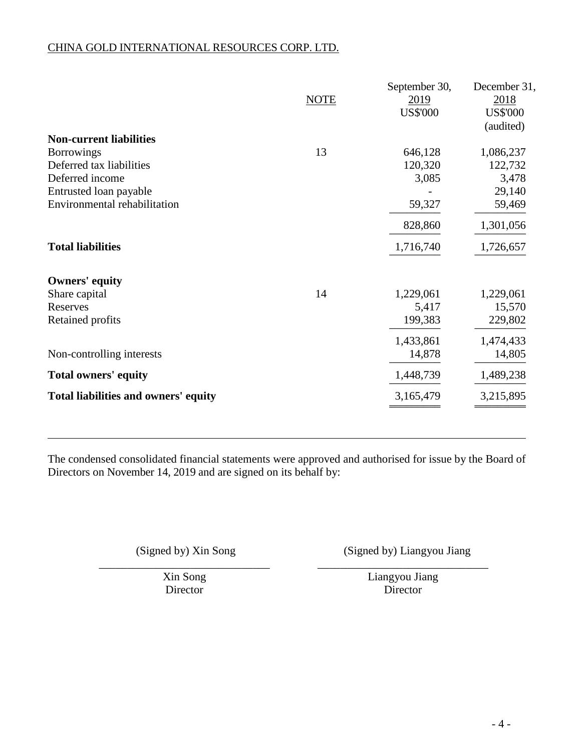CHINA GOLD INTERNATIONAL RESOURCES CORP. LTD.

| | NOTE | September 30, 2019 US$'000 | December 31, 2018 US$'000 (audited) |
|---|---|---|---|
| **Non-current liabilities** | | | |
| Borrowings | 13 | 646,128 | 1,086,237 |
| Deferred tax liabilities | | 120,320 | 122,732 |
| Deferred income | | 3,085 | 3,478 |
| Entrusted loan payable | | - | 29,140 |
| Environmental rehabilitation | | 59,327 | 59,469 |
| | | 828,860 | 1,301,056 |
| **Total liabilities** | | 1,716,740 | 1,726,657 |
| **Owners' equity** | | | |
| Share capital | 14 | 1,229,061 | 1,229,061 |
| Reserves | | 5,417 | 15,570 |
| Retained profits | | 199,383 | 229,802 |
| | | 1,433,861 | 1,474,433 |
| Non-controlling interests | | 14,878 | 14,805 |
| **Total owners' equity** | | 1,448,739 | 1,489,238 |
| **Total liabilities and owners' equity** | | 3,165,479 | 3,215,895 |

The condensed consolidated financial statements were approved and authorised for issue by the Board of Directors on November 14, 2019 and are signed on its behalf by:

(Signed by) Xin Song
Xin Song
Director

(Signed by) Liangyou Jiang
Liangyou Jiang
Director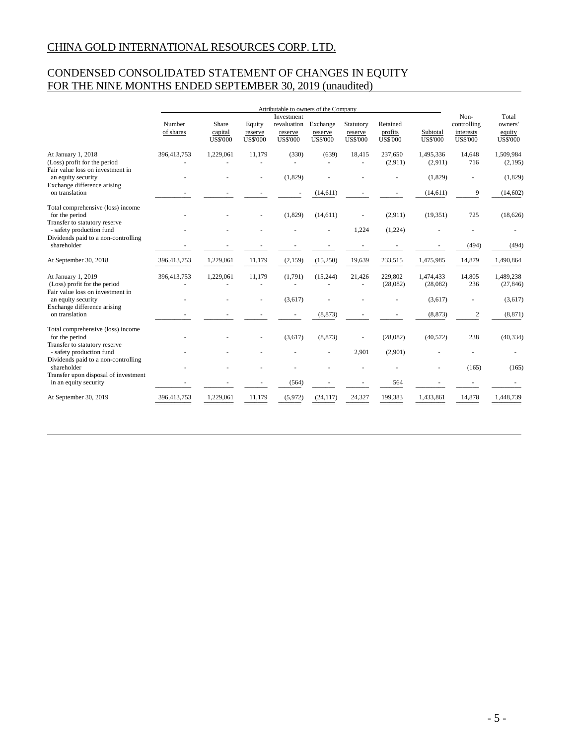# CHINA GOLD INTERNATIONAL RESOURCES CORP. LTD.

## CONDENSED CONSOLIDATED STATEMENT OF CHANGES IN EQUITY FOR THE NINE MONTHS ENDED SEPTEMBER 30, 2019 (unaudited)

| | Attributable to owners of the Company | | | | | | | | Non-controlling interests | Total owners' equity |
|---|---|---|---|---|---|---|---|---|---|---|
| | Number of shares | Share capital US$'000 | Equity reserve US$'000 | Investment revaluation reserve US$'000 | Exchange reserve US$'000 | Statutory reserve US$'000 | Retained profits US$'000 | Subtotal US$'000 | US$'000 | US$'000 |
| At January 1, 2018 | 396,413,753 | 1,229,061 | 11,179 | (330) | (639) | 18,415 | 237,650 | 1,495,336 | 14,648 | 1,509,984 |
| (Loss) profit for the period | - | - | - | - | - | - | (2,911) | (2,911) | 716 | (2,195) |
| Fair value loss on investment in an equity security | - | - | - | (1,829) | - | - | - | (1,829) | - | (1,829) |
| Exchange difference arising on translation | - | - | - | - | (14,611) | - | - | (14,611) | 9 | (14,602) |
| Total comprehensive (loss) income for the period | - | - | - | (1,829) | (14,611) | - | (2,911) | (19,351) | 725 | (18,626) |
| Transfer to statutory reserve - safety production fund | - | - | - | - | - | 1,224 | (1,224) | - | - | - |
| Dividends paid to a non-controlling shareholder | - | - | - | - | - | - | - | - | (494) | (494) |
| At September 30, 2018 | 396,413,753 | 1,229,061 | 11,179 | (2,159) | (15,250) | 19,639 | 233,515 | 1,475,985 | 14,879 | 1,490,864 |
| At January 1, 2019 | 396,413,753 | 1,229,061 | 11,179 | (1,791) | (15,244) | 21,426 | 229,802 | 1,474,433 | 14,805 | 1,489,238 |
| (Loss) profit for the period | - | - | - | - | - | - | (28,082) | (28,082) | 236 | (27,846) |
| Fair value loss on investment in an equity security | - | - | - | (3,617) | - | - | - | (3,617) | - | (3,617) |
| Exchange difference arising on translation | - | - | - | - | (8,873) | - | - | (8,873) | 2 | (8,871) |
| Total comprehensive (loss) income for the period | - | - | - | (3,617) | (8,873) | - | (28,082) | (40,572) | 238 | (40,334) |
| Transfer to statutory reserve - safety production fund | - | - | - | - | - | 2,901 | (2,901) | - | - | - |
| Dividends paid to a non-controlling shareholder | - | - | - | - | - | - | - | - | (165) | (165) |
| Transfer upon disposal of investment in an equity security | - | - | - | (564) | - | - | 564 | - | - | - |
| At September 30, 2019 | 396,413,753 | 1,229,061 | 11,179 | (5,972) | (24,117) | 24,327 | 199,383 | 1,433,861 | 14,878 | 1,448,739 |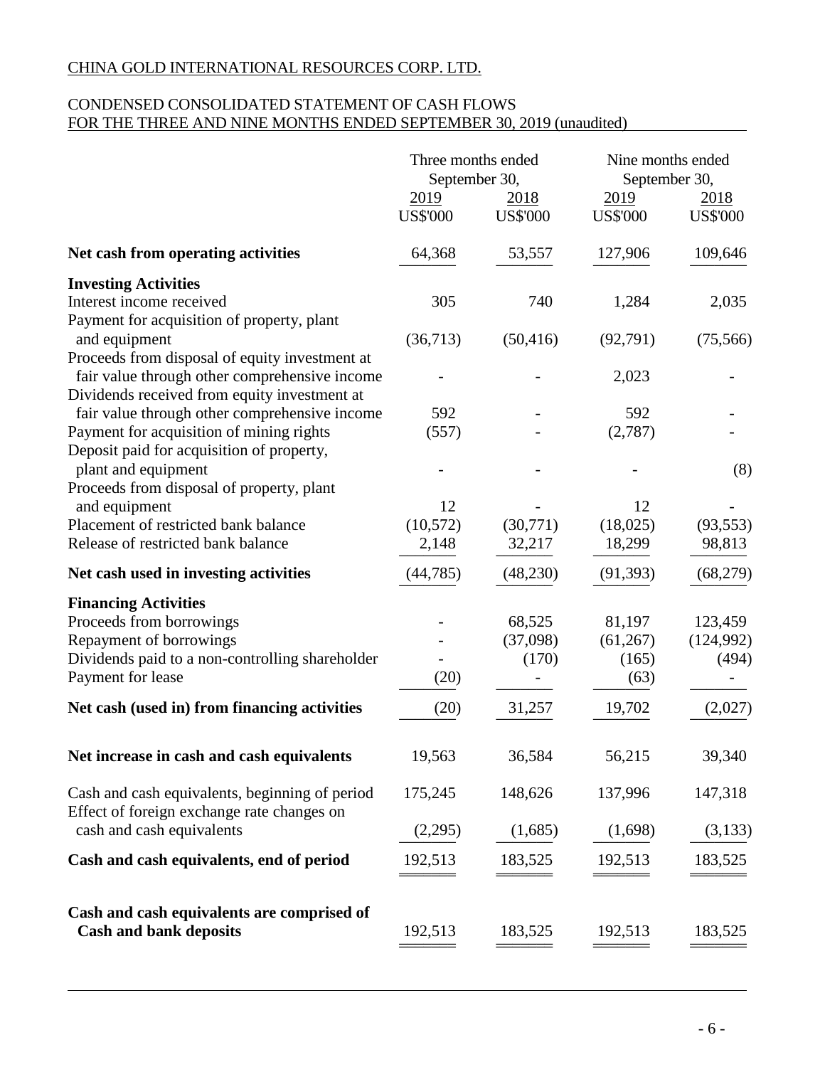CHINA GOLD INTERNATIONAL RESOURCES CORP. LTD.

CONDENSED CONSOLIDATED STATEMENT OF CASH FLOWS
FOR THE THREE AND NINE MONTHS ENDED SEPTEMBER 30, 2019 (unaudited)

| | Three months ended September 30, | | Nine months ended September 30, | |
|---|---|---|---|---|
| | 2019 | 2018 | 2019 | 2018 |
| | US$'000 | US$'000 | US$'000 | US$'000 |
| **Net cash from operating activities** | 64,368 | 53,557 | 127,906 | 109,646 |
| **Investing Activities** | | | | |
| Interest income received | 305 | 740 | 1,284 | 2,035 |
| Payment for acquisition of property, plant and equipment | (36,713) | (50,416) | (92,791) | (75,566) |
| Proceeds from disposal of equity investment at fair value through other comprehensive income | - | - | 2,023 | - |
| Dividends received from equity investment at fair value through other comprehensive income | 592 | - | 592 | - |
| Payment for acquisition of mining rights | (557) | - | (2,787) | - |
| Deposit paid for acquisition of property, plant and equipment | - | - | - | (8) |
| Proceeds from disposal of property, plant and equipment | 12 | - | 12 | - |
| Placement of restricted bank balance | (10,572) | (30,771) | (18,025) | (93,553) |
| Release of restricted bank balance | 2,148 | 32,217 | 18,299 | 98,813 |
| **Net cash used in investing activities** | (44,785) | (48,230) | (91,393) | (68,279) |
| **Financing Activities** | | | | |
| Proceeds from borrowings | - | 68,525 | 81,197 | 123,459 |
| Repayment of borrowings | - | (37,098) | (61,267) | (124,992) |
| Dividends paid to a non-controlling shareholder | - | (170) | (165) | (494) |
| Payment for lease | (20) | - | (63) | - |
| **Net cash (used in) from financing activities** | (20) | 31,257 | 19,702 | (2,027) |
| **Net increase in cash and cash equivalents** | 19,563 | 36,584 | 56,215 | 39,340 |
| Cash and cash equivalents, beginning of period | 175,245 | 148,626 | 137,996 | 147,318 |
| Effect of foreign exchange rate changes on cash and cash equivalents | (2,295) | (1,685) | (1,698) | (3,133) |
| **Cash and cash equivalents, end of period** | 192,513 | 183,525 | 192,513 | 183,525 |
| **Cash and cash equivalents are comprised of Cash and bank deposits** | 192,513 | 183,525 | 192,513 | 183,525 |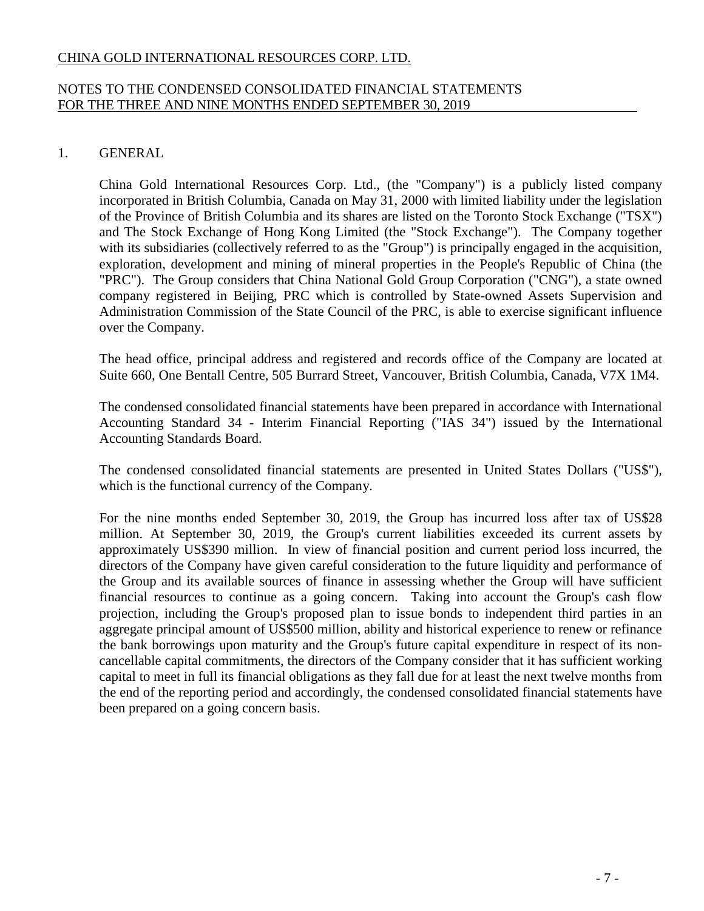# CHINA GOLD INTERNATIONAL RESOURCES CORP. LTD.

## NOTES TO THE CONDENSED CONSOLIDATED FINANCIAL STATEMENTS FOR THE THREE AND NINE MONTHS ENDED SEPTEMBER 30, 2019

### 1. GENERAL

China Gold International Resources Corp. Ltd., (the "Company") is a publicly listed company incorporated in British Columbia, Canada on May 31, 2000 with limited liability under the legislation of the Province of British Columbia and its shares are listed on the Toronto Stock Exchange ("TSX") and The Stock Exchange of Hong Kong Limited (the "Stock Exchange"). The Company together with its subsidiaries (collectively referred to as the "Group") is principally engaged in the acquisition, exploration, development and mining of mineral properties in the People's Republic of China (the "PRC"). The Group considers that China National Gold Group Corporation ("CNG"), a state owned company registered in Beijing, PRC which is controlled by State-owned Assets Supervision and Administration Commission of the State Council of the PRC, is able to exercise significant influence over the Company.

The head office, principal address and registered and records office of the Company are located at Suite 660, One Bentall Centre, 505 Burrard Street, Vancouver, British Columbia, Canada, V7X 1M4.

The condensed consolidated financial statements have been prepared in accordance with International Accounting Standard 34 - Interim Financial Reporting ("IAS 34") issued by the International Accounting Standards Board.

The condensed consolidated financial statements are presented in United States Dollars ("US$"), which is the functional currency of the Company.

For the nine months ended September 30, 2019, the Group has incurred loss after tax of US$28 million. At September 30, 2019, the Group's current liabilities exceeded its current assets by approximately US$390 million. In view of financial position and current period loss incurred, the directors of the Company have given careful consideration to the future liquidity and performance of the Group and its available sources of finance in assessing whether the Group will have sufficient financial resources to continue as a going concern. Taking into account the Group's cash flow projection, including the Group's proposed plan to issue bonds to independent third parties in an aggregate principal amount of US$500 million, ability and historical experience to renew or refinance the bank borrowings upon maturity and the Group's future capital expenditure in respect of its non-cancellable capital commitments, the directors of the Company consider that it has sufficient working capital to meet in full its financial obligations as they fall due for at least the next twelve months from the end of the reporting period and accordingly, the condensed consolidated financial statements have been prepared on a going concern basis.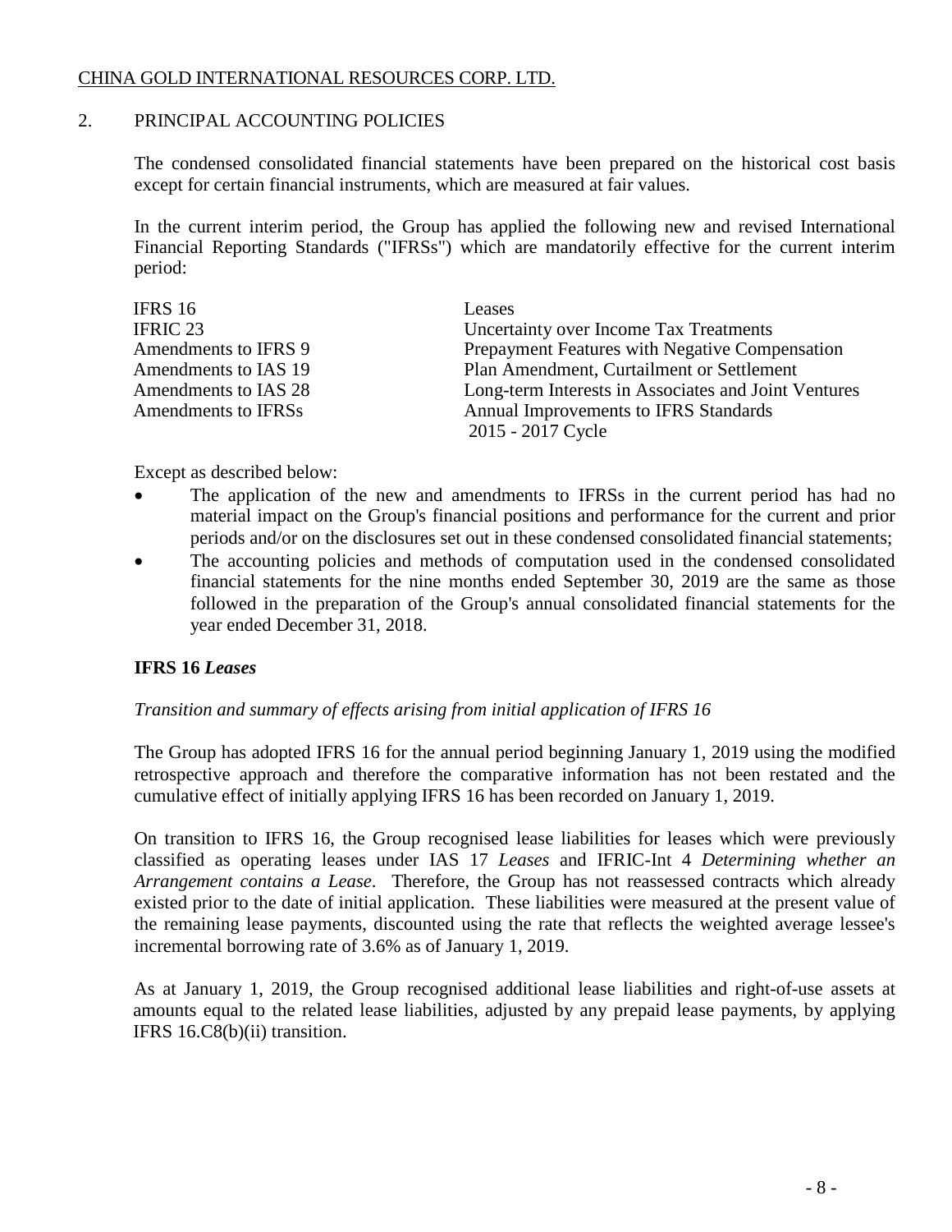CHINA GOLD INTERNATIONAL RESOURCES CORP. LTD.

## 2. PRINCIPAL ACCOUNTING POLICIES

The condensed consolidated financial statements have been prepared on the historical cost basis except for certain financial instruments, which are measured at fair values.

In the current interim period, the Group has applied the following new and revised International Financial Reporting Standards ("IFRSs") which are mandatorily effective for the current interim period:

| | |
|---|---|
| IFRS 16 | Leases |
| IFRIC 23 | Uncertainty over Income Tax Treatments |
| Amendments to IFRS 9 | Prepayment Features with Negative Compensation |
| Amendments to IAS 19 | Plan Amendment, Curtailment or Settlement |
| Amendments to IAS 28 | Long-term Interests in Associates and Joint Ventures |
| Amendments to IFRSs | Annual Improvements to IFRS Standards 2015 - 2017 Cycle |

Except as described below:

- The application of the new and amendments to IFRSs in the current period has had no material impact on the Group's financial positions and performance for the current and prior periods and/or on the disclosures set out in these condensed consolidated financial statements;
- The accounting policies and methods of computation used in the condensed consolidated financial statements for the nine months ended September 30, 2019 are the same as those followed in the preparation of the Group's annual consolidated financial statements for the year ended December 31, 2018.

### IFRS 16 *Leases*

*Transition and summary of effects arising from initial application of IFRS 16*

The Group has adopted IFRS 16 for the annual period beginning January 1, 2019 using the modified retrospective approach and therefore the comparative information has not been restated and the cumulative effect of initially applying IFRS 16 has been recorded on January 1, 2019.

On transition to IFRS 16, the Group recognised lease liabilities for leases which were previously classified as operating leases under IAS 17 *Leases* and IFRIC-Int 4 *Determining whether an Arrangement contains a Lease*. Therefore, the Group has not reassessed contracts which already existed prior to the date of initial application. These liabilities were measured at the present value of the remaining lease payments, discounted using the rate that reflects the weighted average lessee's incremental borrowing rate of 3.6% as of January 1, 2019.

As at January 1, 2019, the Group recognised additional lease liabilities and right-of-use assets at amounts equal to the related lease liabilities, adjusted by any prepaid lease payments, by applying IFRS 16.C8(b)(ii) transition.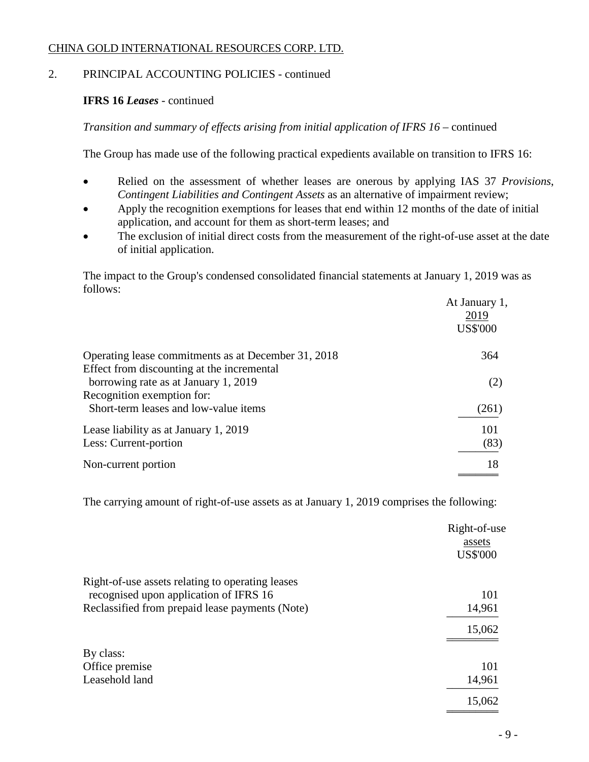CHINA GOLD INTERNATIONAL RESOURCES CORP. LTD.

## 2. PRINCIPAL ACCOUNTING POLICIES - continued

### IFRS 16 *Leases* - continued

*Transition and summary of effects arising from initial application of IFRS 16* – continued

The Group has made use of the following practical expedients available on transition to IFRS 16:

- Relied on the assessment of whether leases are onerous by applying IAS 37 *Provisions, Contingent Liabilities and Contingent Assets* as an alternative of impairment review;
- Apply the recognition exemptions for leases that end within 12 months of the date of initial application, and account for them as short-term leases; and
- The exclusion of initial direct costs from the measurement of the right-of-use asset at the date of initial application.

The impact to the Group's condensed consolidated financial statements at January 1, 2019 was as follows:

| | At January 1, 2019 US$'000 |
|---|---|
| Operating lease commitments as at December 31, 2018 | 364 |
| Effect from discounting at the incremental borrowing rate as at January 1, 2019 | (2) |
| Recognition exemption for: Short-term leases and low-value items | (261) |
| Lease liability as at January 1, 2019 | 101 |
| Less: Current-portion | (83) |
| Non-current portion | 18 |

The carrying amount of right-of-use assets as at January 1, 2019 comprises the following:

| | Right-of-use assets US$'000 |
|---|---|
| Right-of-use assets relating to operating leases recognised upon application of IFRS 16 | 101 |
| Reclassified from prepaid lease payments (Note) | 14,961 |
| | 15,062 |
| By class: | |
| Office premise | 101 |
| Leasehold land | 14,961 |
| | 15,062 |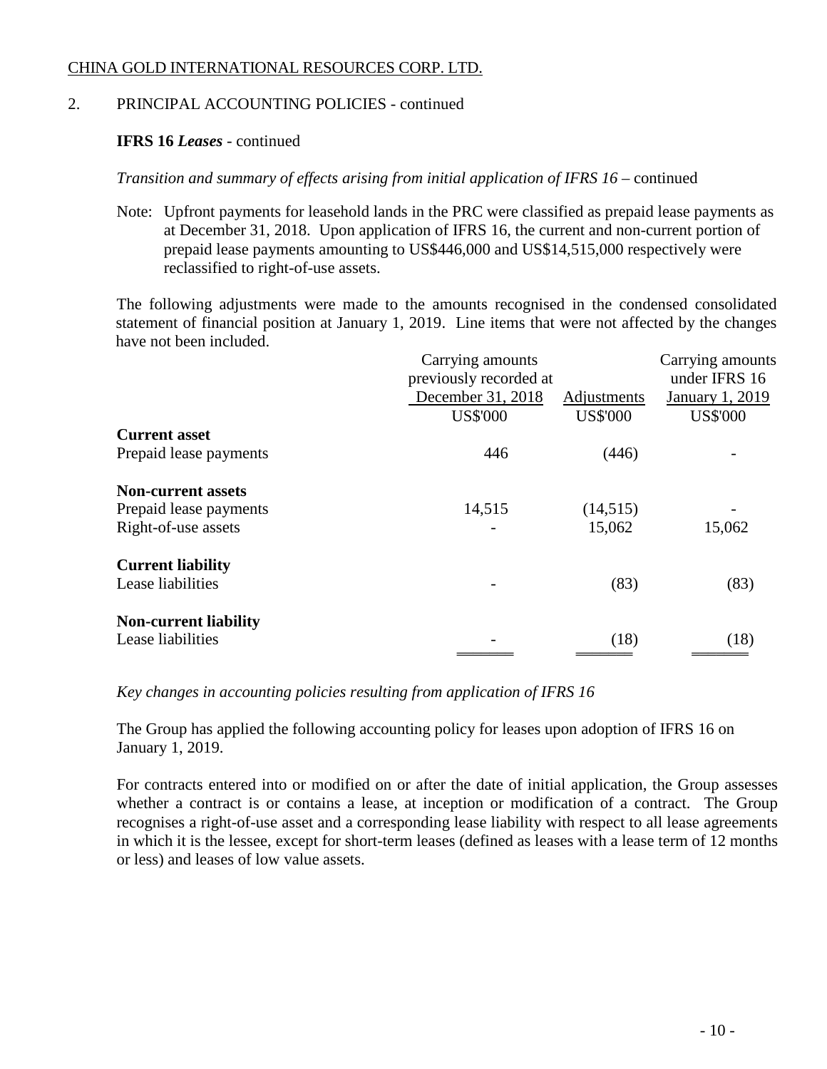CHINA GOLD INTERNATIONAL RESOURCES CORP. LTD.

2. PRINCIPAL ACCOUNTING POLICIES - continued

**IFRS 16 *Leases*** - continued

*Transition and summary of effects arising from initial application of IFRS 16* – continued

Note: Upfront payments for leasehold lands in the PRC were classified as prepaid lease payments as at December 31, 2018. Upon application of IFRS 16, the current and non-current portion of prepaid lease payments amounting to US$446,000 and US$14,515,000 respectively were reclassified to right-of-use assets.

The following adjustments were made to the amounts recognised in the condensed consolidated statement of financial position at January 1, 2019. Line items that were not affected by the changes have not been included.

| | Carrying amounts previously recorded at December 31, 2018 | Adjustments | Carrying amounts under IFRS 16 January 1, 2019 |
|---|---|---|---|
| | US$'000 | US$'000 | US$'000 |
| **Current asset** | | | |
| Prepaid lease payments | 446 | (446) | - |
| **Non-current assets** | | | |
| Prepaid lease payments | 14,515 | (14,515) | - |
| Right-of-use assets | - | 15,062 | 15,062 |
| **Current liability** | | | |
| Lease liabilities | - | (83) | (83) |
| **Non-current liability** | | | |
| Lease liabilities | - | (18) | (18) |

*Key changes in accounting policies resulting from application of IFRS 16*

The Group has applied the following accounting policy for leases upon adoption of IFRS 16 on January 1, 2019.

For contracts entered into or modified on or after the date of initial application, the Group assesses whether a contract is or contains a lease, at inception or modification of a contract. The Group recognises a right-of-use asset and a corresponding lease liability with respect to all lease agreements in which it is the lessee, except for short-term leases (defined as leases with a lease term of 12 months or less) and leases of low value assets.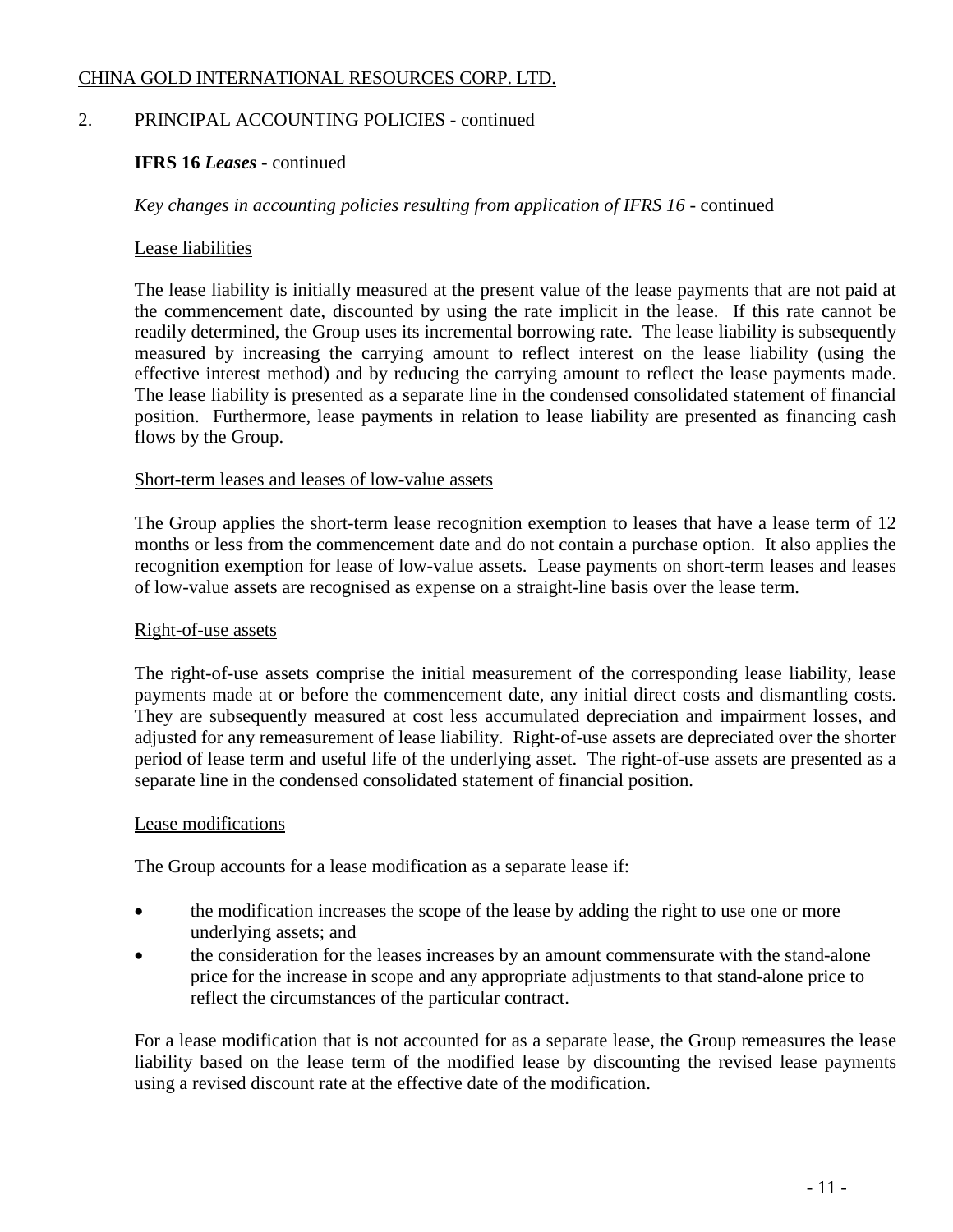CHINA GOLD INTERNATIONAL RESOURCES CORP. LTD.

2. PRINCIPAL ACCOUNTING POLICIES - continued

**IFRS 16 *Leases*** - continued

*Key changes in accounting policies resulting from application of IFRS 16* - continued

Lease liabilities

The lease liability is initially measured at the present value of the lease payments that are not paid at the commencement date, discounted by using the rate implicit in the lease. If this rate cannot be readily determined, the Group uses its incremental borrowing rate. The lease liability is subsequently measured by increasing the carrying amount to reflect interest on the lease liability (using the effective interest method) and by reducing the carrying amount to reflect the lease payments made. The lease liability is presented as a separate line in the condensed consolidated statement of financial position. Furthermore, lease payments in relation to lease liability are presented as financing cash flows by the Group.

Short-term leases and leases of low-value assets

The Group applies the short-term lease recognition exemption to leases that have a lease term of 12 months or less from the commencement date and do not contain a purchase option. It also applies the recognition exemption for lease of low-value assets. Lease payments on short-term leases and leases of low-value assets are recognised as expense on a straight-line basis over the lease term.

Right-of-use assets

The right-of-use assets comprise the initial measurement of the corresponding lease liability, lease payments made at or before the commencement date, any initial direct costs and dismantling costs. They are subsequently measured at cost less accumulated depreciation and impairment losses, and adjusted for any remeasurement of lease liability. Right-of-use assets are depreciated over the shorter period of lease term and useful life of the underlying asset. The right-of-use assets are presented as a separate line in the condensed consolidated statement of financial position.

Lease modifications

The Group accounts for a lease modification as a separate lease if:

- the modification increases the scope of the lease by adding the right to use one or more underlying assets; and
- the consideration for the leases increases by an amount commensurate with the stand-alone price for the increase in scope and any appropriate adjustments to that stand-alone price to reflect the circumstances of the particular contract.

For a lease modification that is not accounted for as a separate lease, the Group remeasures the lease liability based on the lease term of the modified lease by discounting the revised lease payments using a revised discount rate at the effective date of the modification.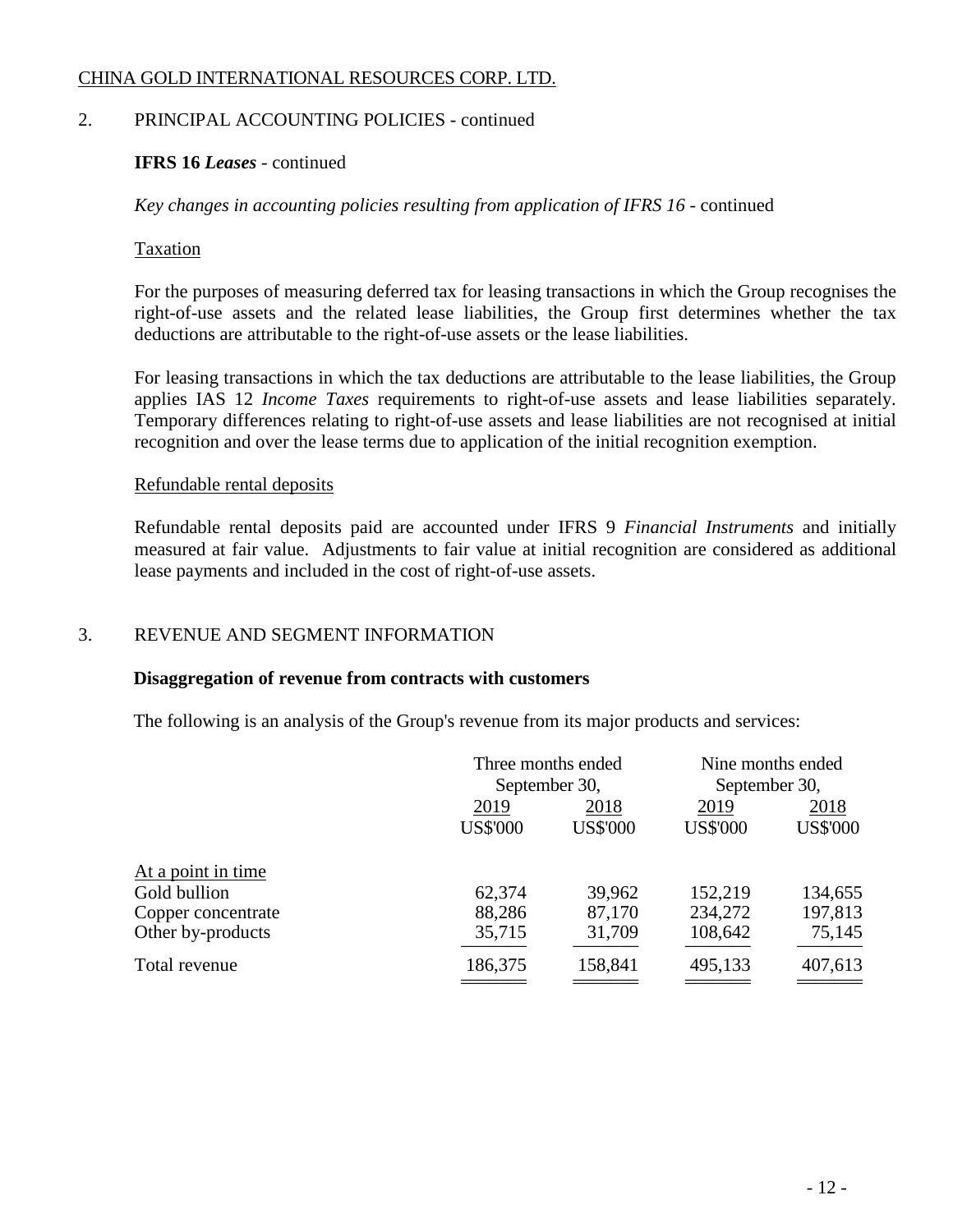CHINA GOLD INTERNATIONAL RESOURCES CORP. LTD.

## 2. PRINCIPAL ACCOUNTING POLICIES - continued

### IFRS 16 *Leases* - continued

*Key changes in accounting policies resulting from application of IFRS 16* - continued

Taxation

For the purposes of measuring deferred tax for leasing transactions in which the Group recognises the right-of-use assets and the related lease liabilities, the Group first determines whether the tax deductions are attributable to the right-of-use assets or the lease liabilities.

For leasing transactions in which the tax deductions are attributable to the lease liabilities, the Group applies IAS 12 *Income Taxes* requirements to right-of-use assets and lease liabilities separately. Temporary differences relating to right-of-use assets and lease liabilities are not recognised at initial recognition and over the lease terms due to application of the initial recognition exemption.

Refundable rental deposits

Refundable rental deposits paid are accounted under IFRS 9 *Financial Instruments* and initially measured at fair value. Adjustments to fair value at initial recognition are considered as additional lease payments and included in the cost of right-of-use assets.

## 3. REVENUE AND SEGMENT INFORMATION

**Disaggregation of revenue from contracts with customers**

The following is an analysis of the Group's revenue from its major products and services:

| | Three months ended September 30, | | Nine months ended September 30, | |
|---|---|---|---|---|
| | 2019 | 2018 | 2019 | 2018 |
| | US$'000 | US$'000 | US$'000 | US$'000 |
| At a point in time | | | | |
| Gold bullion | 62,374 | 39,962 | 152,219 | 134,655 |
| Copper concentrate | 88,286 | 87,170 | 234,272 | 197,813 |
| Other by-products | 35,715 | 31,709 | 108,642 | 75,145 |
| Total revenue | 186,375 | 158,841 | 495,133 | 407,613 |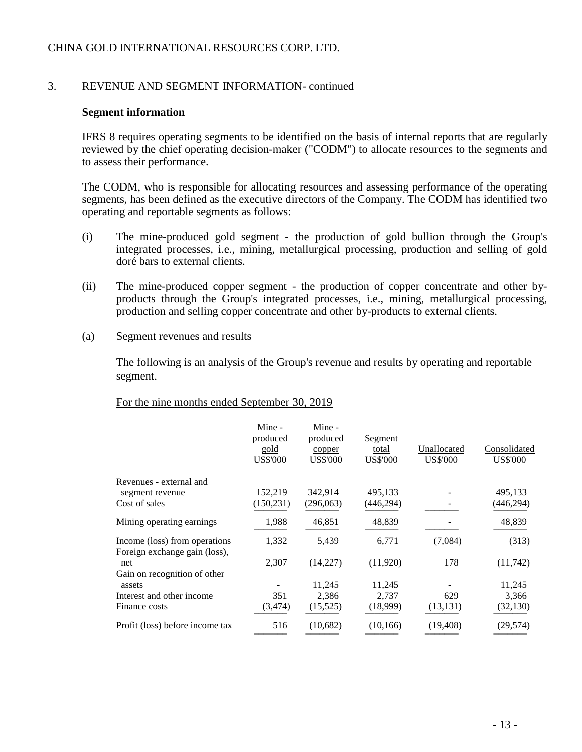CHINA GOLD INTERNATIONAL RESOURCES CORP. LTD.

## 3. REVENUE AND SEGMENT INFORMATION- continued

**Segment information**

IFRS 8 requires operating segments to be identified on the basis of internal reports that are regularly reviewed by the chief operating decision-maker ("CODM") to allocate resources to the segments and to assess their performance.

The CODM, who is responsible for allocating resources and assessing performance of the operating segments, has been defined as the executive directors of the Company. The CODM has identified two operating and reportable segments as follows:

(i) The mine-produced gold segment - the production of gold bullion through the Group's integrated processes, i.e., mining, metallurgical processing, production and selling of gold doré bars to external clients.

(ii) The mine-produced copper segment - the production of copper concentrate and other by-products through the Group's integrated processes, i.e., mining, metallurgical processing, production and selling copper concentrate and other by-products to external clients.

(a) Segment revenues and results

The following is an analysis of the Group's revenue and results by operating and reportable segment.

For the nine months ended September 30, 2019

| | Mine - produced gold US$'000 | Mine - produced copper US$'000 | Segment total US$'000 | Unallocated US$'000 | Consolidated US$'000 |
|---|---|---|---|---|---|
| Revenues - external and segment revenue | 152,219 | 342,914 | 495,133 | - | 495,133 |
| Cost of sales | (150,231) | (296,063) | (446,294) | - | (446,294) |
| Mining operating earnings | 1,988 | 46,851 | 48,839 | - | 48,839 |
| Income (loss) from operations | 1,332 | 5,439 | 6,771 | (7,084) | (313) |
| Foreign exchange gain (loss), net | 2,307 | (14,227) | (11,920) | 178 | (11,742) |
| Gain on recognition of other assets | - | 11,245 | 11,245 | - | 11,245 |
| Interest and other income | 351 | 2,386 | 2,737 | 629 | 3,366 |
| Finance costs | (3,474) | (15,525) | (18,999) | (13,131) | (32,130) |
| Profit (loss) before income tax | 516 | (10,682) | (10,166) | (19,408) | (29,574) |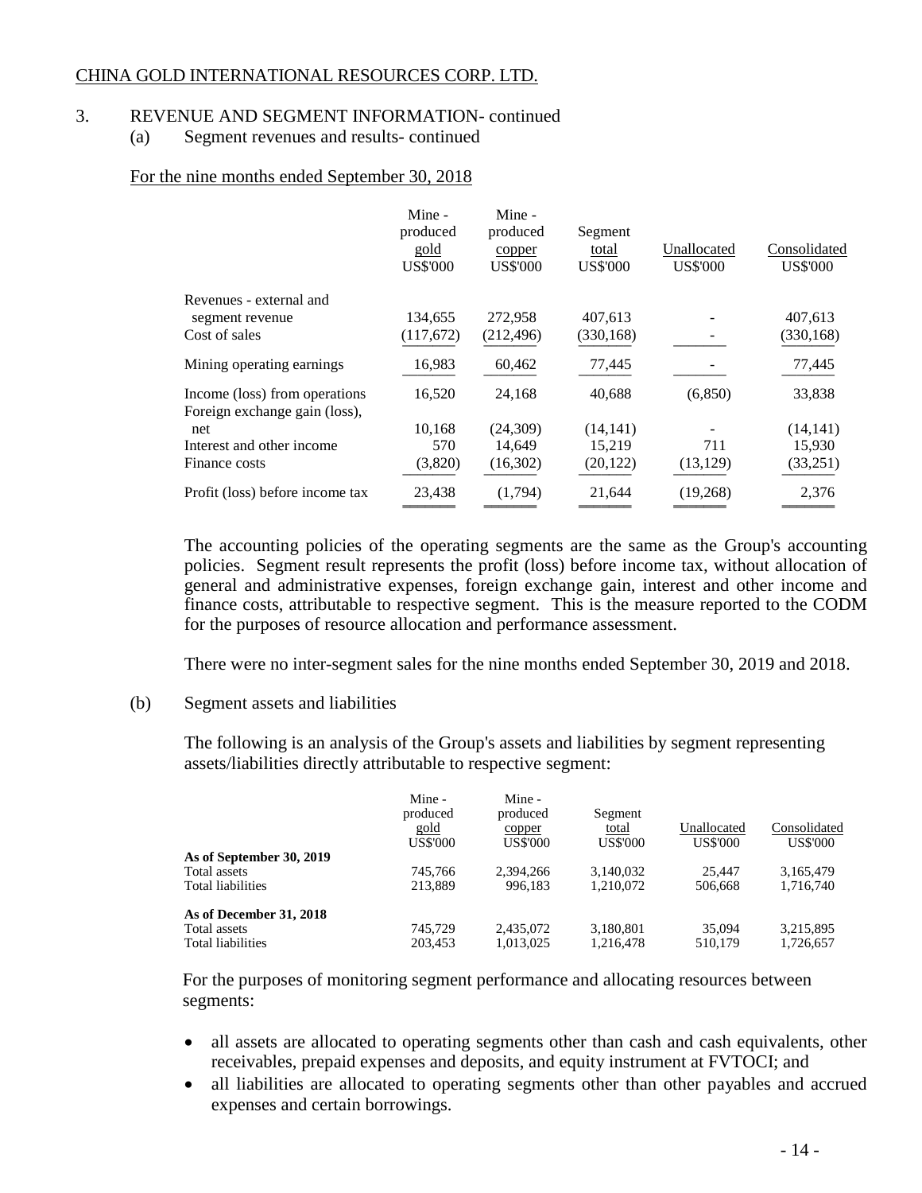CHINA GOLD INTERNATIONAL RESOURCES CORP. LTD.

3. REVENUE AND SEGMENT INFORMATION- continued

(a) Segment revenues and results- continued

For the nine months ended September 30, 2018

| | Mine - produced gold US$'000 | Mine - produced copper US$'000 | Segment total US$'000 | Unallocated US$'000 | Consolidated US$'000 |
|---|---|---|---|---|---|
| Revenues - external and segment revenue | 134,655 | 272,958 | 407,613 | - | 407,613 |
| Cost of sales | (117,672) | (212,496) | (330,168) | - | (330,168) |
| Mining operating earnings | 16,983 | 60,462 | 77,445 | - | 77,445 |
| Income (loss) from operations | 16,520 | 24,168 | 40,688 | (6,850) | 33,838 |
| Foreign exchange gain (loss), net | 10,168 | (24,309) | (14,141) | - | (14,141) |
| Interest and other income | 570 | 14,649 | 15,219 | 711 | 15,930 |
| Finance costs | (3,820) | (16,302) | (20,122) | (13,129) | (33,251) |
| Profit (loss) before income tax | 23,438 | (1,794) | 21,644 | (19,268) | 2,376 |

The accounting policies of the operating segments are the same as the Group's accounting policies. Segment result represents the profit (loss) before income tax, without allocation of general and administrative expenses, foreign exchange gain, interest and other income and finance costs, attributable to respective segment. This is the measure reported to the CODM for the purposes of resource allocation and performance assessment.

There were no inter-segment sales for the nine months ended September 30, 2019 and 2018.

(b) Segment assets and liabilities

The following is an analysis of the Group's assets and liabilities by segment representing assets/liabilities directly attributable to respective segment:

| | Mine - produced gold US$'000 | Mine - produced copper US$'000 | Segment total US$'000 | Unallocated US$'000 | Consolidated US$'000 |
|---|---|---|---|---|---|
| **As of September 30, 2019** | | | | | |
| Total assets | 745,766 | 2,394,266 | 3,140,032 | 25,447 | 3,165,479 |
| Total liabilities | 213,889 | 996,183 | 1,210,072 | 506,668 | 1,716,740 |
| **As of December 31, 2018** | | | | | |
| Total assets | 745,729 | 2,435,072 | 3,180,801 | 35,094 | 3,215,895 |
| Total liabilities | 203,453 | 1,013,025 | 1,216,478 | 510,179 | 1,726,657 |

For the purposes of monitoring segment performance and allocating resources between segments:

- all assets are allocated to operating segments other than cash and cash equivalents, other receivables, prepaid expenses and deposits, and equity instrument at FVTOCI; and
- all liabilities are allocated to operating segments other than other payables and accrued expenses and certain borrowings.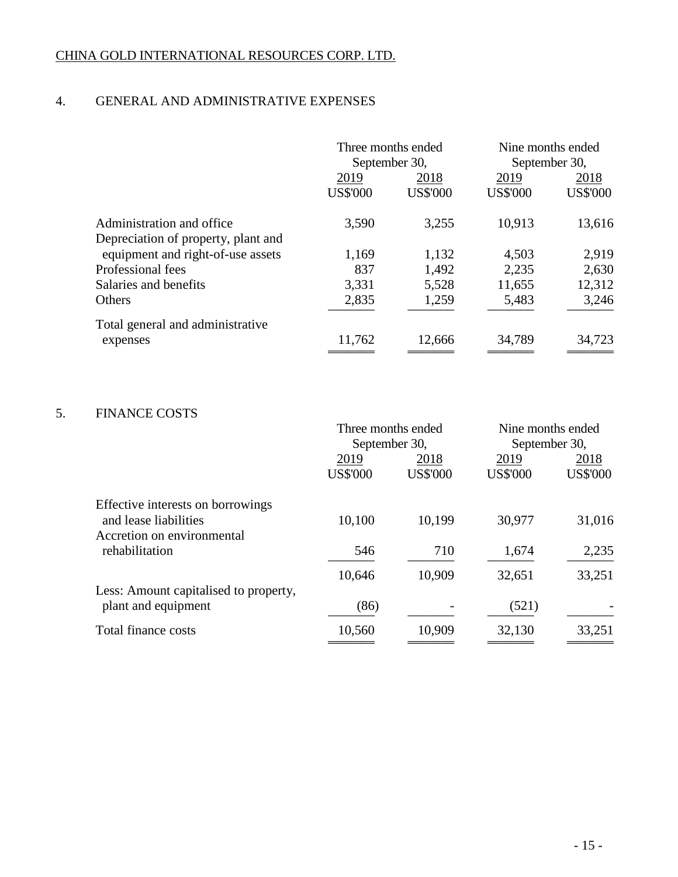CHINA GOLD INTERNATIONAL RESOURCES CORP. LTD.

## 4. GENERAL AND ADMINISTRATIVE EXPENSES

| | Three months ended September 30, | | Nine months ended September 30, | |
|---|---|---|---|---|
| | 2019 | 2018 | 2019 | 2018 |
| | US$'000 | US$'000 | US$'000 | US$'000 |
| Administration and office | 3,590 | 3,255 | 10,913 | 13,616 |
| Depreciation of property, plant and equipment and right-of-use assets | 1,169 | 1,132 | 4,503 | 2,919 |
| Professional fees | 837 | 1,492 | 2,235 | 2,630 |
| Salaries and benefits | 3,331 | 5,528 | 11,655 | 12,312 |
| Others | 2,835 | 1,259 | 5,483 | 3,246 |
| Total general and administrative expenses | 11,762 | 12,666 | 34,789 | 34,723 |

## 5. FINANCE COSTS

| | Three months ended September 30, | | Nine months ended September 30, | |
|---|---|---|---|---|
| | 2019 | 2018 | 2019 | 2018 |
| | US$'000 | US$'000 | US$'000 | US$'000 |
| Effective interests on borrowings and lease liabilities | 10,100 | 10,199 | 30,977 | 31,016 |
| Accretion on environmental rehabilitation | 546 | 710 | 1,674 | 2,235 |
| | 10,646 | 10,909 | 32,651 | 33,251 |
| Less: Amount capitalised to property, plant and equipment | (86) | - | (521) | - |
| Total finance costs | 10,560 | 10,909 | 32,130 | 33,251 |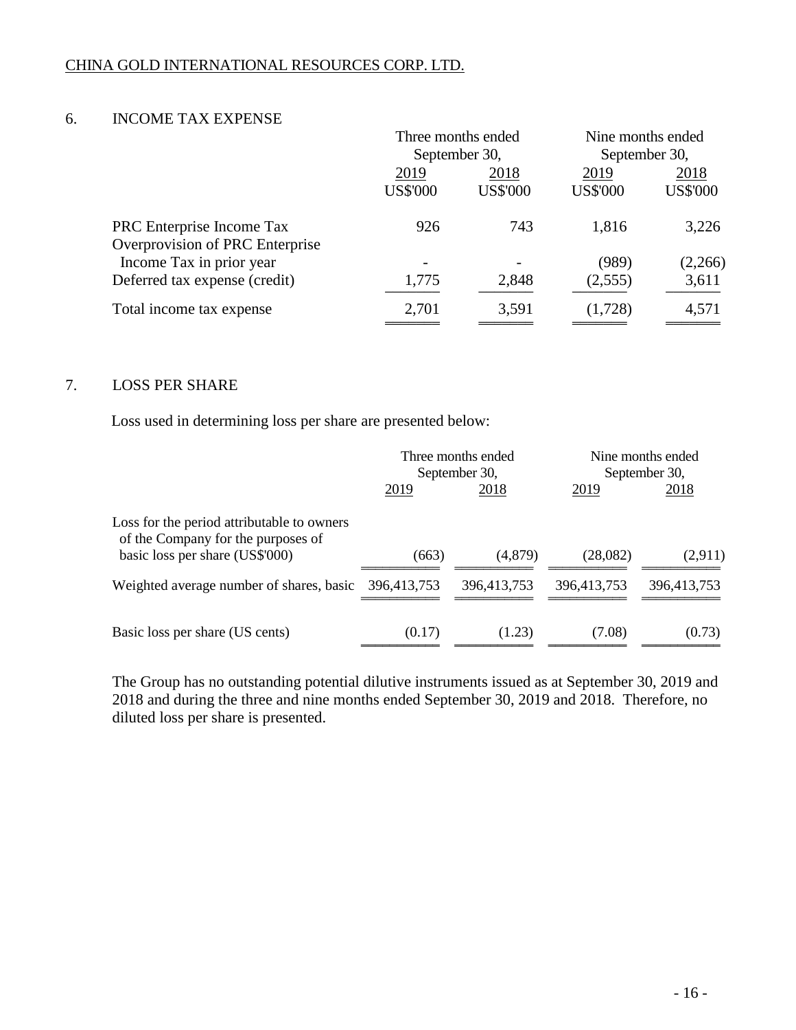CHINA GOLD INTERNATIONAL RESOURCES CORP. LTD.

## 6. INCOME TAX EXPENSE

| | Three months ended September 30, | | Nine months ended September 30, | |
|---|---|---|---|---|
| | 2019 | 2018 | 2019 | 2018 |
| | US$'000 | US$'000 | US$'000 | US$'000 |
| PRC Enterprise Income Tax | 926 | 743 | 1,816 | 3,226 |
| Overprovision of PRC Enterprise Income Tax in prior year | - | - | (989) | (2,266) |
| Deferred tax expense (credit) | 1,775 | 2,848 | (2,555) | 3,611 |
| Total income tax expense | 2,701 | 3,591 | (1,728) | 4,571 |

## 7. LOSS PER SHARE

Loss used in determining loss per share are presented below:

| | Three months ended September 30, | | Nine months ended September 30, | |
|---|---|---|---|---|
| | 2019 | 2018 | 2019 | 2018 |
| Loss for the period attributable to owners of the Company for the purposes of basic loss per share (US$'000) | (663) | (4,879) | (28,082) | (2,911) |
| Weighted average number of shares, basic | 396,413,753 | 396,413,753 | 396,413,753 | 396,413,753 |
| Basic loss per share (US cents) | (0.17) | (1.23) | (7.08) | (0.73) |

The Group has no outstanding potential dilutive instruments issued as at September 30, 2019 and 2018 and during the three and nine months ended September 30, 2019 and 2018. Therefore, no diluted loss per share is presented.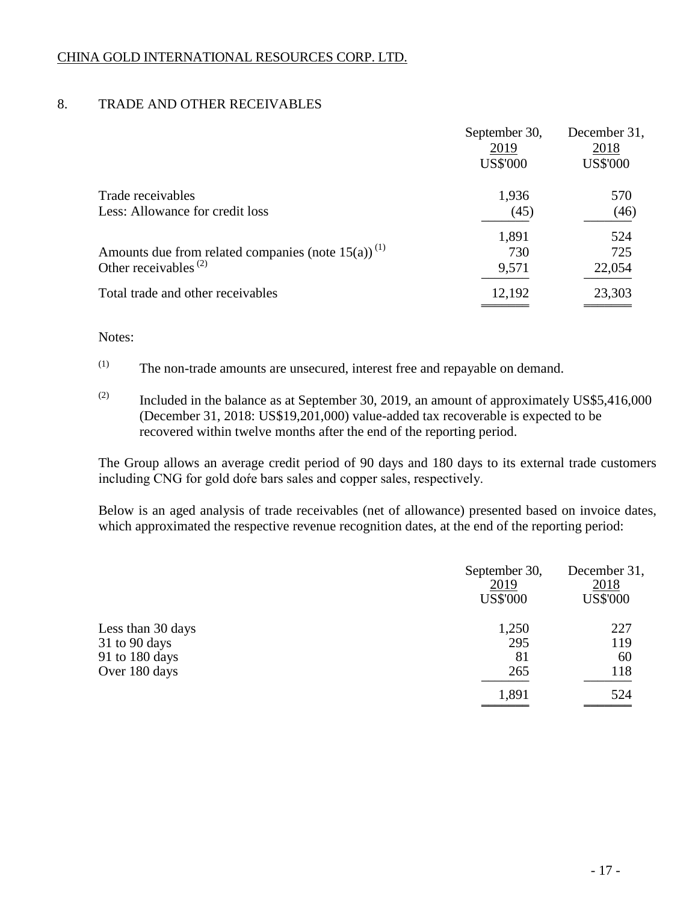CHINA GOLD INTERNATIONAL RESOURCES CORP. LTD.

## 8. TRADE AND OTHER RECEIVABLES

| | September 30, 2019 US$'000 | December 31, 2018 US$'000 |
|---|---|---|
| Trade receivables | 1,936 | 570 |
| Less: Allowance for credit loss | (45) | (46) |
| | 1,891 | 524 |
| Amounts due from related companies (note 15(a)) [1] | 730 | 725 |
| Other receivables [2] | 9,571 | 22,054 |
| Total trade and other receivables | 12,192 | 23,303 |

Notes:

[1] The non-trade amounts are unsecured, interest free and repayable on demand.

[2] Included in the balance as at September 30, 2019, an amount of approximately US$5,416,000 (December 31, 2018: US$19,201,000) value-added tax recoverable is expected to be recovered within twelve months after the end of the reporting period.

The Group allows an average credit period of 90 days and 180 days to its external trade customers including CNG for gold doré bars sales and copper sales, respectively.

Below is an aged analysis of trade receivables (net of allowance) presented based on invoice dates, which approximated the respective revenue recognition dates, at the end of the reporting period:

| | September 30, 2019 US$'000 | December 31, 2018 US$'000 |
|---|---|---|
| Less than 30 days | 1,250 | 227 |
| 31 to 90 days | 295 | 119 |
| 91 to 180 days | 81 | 60 |
| Over 180 days | 265 | 118 |
| | 1,891 | 524 |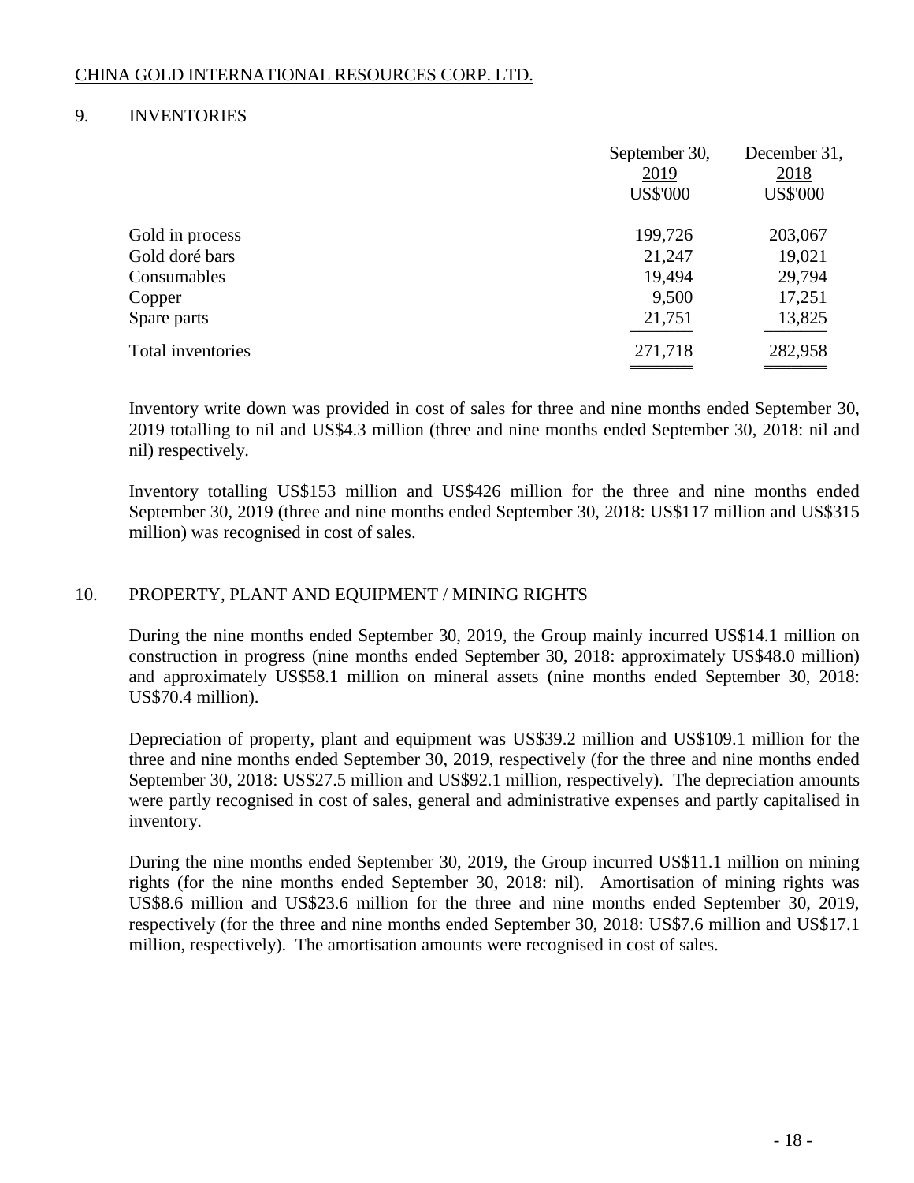CHINA GOLD INTERNATIONAL RESOURCES CORP. LTD.

## 9. INVENTORIES

| | September 30, 2019 US$'000 | December 31, 2018 US$'000 |
|---|---|---|
| Gold in process | 199,726 | 203,067 |
| Gold doré bars | 21,247 | 19,021 |
| Consumables | 19,494 | 29,794 |
| Copper | 9,500 | 17,251 |
| Spare parts | 21,751 | 13,825 |
| Total inventories | 271,718 | 282,958 |

Inventory write down was provided in cost of sales for three and nine months ended September 30, 2019 totalling to nil and US$4.3 million (three and nine months ended September 30, 2018: nil and nil) respectively.

Inventory totalling US$153 million and US$426 million for the three and nine months ended September 30, 2019 (three and nine months ended September 30, 2018: US$117 million and US$315 million) was recognised in cost of sales.

## 10. PROPERTY, PLANT AND EQUIPMENT / MINING RIGHTS

During the nine months ended September 30, 2019, the Group mainly incurred US$14.1 million on construction in progress (nine months ended September 30, 2018: approximately US$48.0 million) and approximately US$58.1 million on mineral assets (nine months ended September 30, 2018: US$70.4 million).

Depreciation of property, plant and equipment was US$39.2 million and US$109.1 million for the three and nine months ended September 30, 2019, respectively (for the three and nine months ended September 30, 2018: US$27.5 million and US$92.1 million, respectively). The depreciation amounts were partly recognised in cost of sales, general and administrative expenses and partly capitalised in inventory.

During the nine months ended September 30, 2019, the Group incurred US$11.1 million on mining rights (for the nine months ended September 30, 2018: nil). Amortisation of mining rights was US$8.6 million and US$23.6 million for the three and nine months ended September 30, 2019, respectively (for the three and nine months ended September 30, 2018: US$7.6 million and US$17.1 million, respectively). The amortisation amounts were recognised in cost of sales.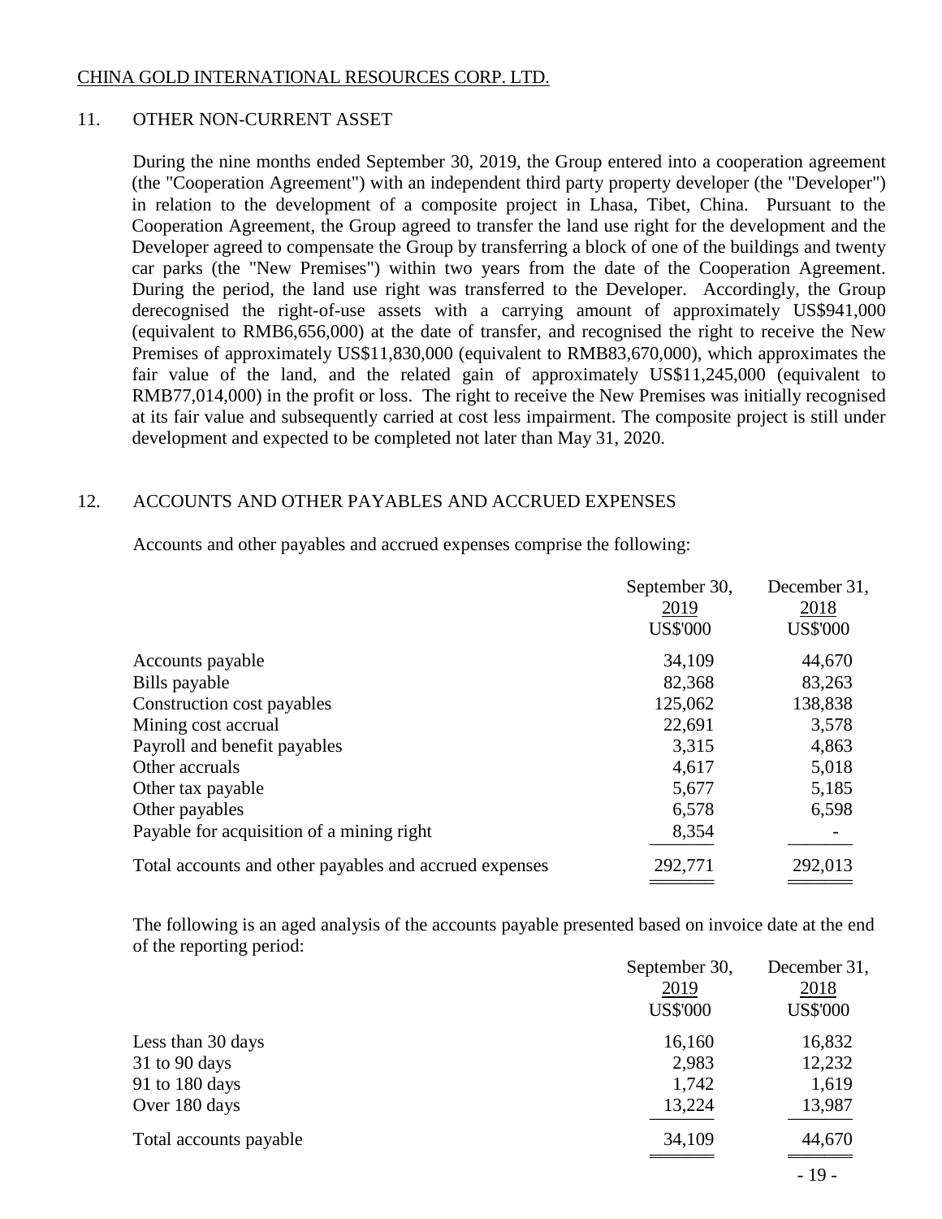CHINA GOLD INTERNATIONAL RESOURCES CORP. LTD.

## 11. OTHER NON-CURRENT ASSET

During the nine months ended September 30, 2019, the Group entered into a cooperation agreement (the "Cooperation Agreement") with an independent third party property developer (the "Developer") in relation to the development of a composite project in Lhasa, Tibet, China. Pursuant to the Cooperation Agreement, the Group agreed to transfer the land use right for the development and the Developer agreed to compensate the Group by transferring a block of one of the buildings and twenty car parks (the "New Premises") within two years from the date of the Cooperation Agreement. During the period, the land use right was transferred to the Developer. Accordingly, the Group derecognised the right-of-use assets with a carrying amount of approximately US$941,000 (equivalent to RMB6,656,000) at the date of transfer, and recognised the right to receive the New Premises of approximately US$11,830,000 (equivalent to RMB83,670,000), which approximates the fair value of the land, and the related gain of approximately US$11,245,000 (equivalent to RMB77,014,000) in the profit or loss. The right to receive the New Premises was initially recognised at its fair value and subsequently carried at cost less impairment. The composite project is still under development and expected to be completed not later than May 31, 2020.

## 12. ACCOUNTS AND OTHER PAYABLES AND ACCRUED EXPENSES

Accounts and other payables and accrued expenses comprise the following:

| | September 30, 2019 US$'000 | December 31, 2018 US$'000 |
|---|---|---|
| Accounts payable | 34,109 | 44,670 |
| Bills payable | 82,368 | 83,263 |
| Construction cost payables | 125,062 | 138,838 |
| Mining cost accrual | 22,691 | 3,578 |
| Payroll and benefit payables | 3,315 | 4,863 |
| Other accruals | 4,617 | 5,018 |
| Other tax payable | 5,677 | 5,185 |
| Other payables | 6,578 | 6,598 |
| Payable for acquisition of a mining right | 8,354 | - |
| Total accounts and other payables and accrued expenses | 292,771 | 292,013 |

The following is an aged analysis of the accounts payable presented based on invoice date at the end of the reporting period:

| | September 30, 2019 US$'000 | December 31, 2018 US$'000 |
|---|---|---|
| Less than 30 days | 16,160 | 16,832 |
| 31 to 90 days | 2,983 | 12,232 |
| 91 to 180 days | 1,742 | 1,619 |
| Over 180 days | 13,224 | 13,987 |
| Total accounts payable | 34,109 | 44,670 |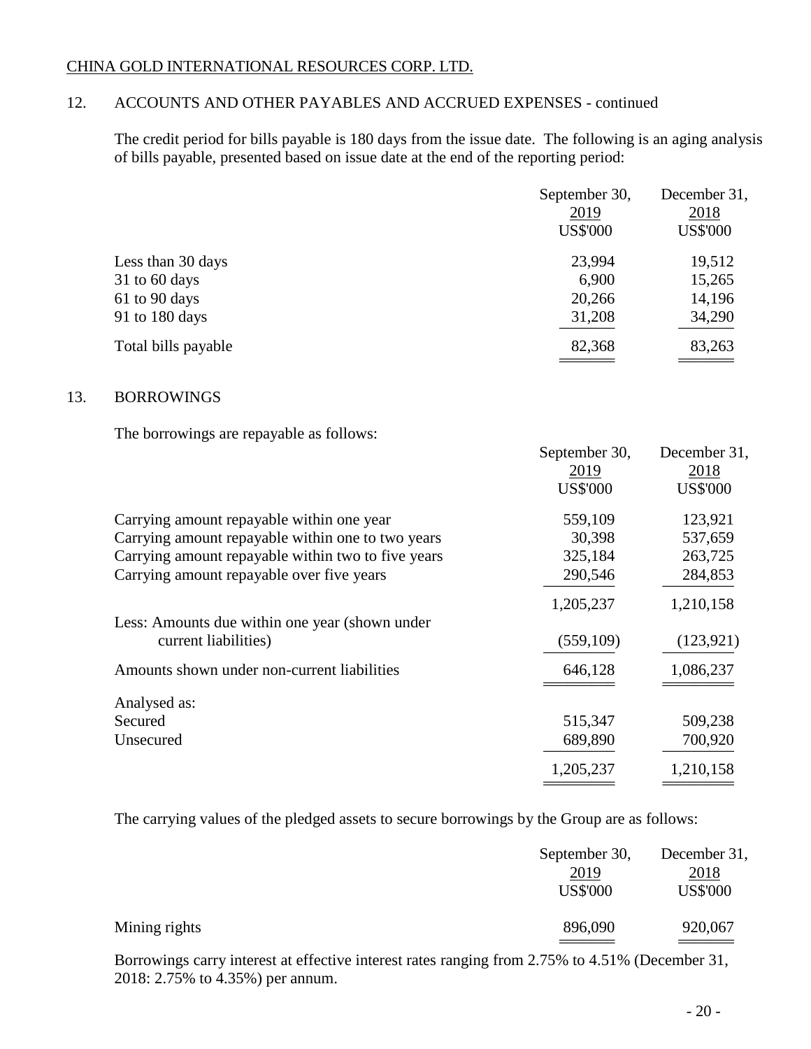CHINA GOLD INTERNATIONAL RESOURCES CORP. LTD.

## 12. ACCOUNTS AND OTHER PAYABLES AND ACCRUED EXPENSES - continued

The credit period for bills payable is 180 days from the issue date. The following is an aging analysis of bills payable, presented based on issue date at the end of the reporting period:

| | September 30, 2019 US$'000 | December 31, 2018 US$'000 |
|---|---|---|
| Less than 30 days | 23,994 | 19,512 |
| 31 to 60 days | 6,900 | 15,265 |
| 61 to 90 days | 20,266 | 14,196 |
| 91 to 180 days | 31,208 | 34,290 |
| Total bills payable | 82,368 | 83,263 |

## 13. BORROWINGS

The borrowings are repayable as follows:

| | September 30, 2019 US$'000 | December 31, 2018 US$'000 |
|---|---|---|
| Carrying amount repayable within one year | 559,109 | 123,921 |
| Carrying amount repayable within one to two years | 30,398 | 537,659 |
| Carrying amount repayable within two to five years | 325,184 | 263,725 |
| Carrying amount repayable over five years | 290,546 | 284,853 |
| | 1,205,237 | 1,210,158 |
| Less: Amounts due within one year (shown under current liabilities) | (559,109) | (123,921) |
| Amounts shown under non-current liabilities | 646,128 | 1,086,237 |
| Analysed as: | | |
| Secured | 515,347 | 509,238 |
| Unsecured | 689,890 | 700,920 |
| | 1,205,237 | 1,210,158 |

The carrying values of the pledged assets to secure borrowings by the Group are as follows:

| | September 30, 2019 US$'000 | December 31, 2018 US$'000 |
|---|---|---|
| Mining rights | 896,090 | 920,067 |

Borrowings carry interest at effective interest rates ranging from 2.75% to 4.51% (December 31, 2018: 2.75% to 4.35%) per annum.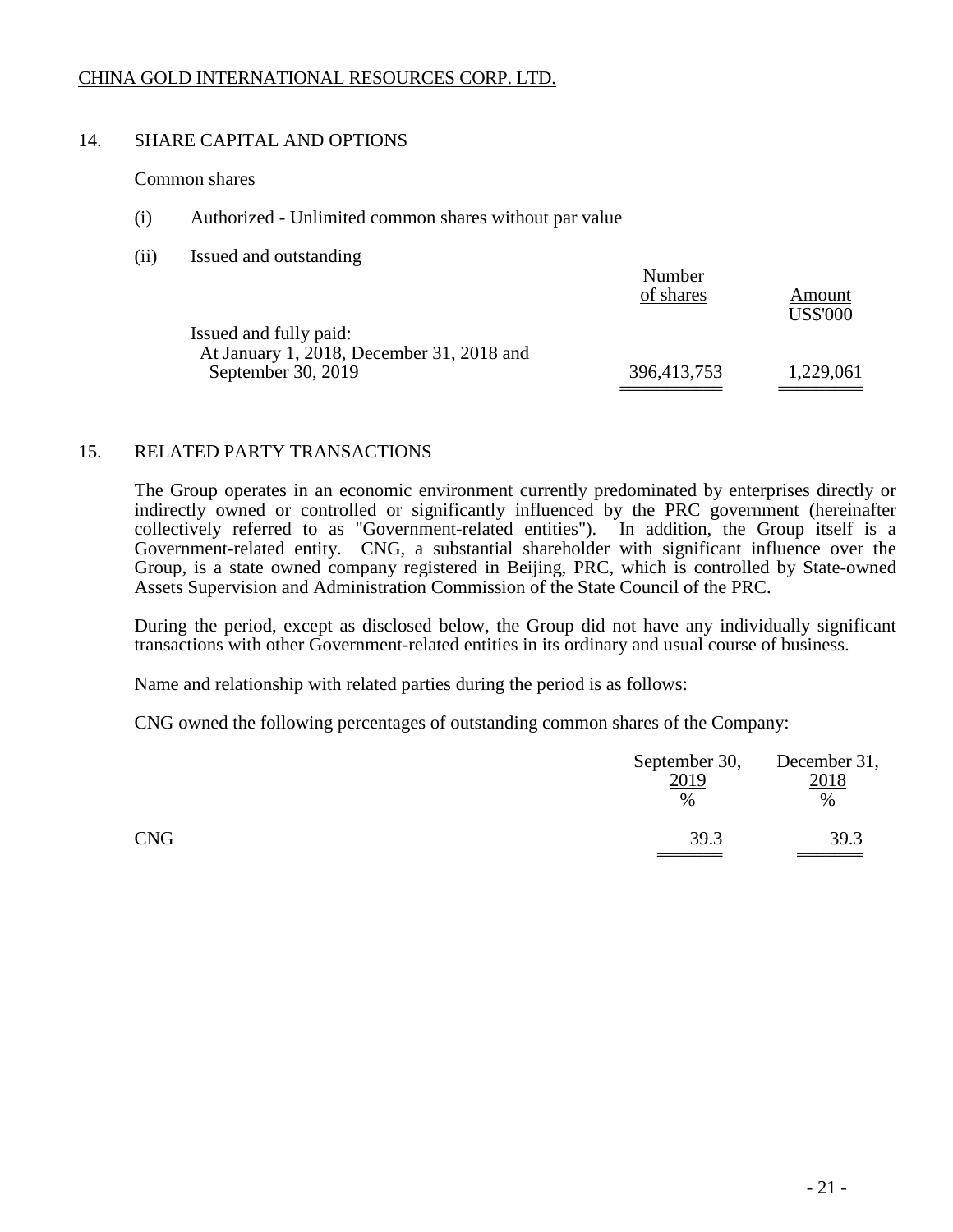CHINA GOLD INTERNATIONAL RESOURCES CORP. LTD.

## 14. SHARE CAPITAL AND OPTIONS

Common shares

(i) Authorized - Unlimited common shares without par value

(ii) Issued and outstanding

| | Number of shares | Amount US$'000 |
|---|---|---|
| Issued and fully paid: | | |
| At January 1, 2018, December 31, 2018 and September 30, 2019 | 396,413,753 | 1,229,061 |

## 15. RELATED PARTY TRANSACTIONS

The Group operates in an economic environment currently predominated by enterprises directly or indirectly owned or controlled or significantly influenced by the PRC government (hereinafter collectively referred to as "Government-related entities"). In addition, the Group itself is a Government-related entity. CNG, a substantial shareholder with significant influence over the Group, is a state owned company registered in Beijing, PRC, which is controlled by State-owned Assets Supervision and Administration Commission of the State Council of the PRC.

During the period, except as disclosed below, the Group did not have any individually significant transactions with other Government-related entities in its ordinary and usual course of business.

Name and relationship with related parties during the period is as follows:

CNG owned the following percentages of outstanding common shares of the Company:

| | September 30, 2019 % | December 31, 2018 % |
|---|---|---|
| CNG | 39.3 | 39.3 |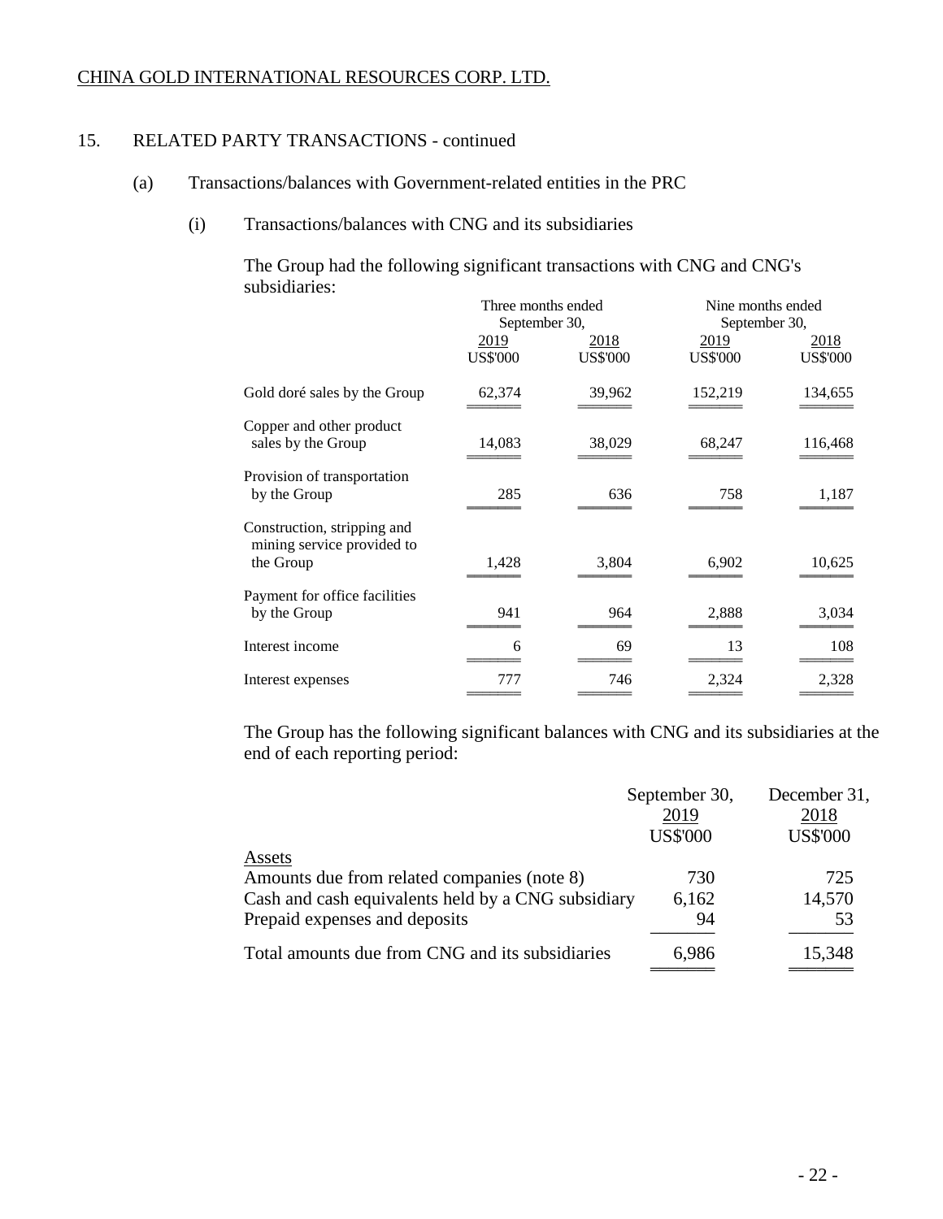CHINA GOLD INTERNATIONAL RESOURCES CORP. LTD.

15. RELATED PARTY TRANSACTIONS - continued

(a) Transactions/balances with Government-related entities in the PRC

(i) Transactions/balances with CNG and its subsidiaries

The Group had the following significant transactions with CNG and CNG's subsidiaries:

| | Three months ended September 30, | | Nine months ended September 30, | |
|---|---|---|---|---|
| | 2019 | 2018 | 2019 | 2018 |
| | US$'000 | US$'000 | US$'000 | US$'000 |
| Gold doré sales by the Group | 62,374 | 39,962 | 152,219 | 134,655 |
| Copper and other product sales by the Group | 14,083 | 38,029 | 68,247 | 116,468 |
| Provision of transportation by the Group | 285 | 636 | 758 | 1,187 |
| Construction, stripping and mining service provided to the Group | 1,428 | 3,804 | 6,902 | 10,625 |
| Payment for office facilities by the Group | 941 | 964 | 2,888 | 3,034 |
| Interest income | 6 | 69 | 13 | 108 |
| Interest expenses | 777 | 746 | 2,324 | 2,328 |

The Group has the following significant balances with CNG and its subsidiaries at the end of each reporting period:

| | September 30, 2019 | December 31, 2018 |
|---|---|---|
| | US$'000 | US$'000 |
| Assets | | |
| Amounts due from related companies (note 8) | 730 | 725 |
| Cash and cash equivalents held by a CNG subsidiary | 6,162 | 14,570 |
| Prepaid expenses and deposits | 94 | 53 |
| Total amounts due from CNG and its subsidiaries | 6,986 | 15,348 |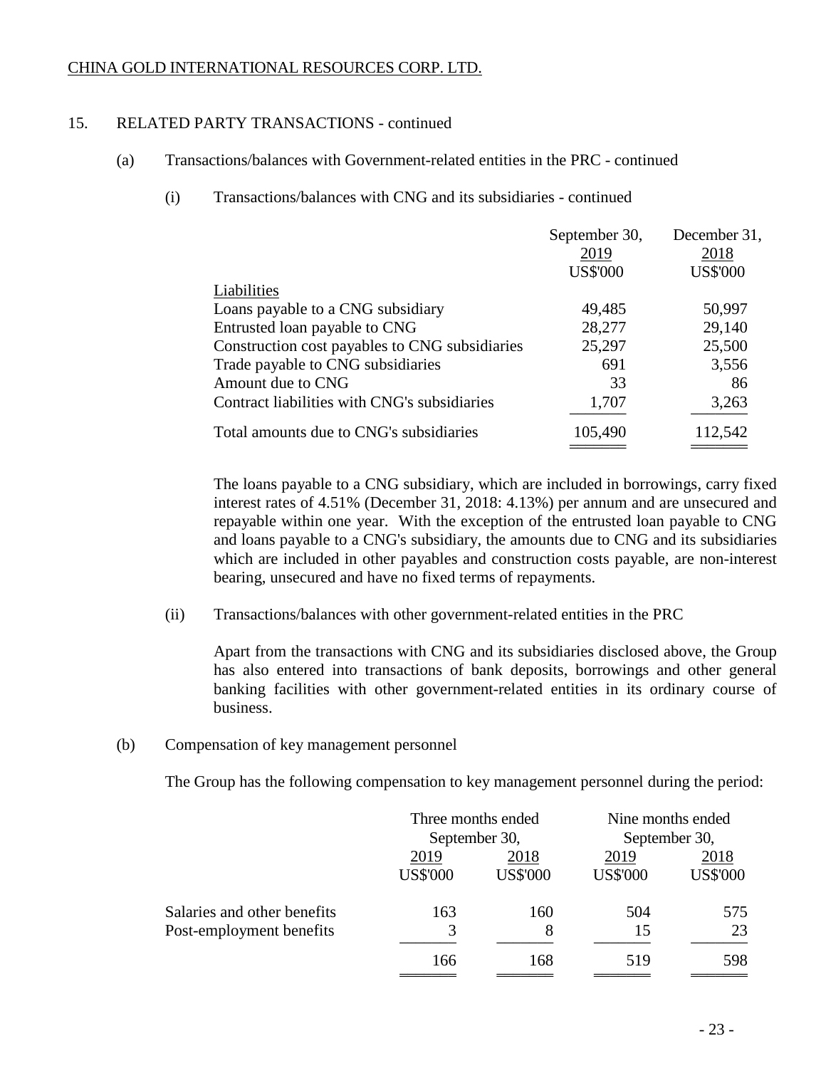CHINA GOLD INTERNATIONAL RESOURCES CORP. LTD.

## 15. RELATED PARTY TRANSACTIONS - continued

### (a) Transactions/balances with Government-related entities in the PRC - continued

#### (i) Transactions/balances with CNG and its subsidiaries - continued

| | September 30, 2019 US$'000 | December 31, 2018 US$'000 |
|---|---|---|
| Liabilities | | |
| Loans payable to a CNG subsidiary | 49,485 | 50,997 |
| Entrusted loan payable to CNG | 28,277 | 29,140 |
| Construction cost payables to CNG subsidiaries | 25,297 | 25,500 |
| Trade payable to CNG subsidiaries | 691 | 3,556 |
| Amount due to CNG | 33 | 86 |
| Contract liabilities with CNG's subsidiaries | 1,707 | 3,263 |
| Total amounts due to CNG's subsidiaries | 105,490 | 112,542 |

The loans payable to a CNG subsidiary, which are included in borrowings, carry fixed interest rates of 4.51% (December 31, 2018: 4.13%) per annum and are unsecured and repayable within one year. With the exception of the entrusted loan payable to CNG and loans payable to a CNG's subsidiary, the amounts due to CNG and its subsidiaries which are included in other payables and construction costs payable, are non-interest bearing, unsecured and have no fixed terms of repayments.

#### (ii) Transactions/balances with other government-related entities in the PRC

Apart from the transactions with CNG and its subsidiaries disclosed above, the Group has also entered into transactions of bank deposits, borrowings and other general banking facilities with other government-related entities in its ordinary course of business.

### (b) Compensation of key management personnel

The Group has the following compensation to key management personnel during the period:

| | Three months ended September 30, | | Nine months ended September 30, | |
|---|---|---|---|---|
| | 2019 US$'000 | 2018 US$'000 | 2019 US$'000 | 2018 US$'000 |
| Salaries and other benefits | 163 | 160 | 504 | 575 |
| Post-employment benefits | 3 | 8 | 15 | 23 |
| | 166 | 168 | 519 | 598 |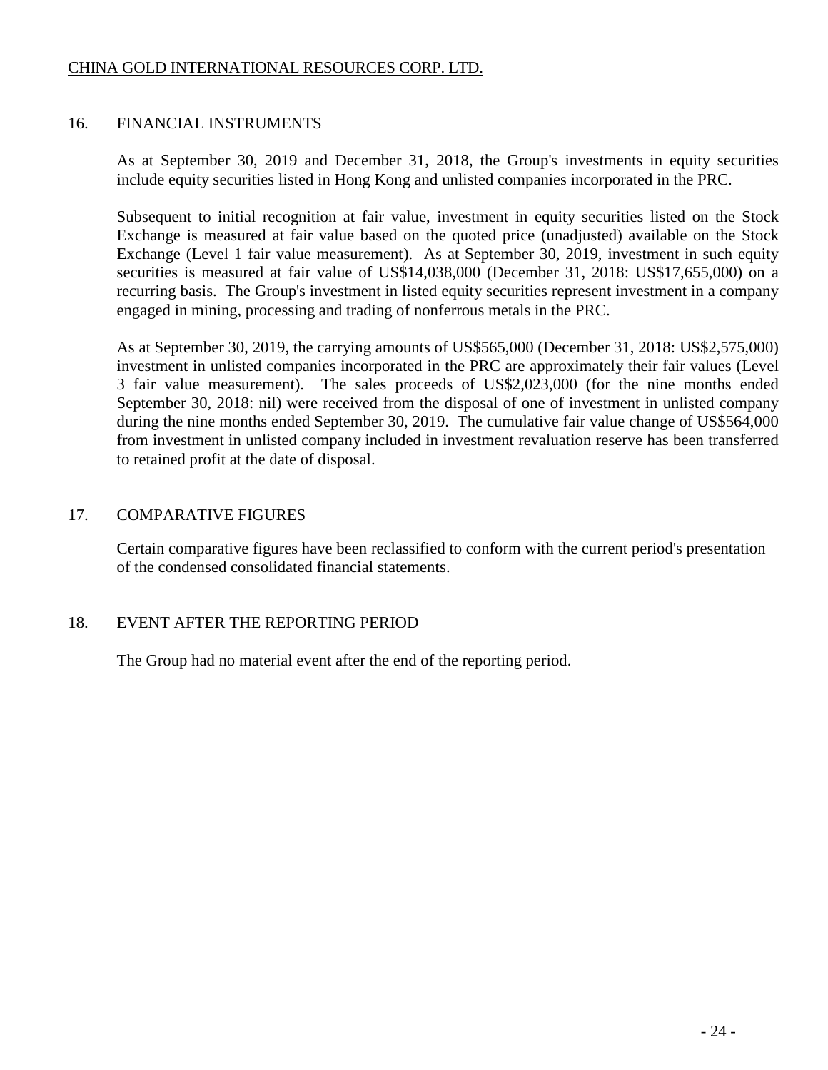## 16. FINANCIAL INSTRUMENTS

As at September 30, 2019 and December 31, 2018, the Group's investments in equity securities include equity securities listed in Hong Kong and unlisted companies incorporated in the PRC.

Subsequent to initial recognition at fair value, investment in equity securities listed on the Stock Exchange is measured at fair value based on the quoted price (unadjusted) available on the Stock Exchange (Level 1 fair value measurement). As at September 30, 2019, investment in such equity securities is measured at fair value of US$14,038,000 (December 31, 2018: US$17,655,000) on a recurring basis. The Group's investment in listed equity securities represent investment in a company engaged in mining, processing and trading of nonferrous metals in the PRC.

As at September 30, 2019, the carrying amounts of US$565,000 (December 31, 2018: US$2,575,000) investment in unlisted companies incorporated in the PRC are approximately their fair values (Level 3 fair value measurement). The sales proceeds of US$2,023,000 (for the nine months ended September 30, 2018: nil) were received from the disposal of one of investment in unlisted company during the nine months ended September 30, 2019. The cumulative fair value change of US$564,000 from investment in unlisted company included in investment revaluation reserve has been transferred to retained profit at the date of disposal.

## 17. COMPARATIVE FIGURES

Certain comparative figures have been reclassified to conform with the current period's presentation of the condensed consolidated financial statements.

## 18. EVENT AFTER THE REPORTING PERIOD

The Group had no material event after the end of the reporting period.